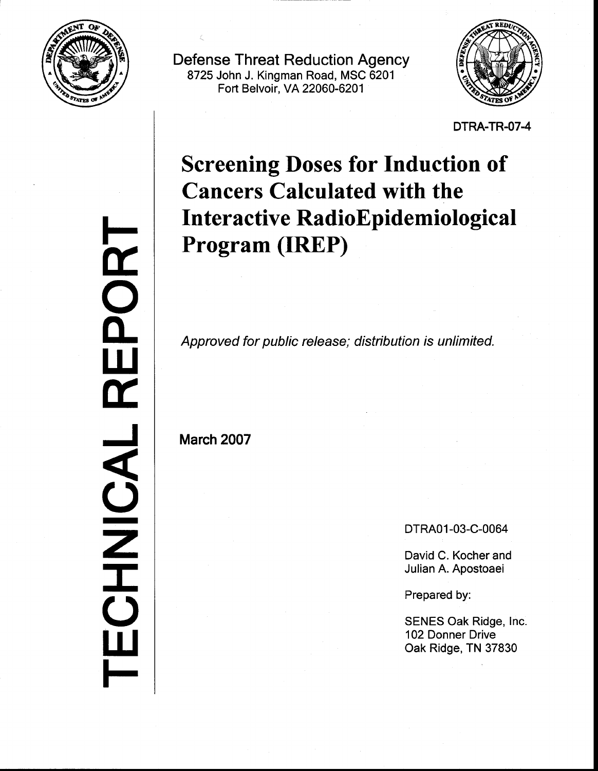Defense Threat Reduction Agency
8725 John J. Kingman Road, MSC 6201
Fort Belvoir, VA 22060-6201

DTRA-TR-07-4

TECHNICAL REPORT

# Screening Doses for Induction of Cancers Calculated with the Interactive RadioEpidemiological Program (IREP)

*Approved for public release; distribution is unlimited.*

**March 2007**

DTRA01-03-C-0064

David C. Kocher and
Julian A. Apostoaei

Prepared by:

SENES Oak Ridge, Inc.
102 Donner Drive
Oak Ridge, TN 37830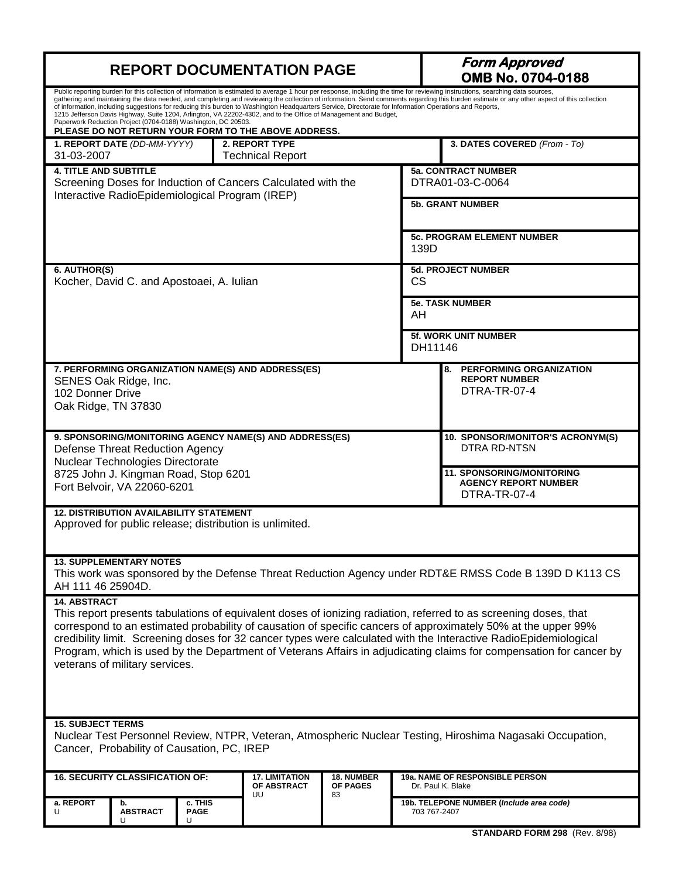# REPORT DOCUMENTATION PAGE

***Form Approved***
**OMB No. 0704-0188**

Public reporting burden for this collection of information is estimated to average 1 hour per response, including the time for reviewing instructions, searching data sources, gathering and maintaining the data needed, and completing and reviewing the collection of information. Send comments regarding this burden estimate or any other aspect of this collection of information, including suggestions for reducing this burden to Washington Headquarters Service, Directorate for Information Operations and Reports, 1215 Jefferson Davis Highway, Suite 1204, Arlington, VA 22202-4302, and to the Office of Management and Budget, Paperwork Reduction Project (0704-0188) Washington, DC 20503.

**PLEASE DO NOT RETURN YOUR FORM TO THE ABOVE ADDRESS.**

| 1. REPORT DATE *(DD-MM-YYYY)* | 2. REPORT TYPE | 3. DATES COVERED *(From - To)* |
|---|---|---|
| 31-03-2007 | Technical Report | |

**4. TITLE AND SUBTITLE**
Screening Doses for Induction of Cancers Calculated with the Interactive RadioEpidemiological Program (IREP)

**5a. CONTRACT NUMBER**
DTRA01-03-C-0064

**5b. GRANT NUMBER**

**5c. PROGRAM ELEMENT NUMBER**
139D

**6. AUTHOR(S)**
Kocher, David C. and Apostoaei, A. Iulian

**5d. PROJECT NUMBER**
CS

**5e. TASK NUMBER**
AH

**5f. WORK UNIT NUMBER**
DH11146

**7. PERFORMING ORGANIZATION NAME(S) AND ADDRESS(ES)**
SENES Oak Ridge, Inc.
102 Donner Drive
Oak Ridge, TN 37830

**8. PERFORMING ORGANIZATION REPORT NUMBER**
DTRA-TR-07-4

**9. SPONSORING/MONITORING AGENCY NAME(S) AND ADDRESS(ES)**
Defense Threat Reduction Agency
Nuclear Technologies Directorate
8725 John J. Kingman Road, Stop 6201
Fort Belvoir, VA 22060-6201

**10. SPONSOR/MONITOR'S ACRONYM(S)**
DTRA RD-NTSN

**11. SPONSORING/MONITORING AGENCY REPORT NUMBER**
DTRA-TR-07-4

**12. DISTRIBUTION AVAILABILITY STATEMENT**
Approved for public release; distribution is unlimited.

**13. SUPPLEMENTARY NOTES**
This work was sponsored by the Defense Threat Reduction Agency under RDT&E RMSS Code B 139D D K113 CS AH 111 46 25904D.

**14. ABSTRACT**
This report presents tabulations of equivalent doses of ionizing radiation, referred to as screening doses, that correspond to an estimated probability of causation of specific cancers of approximately 50% at the upper 99% credibility limit. Screening doses for 32 cancer types were calculated with the Interactive RadioEpidemiological Program, which is used by the Department of Veterans Affairs in adjudicating claims for compensation for cancer by veterans of military services.

**15. SUBJECT TERMS**
Nuclear Test Personnel Review, NTPR, Veteran, Atmospheric Nuclear Testing, Hiroshima Nagasaki Occupation, Cancer, Probability of Causation, PC, IREP

| 16. SECURITY CLASSIFICATION OF: | | | 17. LIMITATION OF ABSTRACT | 18. NUMBER OF PAGES | 19a. NAME OF RESPONSIBLE PERSON |
|---|---|---|---|---|---|
| a. REPORT | b. ABSTRACT | c. THIS PAGE | UU | 83 | Dr. Paul K. Blake |
| U | U | U | | | **19b. TELEPONE NUMBER (*Include area code*)** 703 767-2407 |

**STANDARD FORM 298** (Rev. 8/98)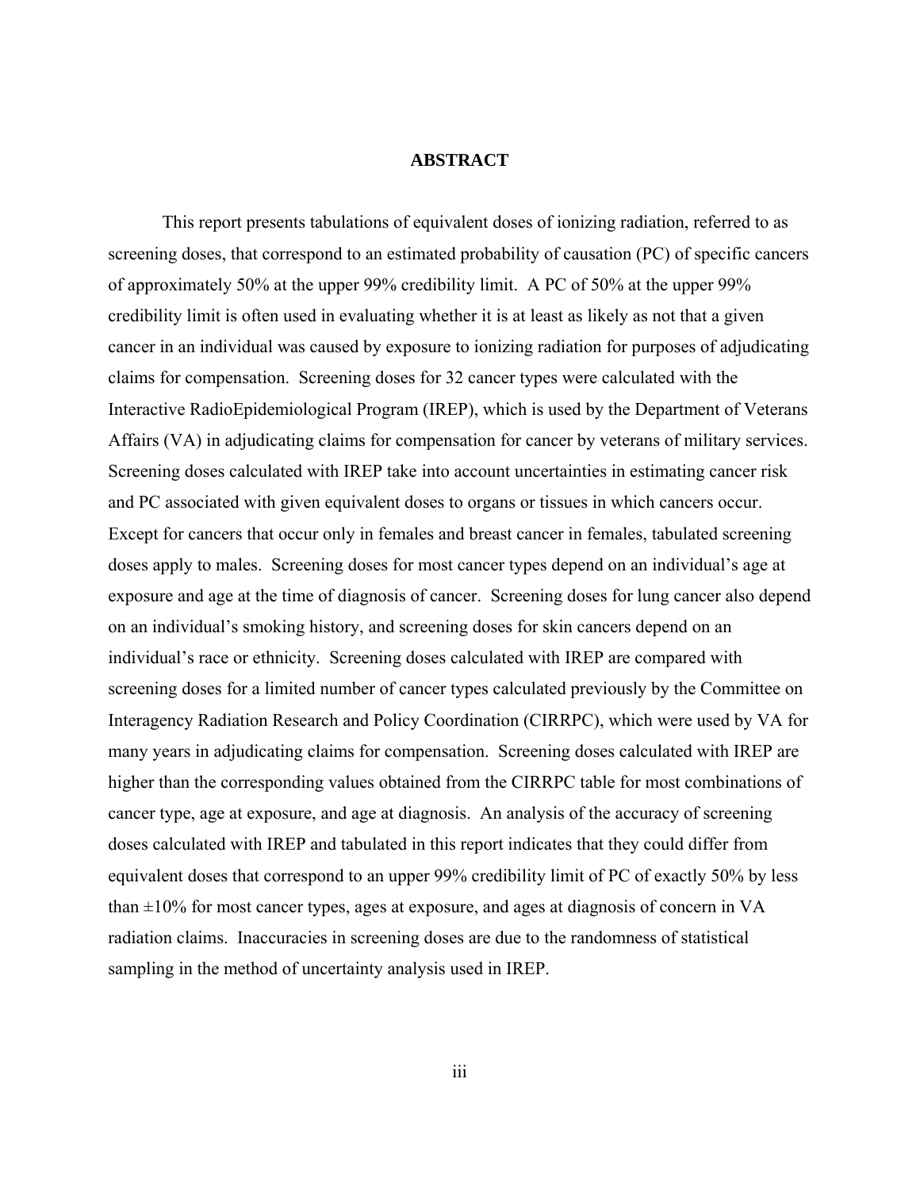# ABSTRACT

This report presents tabulations of equivalent doses of ionizing radiation, referred to as screening doses, that correspond to an estimated probability of causation (PC) of specific cancers of approximately 50% at the upper 99% credibility limit. A PC of 50% at the upper 99% credibility limit is often used in evaluating whether it is at least as likely as not that a given cancer in an individual was caused by exposure to ionizing radiation for purposes of adjudicating claims for compensation. Screening doses for 32 cancer types were calculated with the Interactive RadioEpidemiological Program (IREP), which is used by the Department of Veterans Affairs (VA) in adjudicating claims for compensation for cancer by veterans of military services. Screening doses calculated with IREP take into account uncertainties in estimating cancer risk and PC associated with given equivalent doses to organs or tissues in which cancers occur. Except for cancers that occur only in females and breast cancer in females, tabulated screening doses apply to males. Screening doses for most cancer types depend on an individual's age at exposure and age at the time of diagnosis of cancer. Screening doses for lung cancer also depend on an individual's smoking history, and screening doses for skin cancers depend on an individual's race or ethnicity. Screening doses calculated with IREP are compared with screening doses for a limited number of cancer types calculated previously by the Committee on Interagency Radiation Research and Policy Coordination (CIRRPC), which were used by VA for many years in adjudicating claims for compensation. Screening doses calculated with IREP are higher than the corresponding values obtained from the CIRRPC table for most combinations of cancer type, age at exposure, and age at diagnosis. An analysis of the accuracy of screening doses calculated with IREP and tabulated in this report indicates that they could differ from equivalent doses that correspond to an upper 99% credibility limit of PC of exactly 50% by less than ±10% for most cancer types, ages at exposure, and ages at diagnosis of concern in VA radiation claims. Inaccuracies in screening doses are due to the randomness of statistical sampling in the method of uncertainty analysis used in IREP.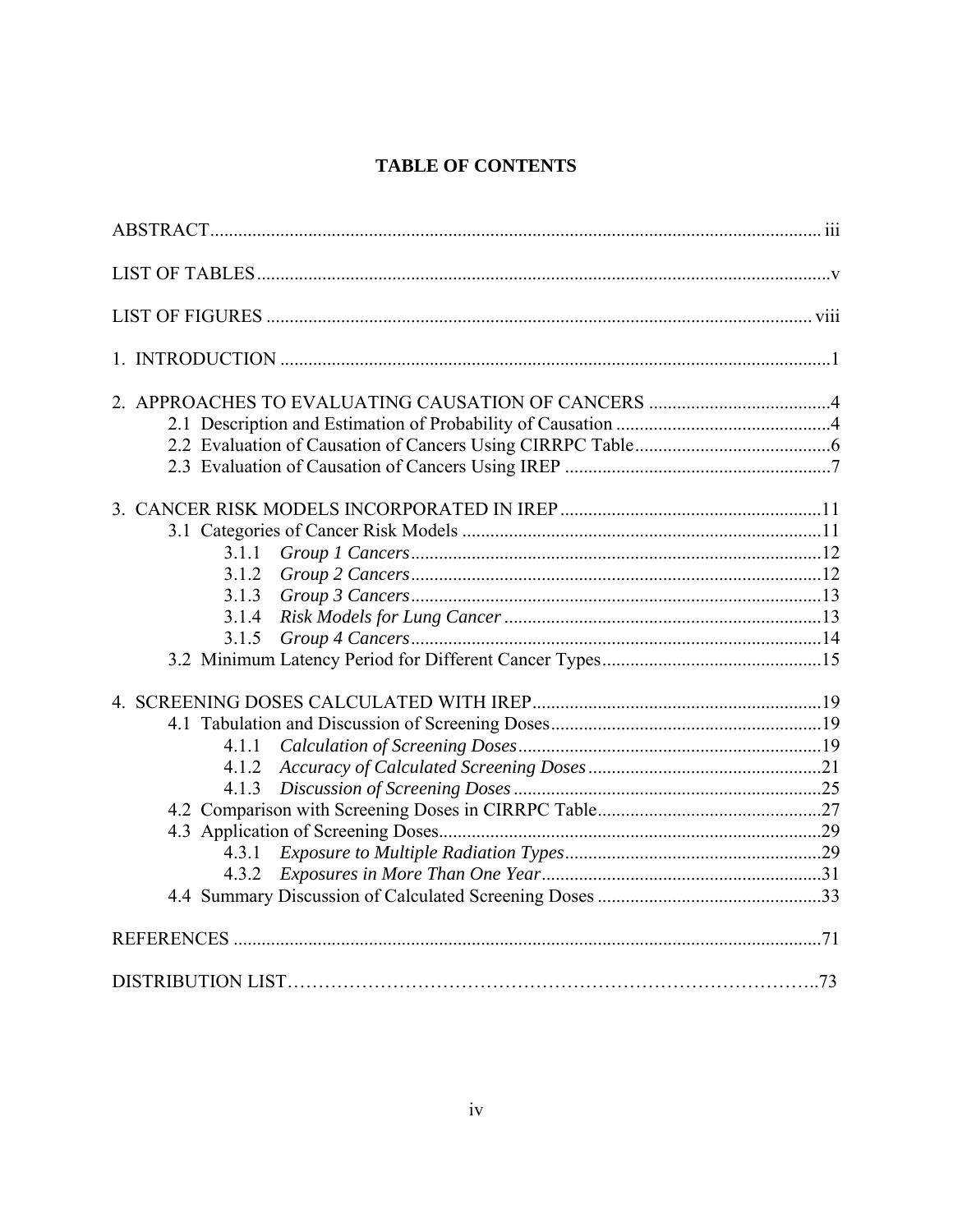# TABLE OF CONTENTS

ABSTRACT .......... iii

LIST OF TABLES .......... v

LIST OF FIGURES .......... viii

1. INTRODUCTION .......... 1

2. APPROACHES TO EVALUATING CAUSATION OF CANCERS .......... 4
   - 2.1 Description and Estimation of Probability of Causation .......... 4
   - 2.2 Evaluation of Causation of Cancers Using CIRRPC Table .......... 6
   - 2.3 Evaluation of Causation of Cancers Using IREP .......... 7

3. CANCER RISK MODELS INCORPORATED IN IREP .......... 11
   - 3.1 Categories of Cancer Risk Models .......... 11
     - 3.1.1 *Group 1 Cancers* .......... 12
     - 3.1.2 *Group 2 Cancers* .......... 12
     - 3.1.3 *Group 3 Cancers* .......... 13
     - 3.1.4 *Risk Models for Lung Cancer* .......... 13
     - 3.1.5 *Group 4 Cancers* .......... 14
   - 3.2 Minimum Latency Period for Different Cancer Types .......... 15

4. SCREENING DOSES CALCULATED WITH IREP .......... 19
   - 4.1 Tabulation and Discussion of Screening Doses .......... 19
     - 4.1.1 *Calculation of Screening Doses* .......... 19
     - 4.1.2 *Accuracy of Calculated Screening Doses* .......... 21
     - 4.1.3 *Discussion of Screening Doses* .......... 25
   - 4.2 Comparison with Screening Doses in CIRRPC Table .......... 27
   - 4.3 Application of Screening Doses .......... 29
     - 4.3.1 *Exposure to Multiple Radiation Types* .......... 29
     - 4.3.2 *Exposures in More Than One Year* .......... 31
   - 4.4 Summary Discussion of Calculated Screening Doses .......... 33

REFERENCES .......... 71

DISTRIBUTION LIST .......... 73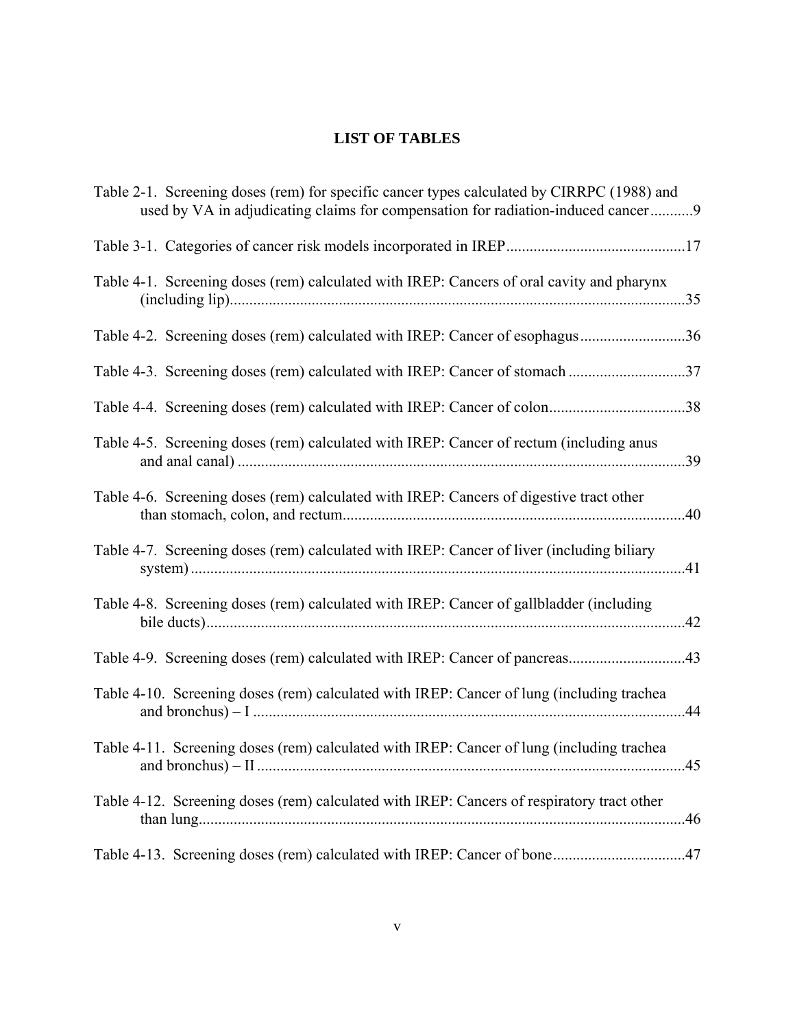# LIST OF TABLES

Table 2-1. Screening doses (rem) for specific cancer types calculated by CIRRPC (1988) and used by VA in adjudicating claims for compensation for radiation-induced cancer ........... 9

Table 3-1. Categories of cancer risk models incorporated in IREP ............................................. 17

Table 4-1. Screening doses (rem) calculated with IREP: Cancers of oral cavity and pharynx (including lip) .................................................................................................................... 35

Table 4-2. Screening doses (rem) calculated with IREP: Cancer of esophagus ........................... 36

Table 4-3. Screening doses (rem) calculated with IREP: Cancer of stomach ............................. 37

Table 4-4. Screening doses (rem) calculated with IREP: Cancer of colon .................................. 38

Table 4-5. Screening doses (rem) calculated with IREP: Cancer of rectum (including anus and anal canal) .................................................................................................................. 39

Table 4-6. Screening doses (rem) calculated with IREP: Cancers of digestive tract other than stomach, colon, and rectum ....................................................................................... 40

Table 4-7. Screening doses (rem) calculated with IREP: Cancer of liver (including biliary system) ............................................................................................................................... 41

Table 4-8. Screening doses (rem) calculated with IREP: Cancer of gallbladder (including bile ducts) .......................................................................................................................... 42

Table 4-9. Screening doses (rem) calculated with IREP: Cancer of pancreas ............................. 43

Table 4-10. Screening doses (rem) calculated with IREP: Cancer of lung (including trachea and bronchus) – I .............................................................................................................. 44

Table 4-11. Screening doses (rem) calculated with IREP: Cancer of lung (including trachea and bronchus) – II ............................................................................................................. 45

Table 4-12. Screening doses (rem) calculated with IREP: Cancers of respiratory tract other than lung ............................................................................................................................ 46

Table 4-13. Screening doses (rem) calculated with IREP: Cancer of bone ................................. 47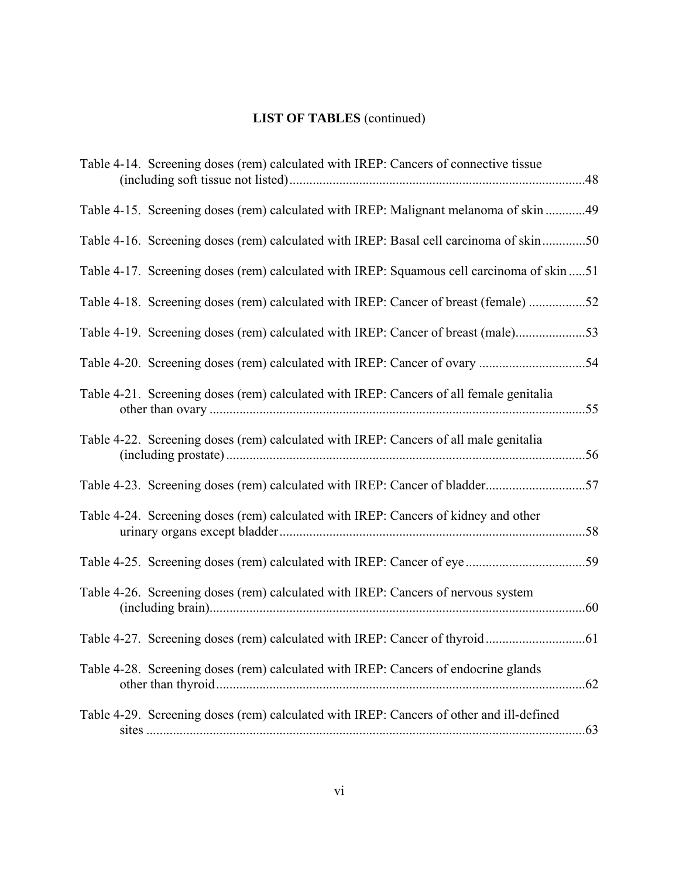## LIST OF TABLES (continued)

Table 4-14. Screening doses (rem) calculated with IREP: Cancers of connective tissue (including soft tissue not listed) ........ 48

Table 4-15. Screening doses (rem) calculated with IREP: Malignant melanoma of skin ........ 49

Table 4-16. Screening doses (rem) calculated with IREP: Basal cell carcinoma of skin ........ 50

Table 4-17. Screening doses (rem) calculated with IREP: Squamous cell carcinoma of skin ........ 51

Table 4-18. Screening doses (rem) calculated with IREP: Cancer of breast (female) ........ 52

Table 4-19. Screening doses (rem) calculated with IREP: Cancer of breast (male) ........ 53

Table 4-20. Screening doses (rem) calculated with IREP: Cancer of ovary ........ 54

Table 4-21. Screening doses (rem) calculated with IREP: Cancers of all female genitalia other than ovary ........ 55

Table 4-22. Screening doses (rem) calculated with IREP: Cancers of all male genitalia (including prostate) ........ 56

Table 4-23. Screening doses (rem) calculated with IREP: Cancer of bladder ........ 57

Table 4-24. Screening doses (rem) calculated with IREP: Cancers of kidney and other urinary organs except bladder ........ 58

Table 4-25. Screening doses (rem) calculated with IREP: Cancer of eye ........ 59

Table 4-26. Screening doses (rem) calculated with IREP: Cancers of nervous system (including brain) ........ 60

Table 4-27. Screening doses (rem) calculated with IREP: Cancer of thyroid ........ 61

Table 4-28. Screening doses (rem) calculated with IREP: Cancers of endocrine glands other than thyroid ........ 62

Table 4-29. Screening doses (rem) calculated with IREP: Cancers of other and ill-defined sites ........ 63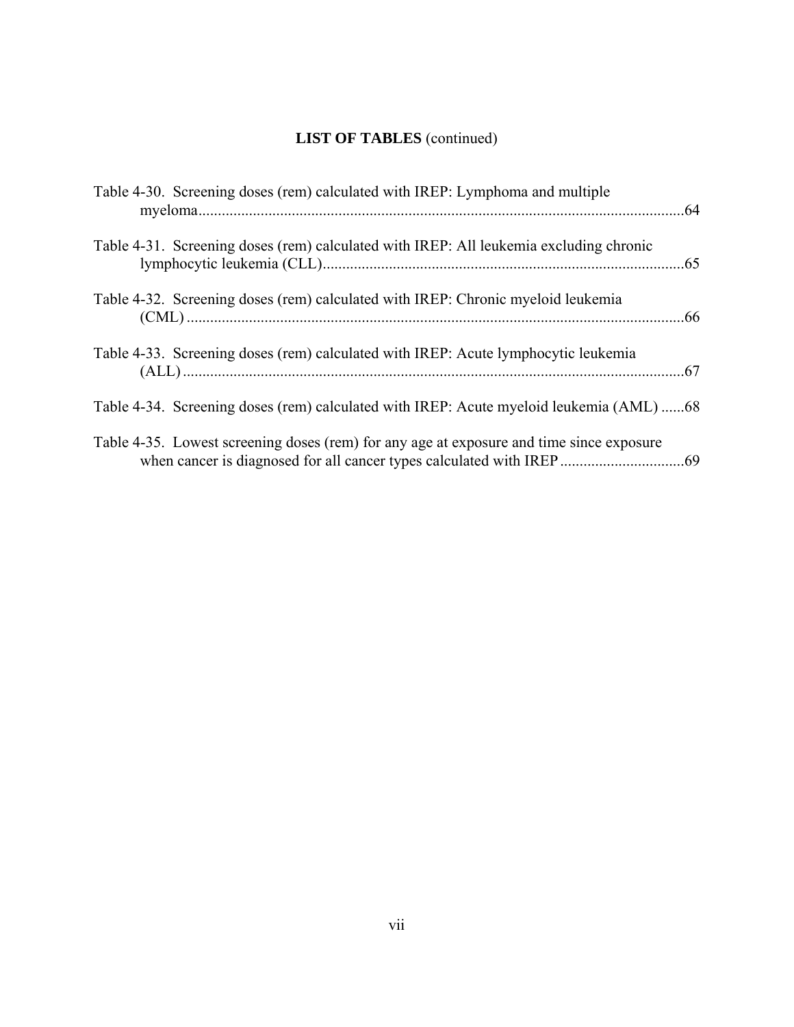## LIST OF TABLES (continued)

Table 4-30. Screening doses (rem) calculated with IREP: Lymphoma and multiple myeloma.....64

Table 4-31. Screening doses (rem) calculated with IREP: All leukemia excluding chronic lymphocytic leukemia (CLL).....65

Table 4-32. Screening doses (rem) calculated with IREP: Chronic myeloid leukemia (CML).....66

Table 4-33. Screening doses (rem) calculated with IREP: Acute lymphocytic leukemia (ALL).....67

Table 4-34. Screening doses (rem) calculated with IREP: Acute myeloid leukemia (AML).....68

Table 4-35. Lowest screening doses (rem) for any age at exposure and time since exposure when cancer is diagnosed for all cancer types calculated with IREP.....69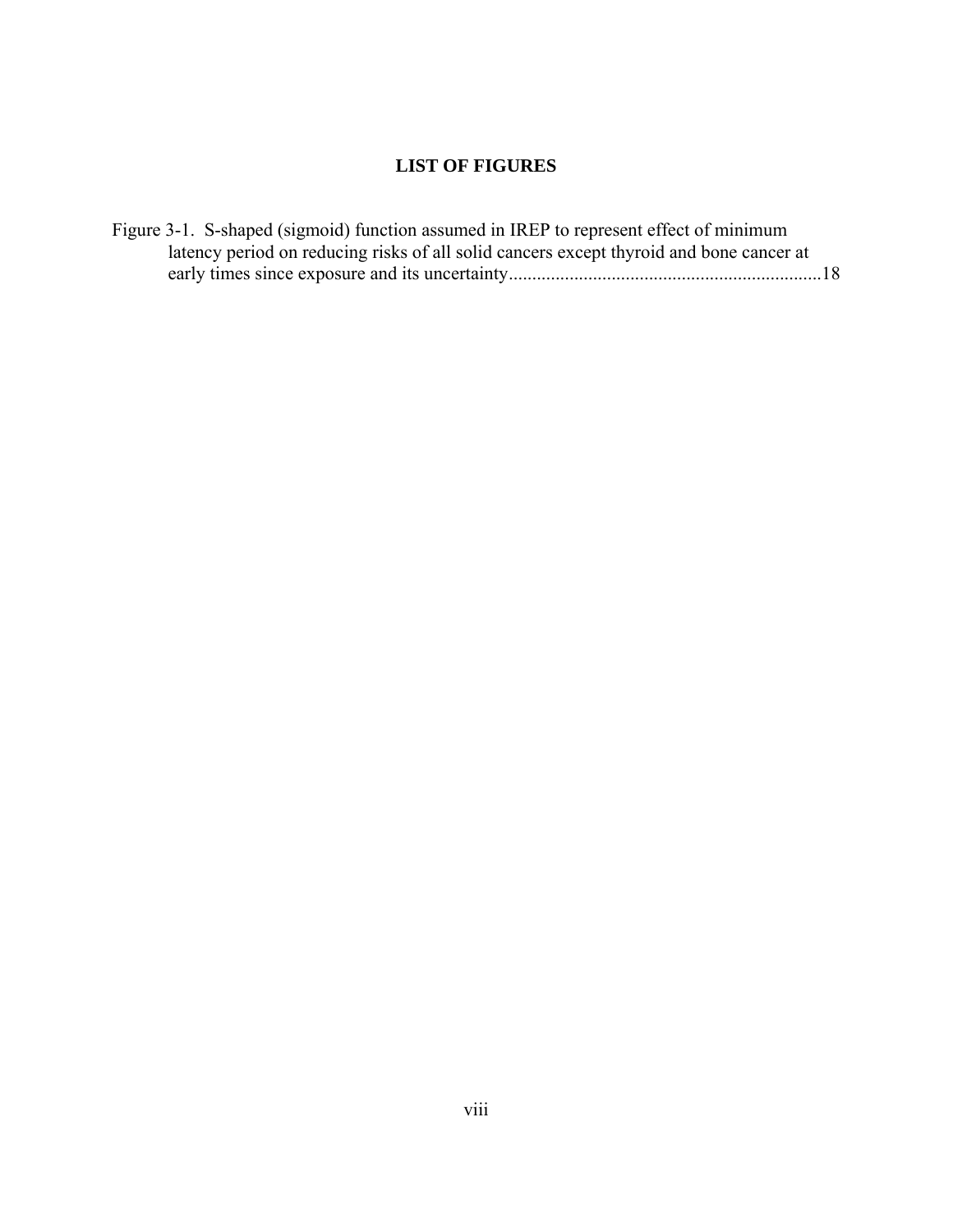## LIST OF FIGURES

Figure 3-1. S-shaped (sigmoid) function assumed in IREP to represent effect of minimum latency period on reducing risks of all solid cancers except thyroid and bone cancer at early times since exposure and its uncertainty..................................................................18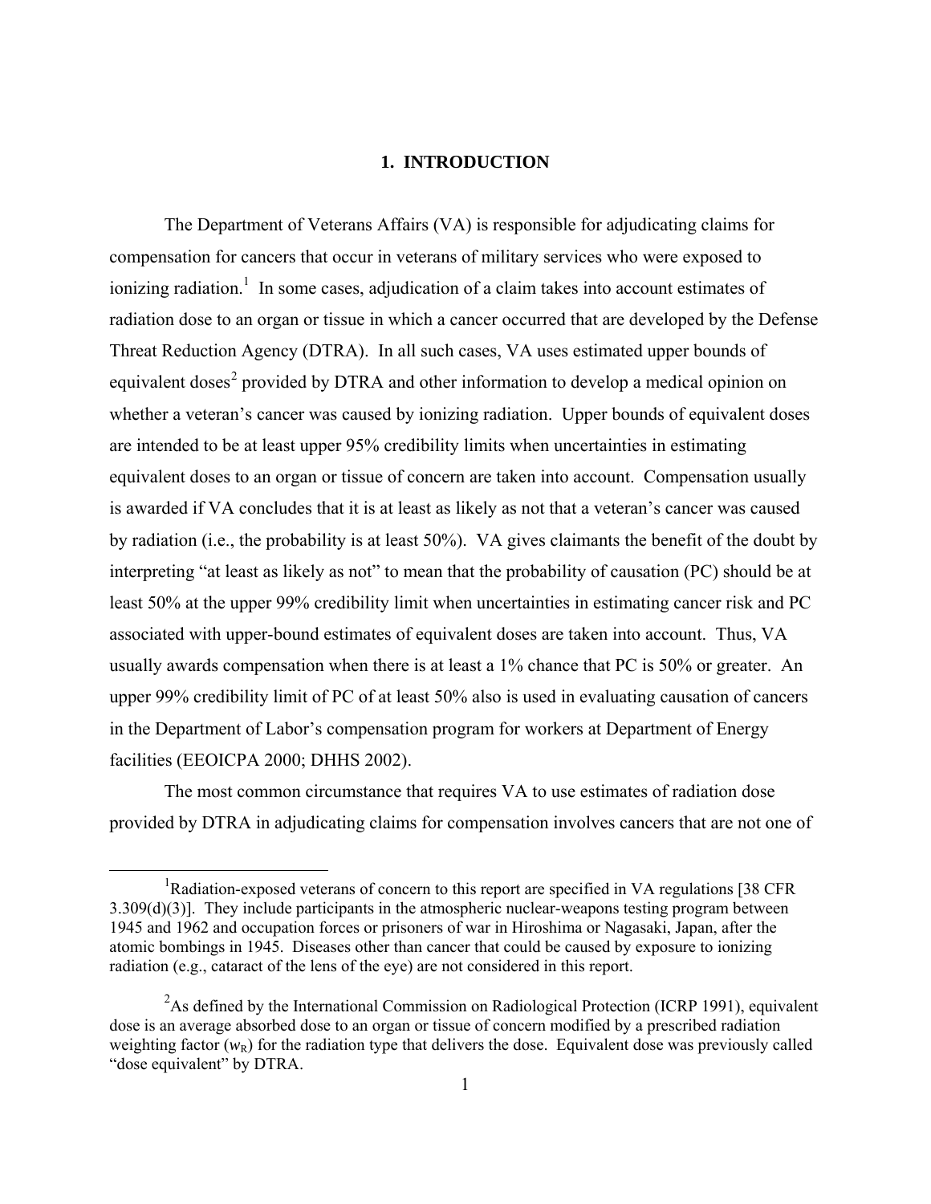## 1. INTRODUCTION

The Department of Veterans Affairs (VA) is responsible for adjudicating claims for compensation for cancers that occur in veterans of military services who were exposed to ionizing radiation.[1] In some cases, adjudication of a claim takes into account estimates of radiation dose to an organ or tissue in which a cancer occurred that are developed by the Defense Threat Reduction Agency (DTRA). In all such cases, VA uses estimated upper bounds of equivalent doses[2] provided by DTRA and other information to develop a medical opinion on whether a veteran's cancer was caused by ionizing radiation. Upper bounds of equivalent doses are intended to be at least upper 95% credibility limits when uncertainties in estimating equivalent doses to an organ or tissue of concern are taken into account. Compensation usually is awarded if VA concludes that it is at least as likely as not that a veteran's cancer was caused by radiation (i.e., the probability is at least 50%). VA gives claimants the benefit of the doubt by interpreting "at least as likely as not" to mean that the probability of causation (PC) should be at least 50% at the upper 99% credibility limit when uncertainties in estimating cancer risk and PC associated with upper-bound estimates of equivalent doses are taken into account. Thus, VA usually awards compensation when there is at least a 1% chance that PC is 50% or greater. An upper 99% credibility limit of PC of at least 50% also is used in evaluating causation of cancers in the Department of Labor's compensation program for workers at Department of Energy facilities (EEOICPA 2000; DHHS 2002).

The most common circumstance that requires VA to use estimates of radiation dose provided by DTRA in adjudicating claims for compensation involves cancers that are not one of

---

[1] Radiation-exposed veterans of concern to this report are specified in VA regulations [38 CFR 3.309(d)(3)]. They include participants in the atmospheric nuclear-weapons testing program between 1945 and 1962 and occupation forces or prisoners of war in Hiroshima or Nagasaki, Japan, after the atomic bombings in 1945. Diseases other than cancer that could be caused by exposure to ionizing radiation (e.g., cataract of the lens of the eye) are not considered in this report.

[2] As defined by the International Commission on Radiological Protection (ICRP 1991), equivalent dose is an average absorbed dose to an organ or tissue of concern modified by a prescribed radiation weighting factor ($w_R$) for the radiation type that delivers the dose. Equivalent dose was previously called "dose equivalent" by DTRA.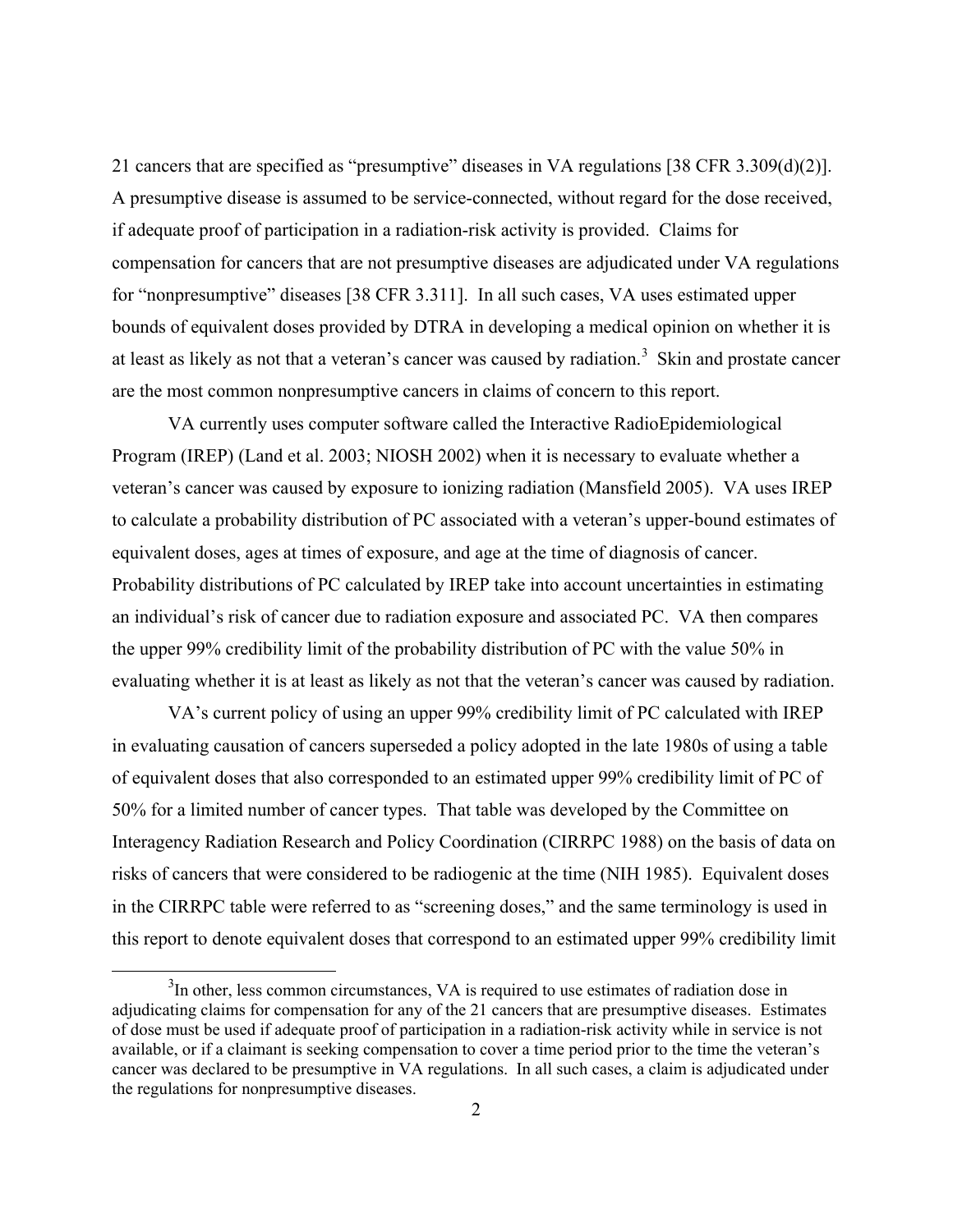21 cancers that are specified as "presumptive" diseases in VA regulations [38 CFR 3.309(d)(2)]. A presumptive disease is assumed to be service-connected, without regard for the dose received, if adequate proof of participation in a radiation-risk activity is provided. Claims for compensation for cancers that are not presumptive diseases are adjudicated under VA regulations for "nonpresumptive" diseases [38 CFR 3.311]. In all such cases, VA uses estimated upper bounds of equivalent doses provided by DTRA in developing a medical opinion on whether it is at least as likely as not that a veteran's cancer was caused by radiation.[3] Skin and prostate cancer are the most common nonpresumptive cancers in claims of concern to this report.

VA currently uses computer software called the Interactive RadioEpidemiological Program (IREP) (Land et al. 2003; NIOSH 2002) when it is necessary to evaluate whether a veteran's cancer was caused by exposure to ionizing radiation (Mansfield 2005). VA uses IREP to calculate a probability distribution of PC associated with a veteran's upper-bound estimates of equivalent doses, ages at times of exposure, and age at the time of diagnosis of cancer. Probability distributions of PC calculated by IREP take into account uncertainties in estimating an individual's risk of cancer due to radiation exposure and associated PC. VA then compares the upper 99% credibility limit of the probability distribution of PC with the value 50% in evaluating whether it is at least as likely as not that the veteran's cancer was caused by radiation.

VA's current policy of using an upper 99% credibility limit of PC calculated with IREP in evaluating causation of cancers superseded a policy adopted in the late 1980s of using a table of equivalent doses that also corresponded to an estimated upper 99% credibility limit of PC of 50% for a limited number of cancer types. That table was developed by the Committee on Interagency Radiation Research and Policy Coordination (CIRRPC 1988) on the basis of data on risks of cancers that were considered to be radiogenic at the time (NIH 1985). Equivalent doses in the CIRRPC table were referred to as "screening doses," and the same terminology is used in this report to denote equivalent doses that correspond to an estimated upper 99% credibility limit

---

[3] In other, less common circumstances, VA is required to use estimates of radiation dose in adjudicating claims for compensation for any of the 21 cancers that are presumptive diseases. Estimates of dose must be used if adequate proof of participation in a radiation-risk activity while in service is not available, or if a claimant is seeking compensation to cover a time period prior to the time the veteran's cancer was declared to be presumptive in VA regulations. In all such cases, a claim is adjudicated under the regulations for nonpresumptive diseases.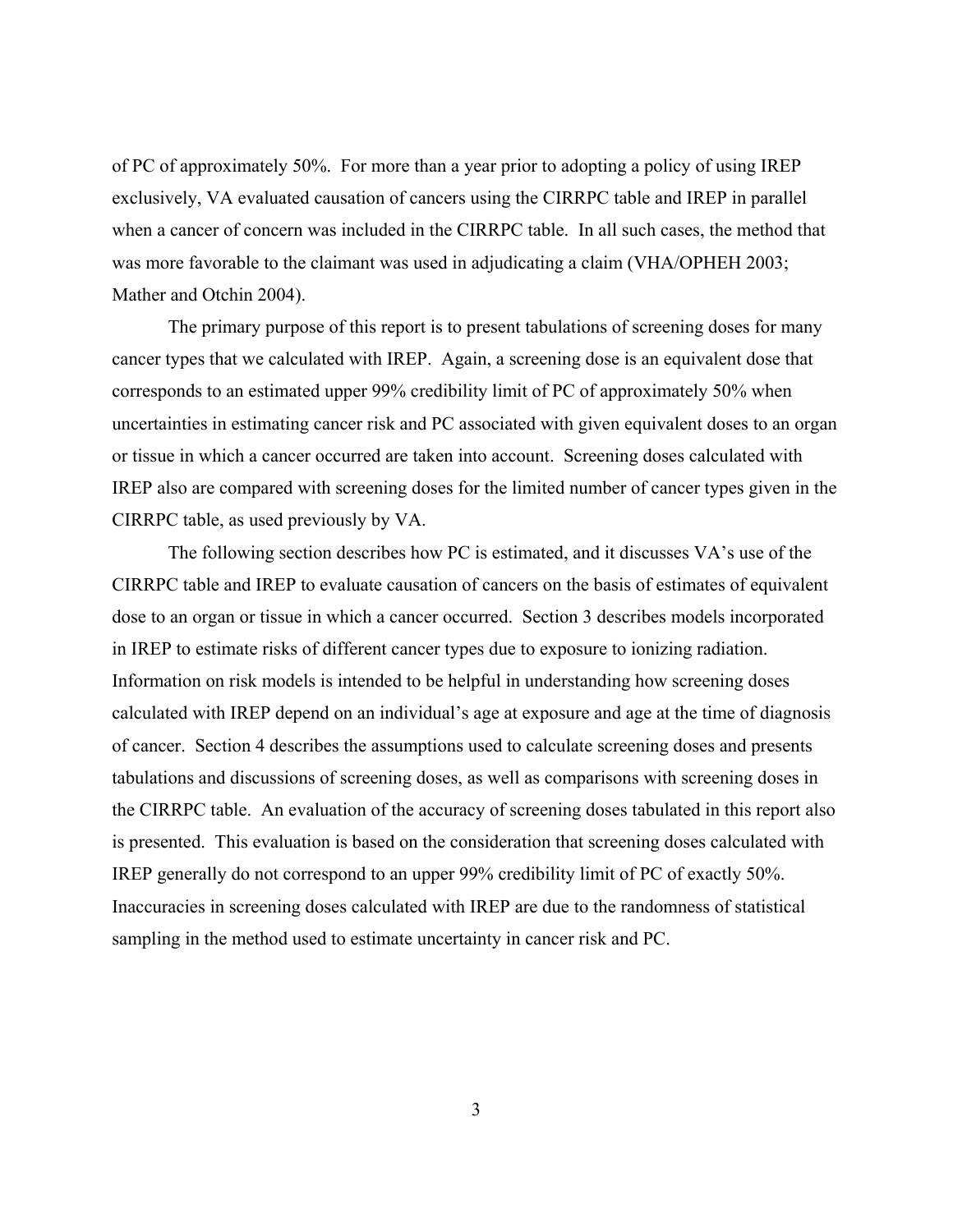of PC of approximately 50%. For more than a year prior to adopting a policy of using IREP exclusively, VA evaluated causation of cancers using the CIRRPC table and IREP in parallel when a cancer of concern was included in the CIRRPC table. In all such cases, the method that was more favorable to the claimant was used in adjudicating a claim (VHA/OPHEH 2003; Mather and Otchin 2004).

The primary purpose of this report is to present tabulations of screening doses for many cancer types that we calculated with IREP. Again, a screening dose is an equivalent dose that corresponds to an estimated upper 99% credibility limit of PC of approximately 50% when uncertainties in estimating cancer risk and PC associated with given equivalent doses to an organ or tissue in which a cancer occurred are taken into account. Screening doses calculated with IREP also are compared with screening doses for the limited number of cancer types given in the CIRRPC table, as used previously by VA.

The following section describes how PC is estimated, and it discusses VA's use of the CIRRPC table and IREP to evaluate causation of cancers on the basis of estimates of equivalent dose to an organ or tissue in which a cancer occurred. Section 3 describes models incorporated in IREP to estimate risks of different cancer types due to exposure to ionizing radiation. Information on risk models is intended to be helpful in understanding how screening doses calculated with IREP depend on an individual's age at exposure and age at the time of diagnosis of cancer. Section 4 describes the assumptions used to calculate screening doses and presents tabulations and discussions of screening doses, as well as comparisons with screening doses in the CIRRPC table. An evaluation of the accuracy of screening doses tabulated in this report also is presented. This evaluation is based on the consideration that screening doses calculated with IREP generally do not correspond to an upper 99% credibility limit of PC of exactly 50%. Inaccuracies in screening doses calculated with IREP are due to the randomness of statistical sampling in the method used to estimate uncertainty in cancer risk and PC.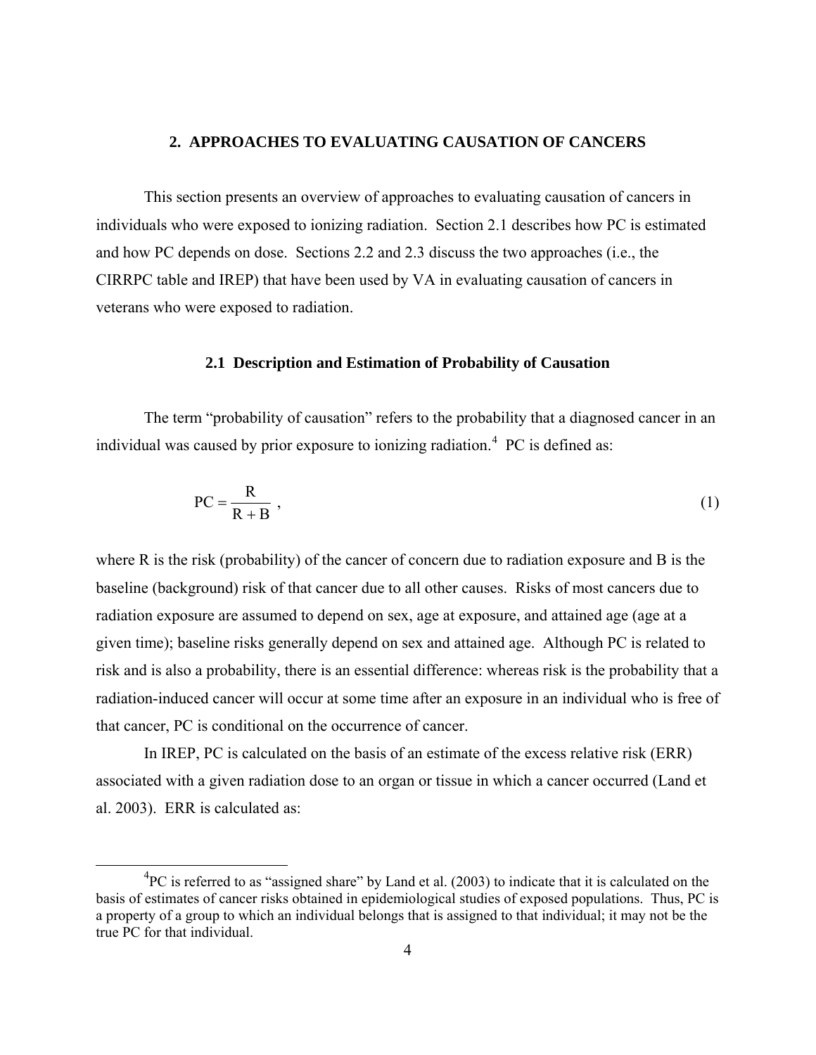## 2. APPROACHES TO EVALUATING CAUSATION OF CANCERS

This section presents an overview of approaches to evaluating causation of cancers in individuals who were exposed to ionizing radiation. Section 2.1 describes how PC is estimated and how PC depends on dose. Sections 2.2 and 2.3 discuss the two approaches (i.e., the CIRRPC table and IREP) that have been used by VA in evaluating causation of cancers in veterans who were exposed to radiation.

### 2.1 Description and Estimation of Probability of Causation

The term "probability of causation" refers to the probability that a diagnosed cancer in an individual was caused by prior exposure to ionizing radiation.[4] PC is defined as:

$$PC = \frac{R}{R + B} \, , \tag{1}$$

where R is the risk (probability) of the cancer of concern due to radiation exposure and B is the baseline (background) risk of that cancer due to all other causes. Risks of most cancers due to radiation exposure are assumed to depend on sex, age at exposure, and attained age (age at a given time); baseline risks generally depend on sex and attained age. Although PC is related to risk and is also a probability, there is an essential difference: whereas risk is the probability that a radiation-induced cancer will occur at some time after an exposure in an individual who is free of that cancer, PC is conditional on the occurrence of cancer.

In IREP, PC is calculated on the basis of an estimate of the excess relative risk (ERR) associated with a given radiation dose to an organ or tissue in which a cancer occurred (Land et al. 2003). ERR is calculated as:

---

[4] PC is referred to as "assigned share" by Land et al. (2003) to indicate that it is calculated on the basis of estimates of cancer risks obtained in epidemiological studies of exposed populations. Thus, PC is a property of a group to which an individual belongs that is assigned to that individual; it may not be the true PC for that individual.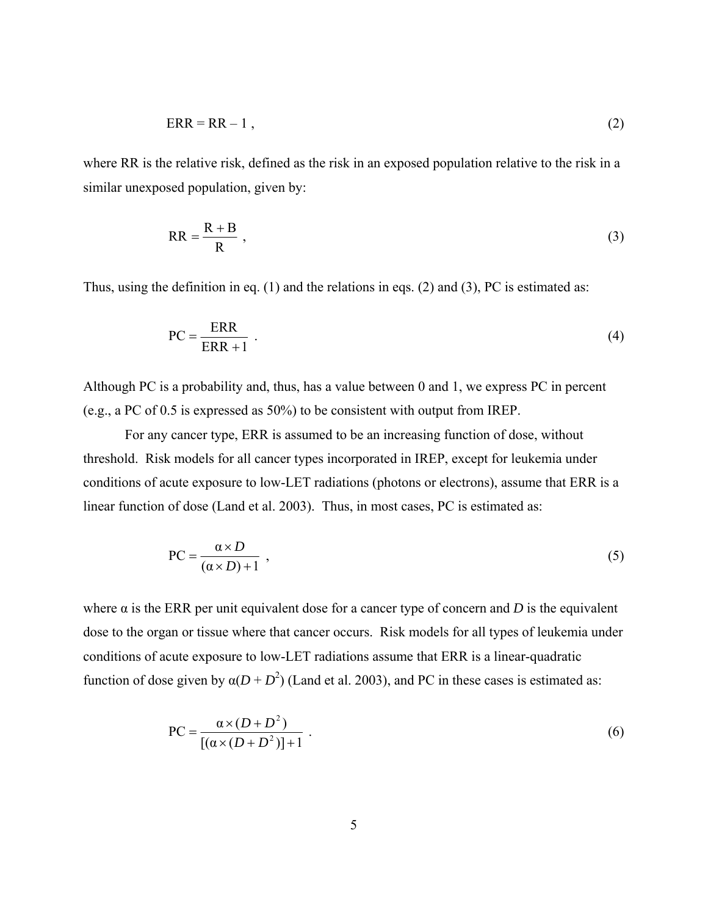$$\mathrm{ERR} = \mathrm{RR} - 1 \,, \tag{2}$$

where RR is the relative risk, defined as the risk in an exposed population relative to the risk in a similar unexposed population, given by:

$$\mathrm{RR} = \frac{\mathrm{R} + \mathrm{B}}{\mathrm{R}} \,, \tag{3}$$

Thus, using the definition in eq. (1) and the relations in eqs. (2) and (3), PC is estimated as:

$$\mathrm{PC} = \frac{\mathrm{ERR}}{\mathrm{ERR} + 1} \,. \tag{4}$$

Although PC is a probability and, thus, has a value between 0 and 1, we express PC in percent (e.g., a PC of 0.5 is expressed as 50%) to be consistent with output from IREP.

For any cancer type, ERR is assumed to be an increasing function of dose, without threshold. Risk models for all cancer types incorporated in IREP, except for leukemia under conditions of acute exposure to low-LET radiations (photons or electrons), assume that ERR is a linear function of dose (Land et al. 2003). Thus, in most cases, PC is estimated as:

$$\mathrm{PC} = \frac{\alpha \times D}{(\alpha \times D) + 1} \,, \tag{5}$$

where $\alpha$ is the ERR per unit equivalent dose for a cancer type of concern and $D$ is the equivalent dose to the organ or tissue where that cancer occurs. Risk models for all types of leukemia under conditions of acute exposure to low-LET radiations assume that ERR is a linear-quadratic function of dose given by $\alpha(D + D^2)$ (Land et al. 2003), and PC in these cases is estimated as:

$$\mathrm{PC} = \frac{\alpha \times (D + D^2)}{[(\alpha \times (D + D^2)] + 1} \,. \tag{6}$$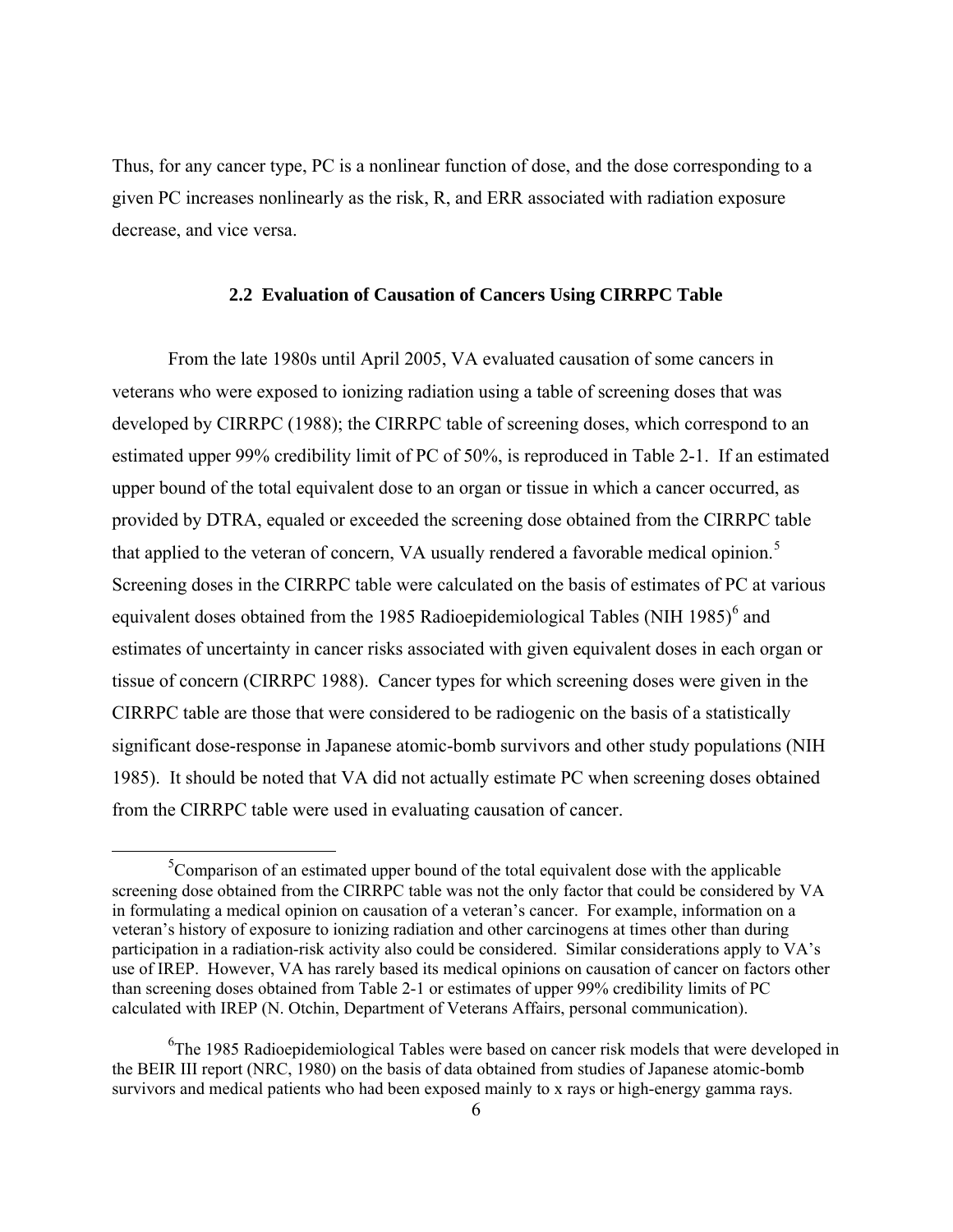Thus, for any cancer type, PC is a nonlinear function of dose, and the dose corresponding to a given PC increases nonlinearly as the risk, R, and ERR associated with radiation exposure decrease, and vice versa.

### 2.2 Evaluation of Causation of Cancers Using CIRRPC Table

From the late 1980s until April 2005, VA evaluated causation of some cancers in veterans who were exposed to ionizing radiation using a table of screening doses that was developed by CIRRPC (1988); the CIRRPC table of screening doses, which correspond to an estimated upper 99% credibility limit of PC of 50%, is reproduced in Table 2-1. If an estimated upper bound of the total equivalent dose to an organ or tissue in which a cancer occurred, as provided by DTRA, equaled or exceeded the screening dose obtained from the CIRRPC table that applied to the veteran of concern, VA usually rendered a favorable medical opinion.[5] Screening doses in the CIRRPC table were calculated on the basis of estimates of PC at various equivalent doses obtained from the 1985 Radioepidemiological Tables (NIH 1985)[6] and estimates of uncertainty in cancer risks associated with given equivalent doses in each organ or tissue of concern (CIRRPC 1988). Cancer types for which screening doses were given in the CIRRPC table are those that were considered to be radiogenic on the basis of a statistically significant dose-response in Japanese atomic-bomb survivors and other study populations (NIH 1985). It should be noted that VA did not actually estimate PC when screening doses obtained from the CIRRPC table were used in evaluating causation of cancer.

[5]Comparison of an estimated upper bound of the total equivalent dose with the applicable screening dose obtained from the CIRRPC table was not the only factor that could be considered by VA in formulating a medical opinion on causation of a veteran's cancer. For example, information on a veteran's history of exposure to ionizing radiation and other carcinogens at times other than during participation in a radiation-risk activity also could be considered. Similar considerations apply to VA's use of IREP. However, VA has rarely based its medical opinions on causation of cancer on factors other than screening doses obtained from Table 2-1 or estimates of upper 99% credibility limits of PC calculated with IREP (N. Otchin, Department of Veterans Affairs, personal communication).

[6]The 1985 Radioepidemiological Tables were based on cancer risk models that were developed in the BEIR III report (NRC, 1980) on the basis of data obtained from studies of Japanese atomic-bomb survivors and medical patients who had been exposed mainly to x rays or high-energy gamma rays.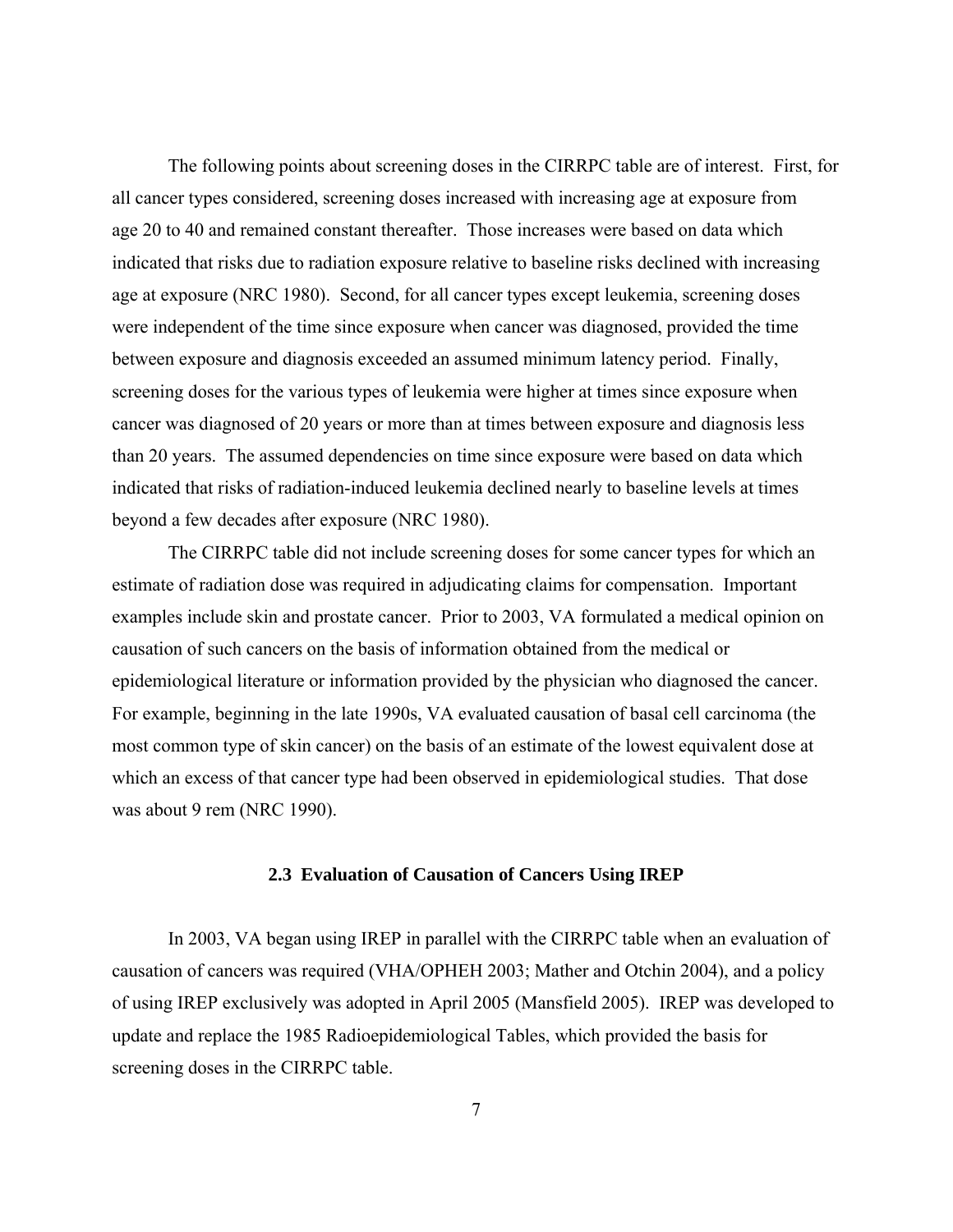The following points about screening doses in the CIRRPC table are of interest. First, for all cancer types considered, screening doses increased with increasing age at exposure from age 20 to 40 and remained constant thereafter. Those increases were based on data which indicated that risks due to radiation exposure relative to baseline risks declined with increasing age at exposure (NRC 1980). Second, for all cancer types except leukemia, screening doses were independent of the time since exposure when cancer was diagnosed, provided the time between exposure and diagnosis exceeded an assumed minimum latency period. Finally, screening doses for the various types of leukemia were higher at times since exposure when cancer was diagnosed of 20 years or more than at times between exposure and diagnosis less than 20 years. The assumed dependencies on time since exposure were based on data which indicated that risks of radiation-induced leukemia declined nearly to baseline levels at times beyond a few decades after exposure (NRC 1980).

The CIRRPC table did not include screening doses for some cancer types for which an estimate of radiation dose was required in adjudicating claims for compensation. Important examples include skin and prostate cancer. Prior to 2003, VA formulated a medical opinion on causation of such cancers on the basis of information obtained from the medical or epidemiological literature or information provided by the physician who diagnosed the cancer. For example, beginning in the late 1990s, VA evaluated causation of basal cell carcinoma (the most common type of skin cancer) on the basis of an estimate of the lowest equivalent dose at which an excess of that cancer type had been observed in epidemiological studies. That dose was about 9 rem (NRC 1990).

### 2.3 Evaluation of Causation of Cancers Using IREP

In 2003, VA began using IREP in parallel with the CIRRPC table when an evaluation of causation of cancers was required (VHA/OPHEH 2003; Mather and Otchin 2004), and a policy of using IREP exclusively was adopted in April 2005 (Mansfield 2005). IREP was developed to update and replace the 1985 Radioepidemiological Tables, which provided the basis for screening doses in the CIRRPC table.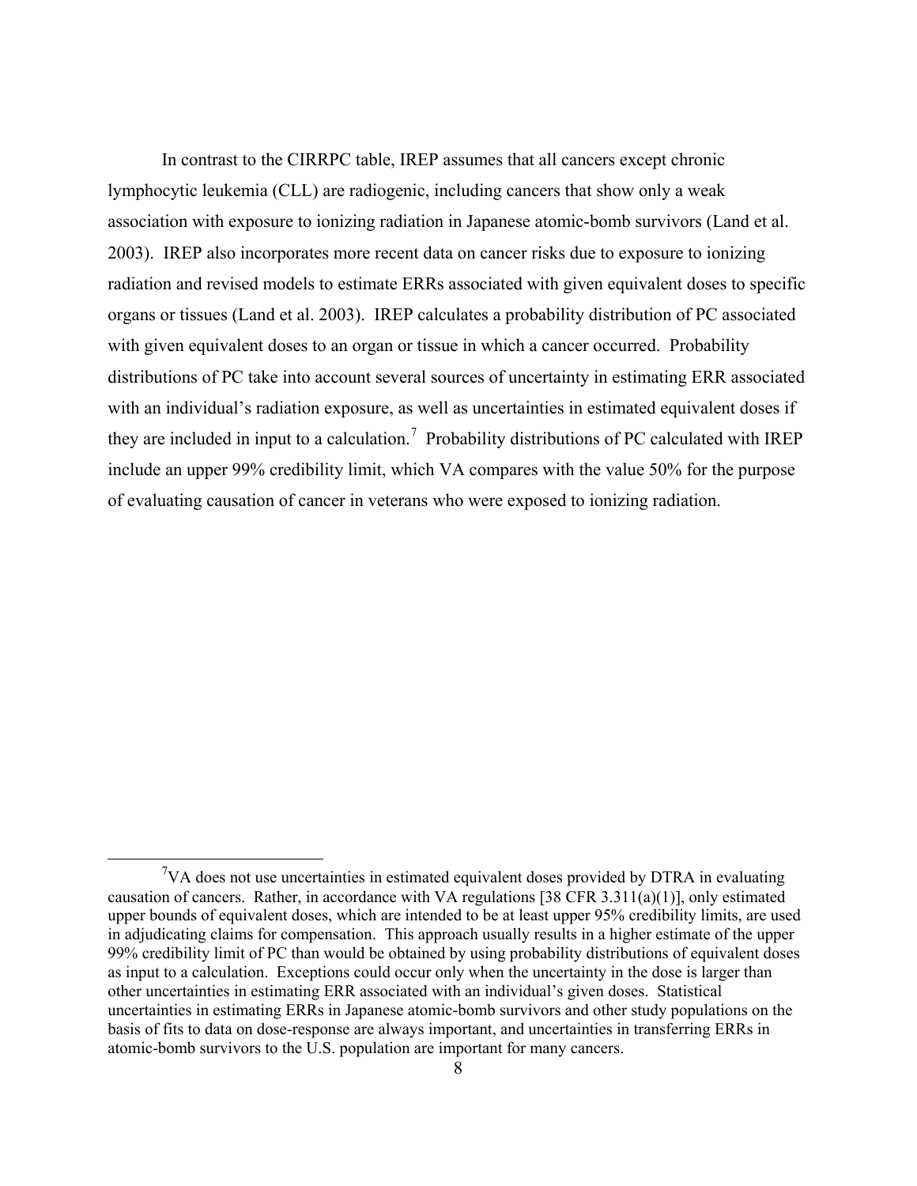In contrast to the CIRRPC table, IREP assumes that all cancers except chronic lymphocytic leukemia (CLL) are radiogenic, including cancers that show only a weak association with exposure to ionizing radiation in Japanese atomic-bomb survivors (Land et al. 2003). IREP also incorporates more recent data on cancer risks due to exposure to ionizing radiation and revised models to estimate ERRs associated with given equivalent doses to specific organs or tissues (Land et al. 2003). IREP calculates a probability distribution of PC associated with given equivalent doses to an organ or tissue in which a cancer occurred. Probability distributions of PC take into account several sources of uncertainty in estimating ERR associated with an individual's radiation exposure, as well as uncertainties in estimated equivalent doses if they are included in input to a calculation.[7] Probability distributions of PC calculated with IREP include an upper 99% credibility limit, which VA compares with the value 50% for the purpose of evaluating causation of cancer in veterans who were exposed to ionizing radiation.

---

[7] VA does not use uncertainties in estimated equivalent doses provided by DTRA in evaluating causation of cancers. Rather, in accordance with VA regulations [38 CFR 3.311(a)(1)], only estimated upper bounds of equivalent doses, which are intended to be at least upper 95% credibility limits, are used in adjudicating claims for compensation. This approach usually results in a higher estimate of the upper 99% credibility limit of PC than would be obtained by using probability distributions of equivalent doses as input to a calculation. Exceptions could occur only when the uncertainty in the dose is larger than other uncertainties in estimating ERR associated with an individual's given doses. Statistical uncertainties in estimating ERRs in Japanese atomic-bomb survivors and other study populations on the basis of fits to data on dose-response are always important, and uncertainties in transferring ERRs in atomic-bomb survivors to the U.S. population are important for many cancers.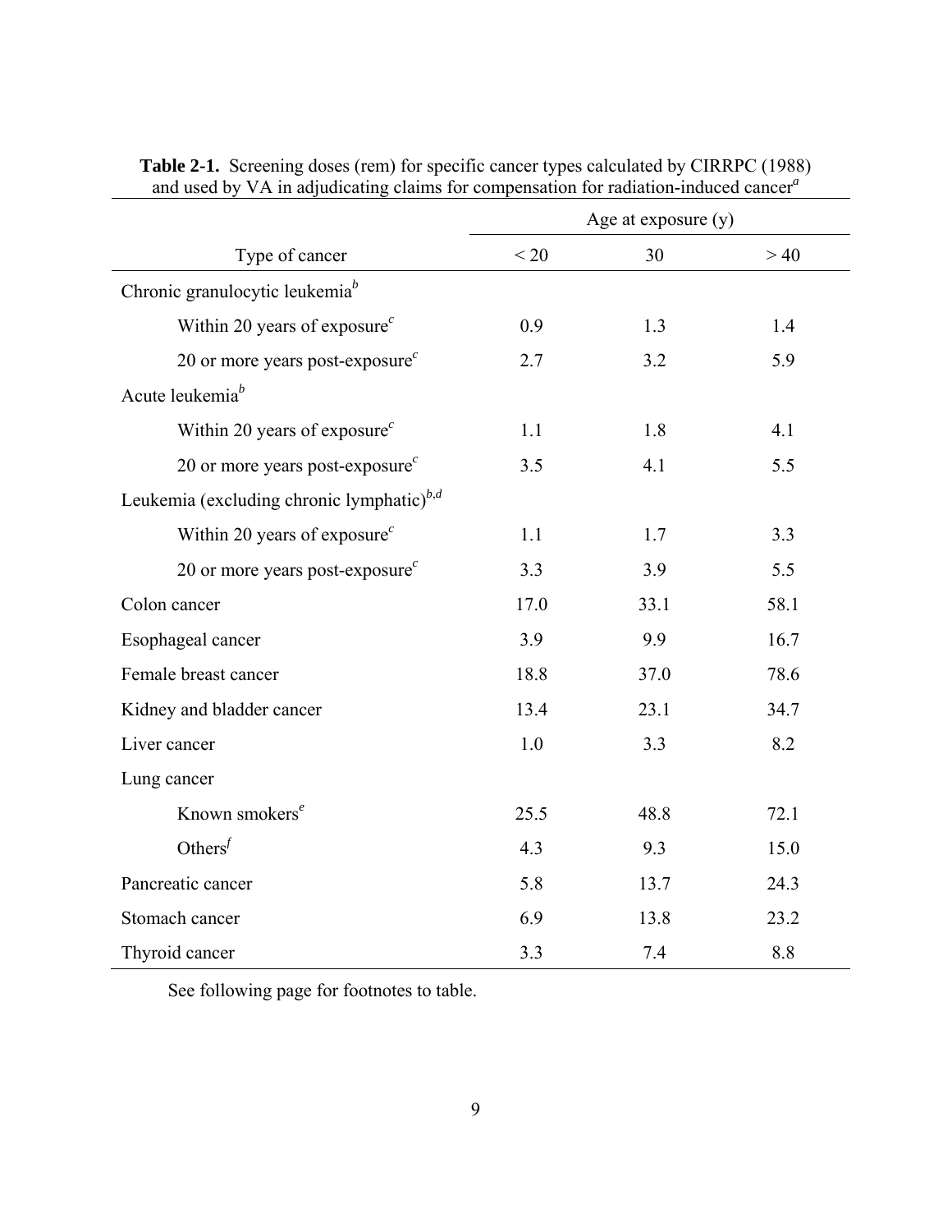**Table 2-1.** Screening doses (rem) for specific cancer types calculated by CIRRPC (1988) and used by VA in adjudicating claims for compensation for radiation-induced cancer[a]

| Type of cancer | Age at exposure (y) | | |
|---|---|---|---|
| | < 20 | 30 | > 40 |
| Chronic granulocytic leukemia[b] | | | |
| Within 20 years of exposure[c] | 0.9 | 1.3 | 1.4 |
| 20 or more years post-exposure[c] | 2.7 | 3.2 | 5.9 |
| Acute leukemia[b] | | | |
| Within 20 years of exposure[c] | 1.1 | 1.8 | 4.1 |
| 20 or more years post-exposure[c] | 3.5 | 4.1 | 5.5 |
| Leukemia (excluding chronic lymphatic)[b,d] | | | |
| Within 20 years of exposure[c] | 1.1 | 1.7 | 3.3 |
| 20 or more years post-exposure[c] | 3.3 | 3.9 | 5.5 |
| Colon cancer | 17.0 | 33.1 | 58.1 |
| Esophageal cancer | 3.9 | 9.9 | 16.7 |
| Female breast cancer | 18.8 | 37.0 | 78.6 |
| Kidney and bladder cancer | 13.4 | 23.1 | 34.7 |
| Liver cancer | 1.0 | 3.3 | 8.2 |
| Lung cancer | | | |
| Known smokers[e] | 25.5 | 48.8 | 72.1 |
| Others[f] | 4.3 | 9.3 | 15.0 |
| Pancreatic cancer | 5.8 | 13.7 | 24.3 |
| Stomach cancer | 6.9 | 13.8 | 23.2 |
| Thyroid cancer | 3.3 | 7.4 | 8.8 |

See following page for footnotes to table.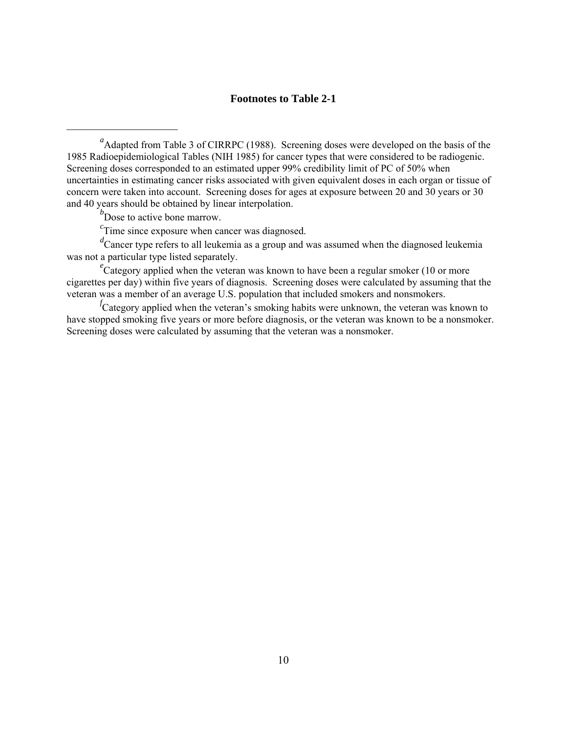**Footnotes to Table 2-1**

[a]Adapted from Table 3 of CIRRPC (1988). Screening doses were developed on the basis of the 1985 Radioepidemiological Tables (NIH 1985) for cancer types that were considered to be radiogenic. Screening doses corresponded to an estimated upper 99% credibility limit of PC of 50% when uncertainties in estimating cancer risks associated with given equivalent doses in each organ or tissue of concern were taken into account. Screening doses for ages at exposure between 20 and 30 years or 30 and 40 years should be obtained by linear interpolation.

[b]Dose to active bone marrow.

[c]Time since exposure when cancer was diagnosed.

[d]Cancer type refers to all leukemia as a group and was assumed when the diagnosed leukemia was not a particular type listed separately.

[e]Category applied when the veteran was known to have been a regular smoker (10 or more cigarettes per day) within five years of diagnosis. Screening doses were calculated by assuming that the veteran was a member of an average U.S. population that included smokers and nonsmokers.

[f]Category applied when the veteran's smoking habits were unknown, the veteran was known to have stopped smoking five years or more before diagnosis, or the veteran was known to be a nonsmoker. Screening doses were calculated by assuming that the veteran was a nonsmoker.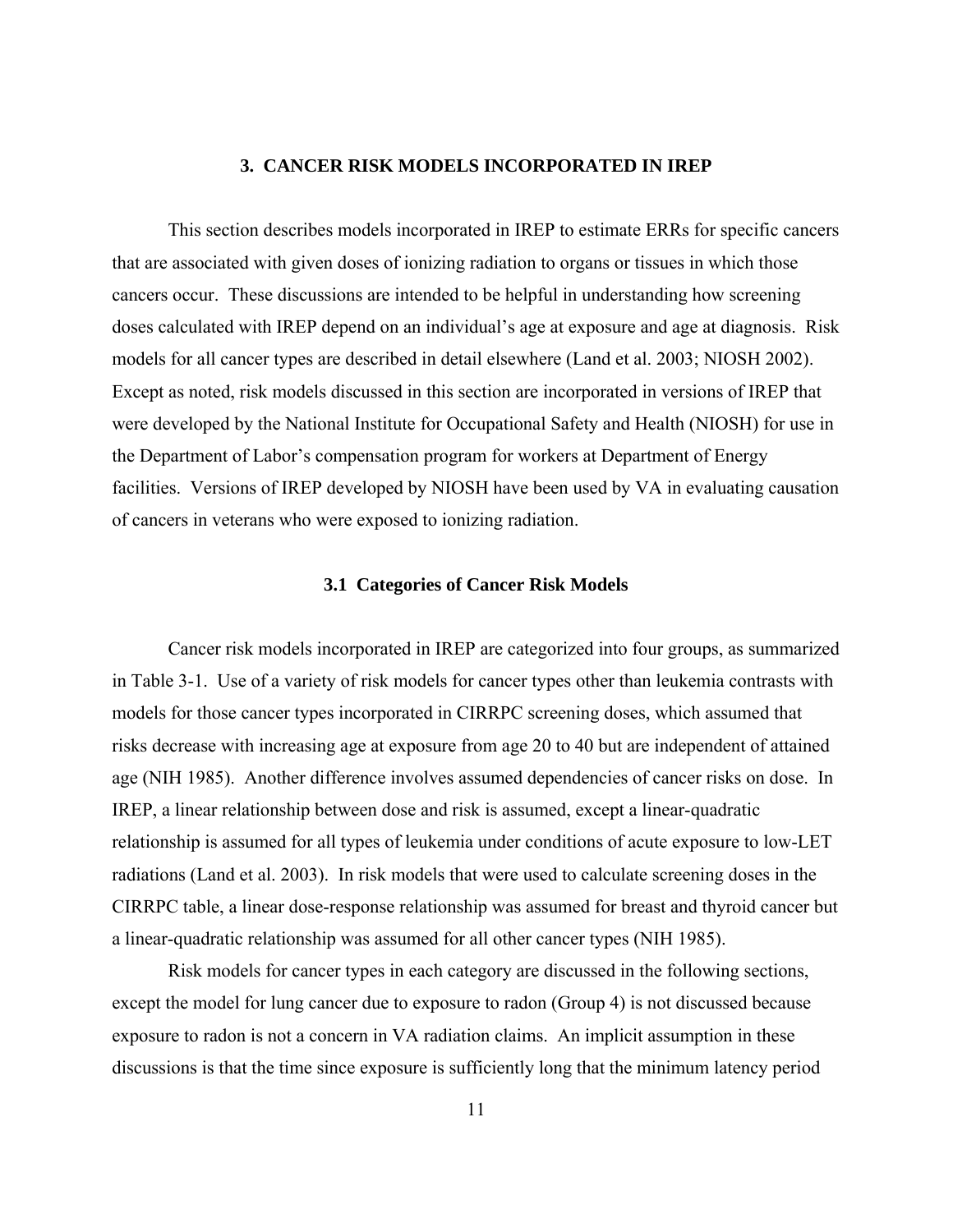# 3. CANCER RISK MODELS INCORPORATED IN IREP

This section describes models incorporated in IREP to estimate ERRs for specific cancers that are associated with given doses of ionizing radiation to organs or tissues in which those cancers occur. These discussions are intended to be helpful in understanding how screening doses calculated with IREP depend on an individual's age at exposure and age at diagnosis. Risk models for all cancer types are described in detail elsewhere (Land et al. 2003; NIOSH 2002). Except as noted, risk models discussed in this section are incorporated in versions of IREP that were developed by the National Institute for Occupational Safety and Health (NIOSH) for use in the Department of Labor's compensation program for workers at Department of Energy facilities. Versions of IREP developed by NIOSH have been used by VA in evaluating causation of cancers in veterans who were exposed to ionizing radiation.

## 3.1 Categories of Cancer Risk Models

Cancer risk models incorporated in IREP are categorized into four groups, as summarized in Table 3-1. Use of a variety of risk models for cancer types other than leukemia contrasts with models for those cancer types incorporated in CIRRPC screening doses, which assumed that risks decrease with increasing age at exposure from age 20 to 40 but are independent of attained age (NIH 1985). Another difference involves assumed dependencies of cancer risks on dose. In IREP, a linear relationship between dose and risk is assumed, except a linear-quadratic relationship is assumed for all types of leukemia under conditions of acute exposure to low-LET radiations (Land et al. 2003). In risk models that were used to calculate screening doses in the CIRRPC table, a linear dose-response relationship was assumed for breast and thyroid cancer but a linear-quadratic relationship was assumed for all other cancer types (NIH 1985).

Risk models for cancer types in each category are discussed in the following sections, except the model for lung cancer due to exposure to radon (Group 4) is not discussed because exposure to radon is not a concern in VA radiation claims. An implicit assumption in these discussions is that the time since exposure is sufficiently long that the minimum latency period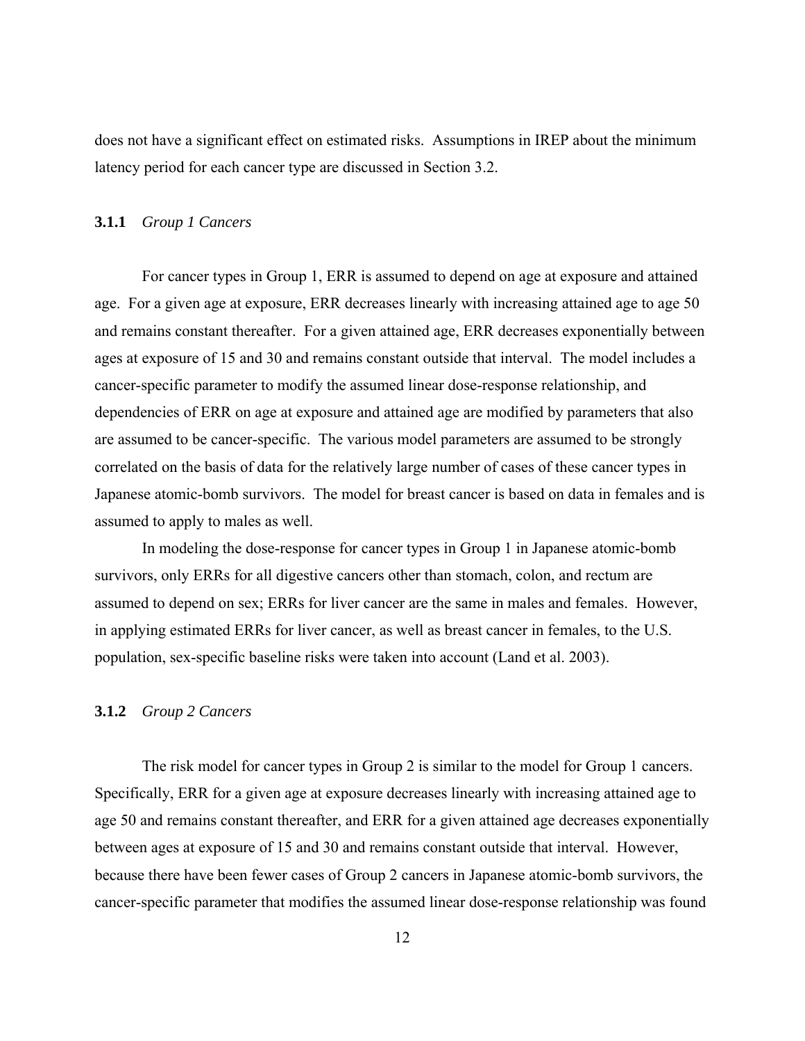does not have a significant effect on estimated risks. Assumptions in IREP about the minimum latency period for each cancer type are discussed in Section 3.2.

### 3.1.1 *Group 1 Cancers*

For cancer types in Group 1, ERR is assumed to depend on age at exposure and attained age. For a given age at exposure, ERR decreases linearly with increasing attained age to age 50 and remains constant thereafter. For a given attained age, ERR decreases exponentially between ages at exposure of 15 and 30 and remains constant outside that interval. The model includes a cancer-specific parameter to modify the assumed linear dose-response relationship, and dependencies of ERR on age at exposure and attained age are modified by parameters that also are assumed to be cancer-specific. The various model parameters are assumed to be strongly correlated on the basis of data for the relatively large number of cases of these cancer types in Japanese atomic-bomb survivors. The model for breast cancer is based on data in females and is assumed to apply to males as well.

In modeling the dose-response for cancer types in Group 1 in Japanese atomic-bomb survivors, only ERRs for all digestive cancers other than stomach, colon, and rectum are assumed to depend on sex; ERRs for liver cancer are the same in males and females. However, in applying estimated ERRs for liver cancer, as well as breast cancer in females, to the U.S. population, sex-specific baseline risks were taken into account (Land et al. 2003).

### 3.1.2 *Group 2 Cancers*

The risk model for cancer types in Group 2 is similar to the model for Group 1 cancers. Specifically, ERR for a given age at exposure decreases linearly with increasing attained age to age 50 and remains constant thereafter, and ERR for a given attained age decreases exponentially between ages at exposure of 15 and 30 and remains constant outside that interval. However, because there have been fewer cases of Group 2 cancers in Japanese atomic-bomb survivors, the cancer-specific parameter that modifies the assumed linear dose-response relationship was found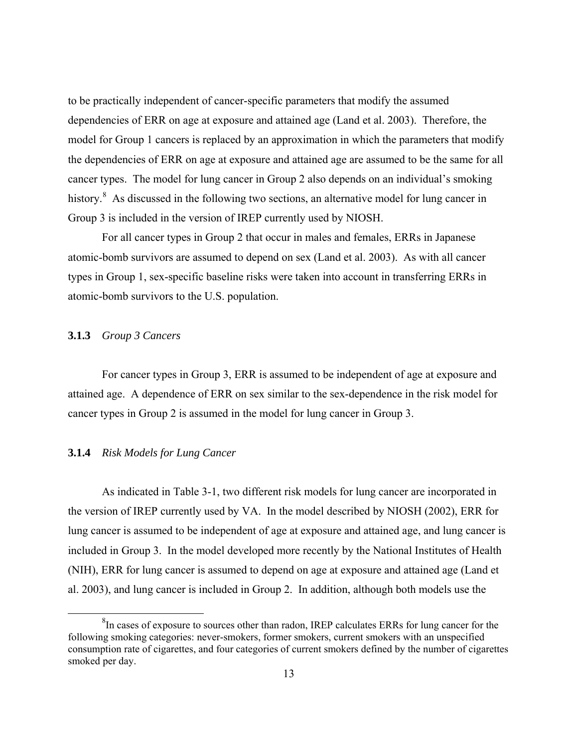to be practically independent of cancer-specific parameters that modify the assumed dependencies of ERR on age at exposure and attained age (Land et al. 2003). Therefore, the model for Group 1 cancers is replaced by an approximation in which the parameters that modify the dependencies of ERR on age at exposure and attained age are assumed to be the same for all cancer types. The model for lung cancer in Group 2 also depends on an individual's smoking history.[8] As discussed in the following two sections, an alternative model for lung cancer in Group 3 is included in the version of IREP currently used by NIOSH.

For all cancer types in Group 2 that occur in males and females, ERRs in Japanese atomic-bomb survivors are assumed to depend on sex (Land et al. 2003). As with all cancer types in Group 1, sex-specific baseline risks were taken into account in transferring ERRs in atomic-bomb survivors to the U.S. population.

### 3.1.3 *Group 3 Cancers*

For cancer types in Group 3, ERR is assumed to be independent of age at exposure and attained age. A dependence of ERR on sex similar to the sex-dependence in the risk model for cancer types in Group 2 is assumed in the model for lung cancer in Group 3.

### 3.1.4 *Risk Models for Lung Cancer*

As indicated in Table 3-1, two different risk models for lung cancer are incorporated in the version of IREP currently used by VA. In the model described by NIOSH (2002), ERR for lung cancer is assumed to be independent of age at exposure and attained age, and lung cancer is included in Group 3. In the model developed more recently by the National Institutes of Health (NIH), ERR for lung cancer is assumed to depend on age at exposure and attained age (Land et al. 2003), and lung cancer is included in Group 2. In addition, although both models use the

---

[8] In cases of exposure to sources other than radon, IREP calculates ERRs for lung cancer for the following smoking categories: never-smokers, former smokers, current smokers with an unspecified consumption rate of cigarettes, and four categories of current smokers defined by the number of cigarettes smoked per day.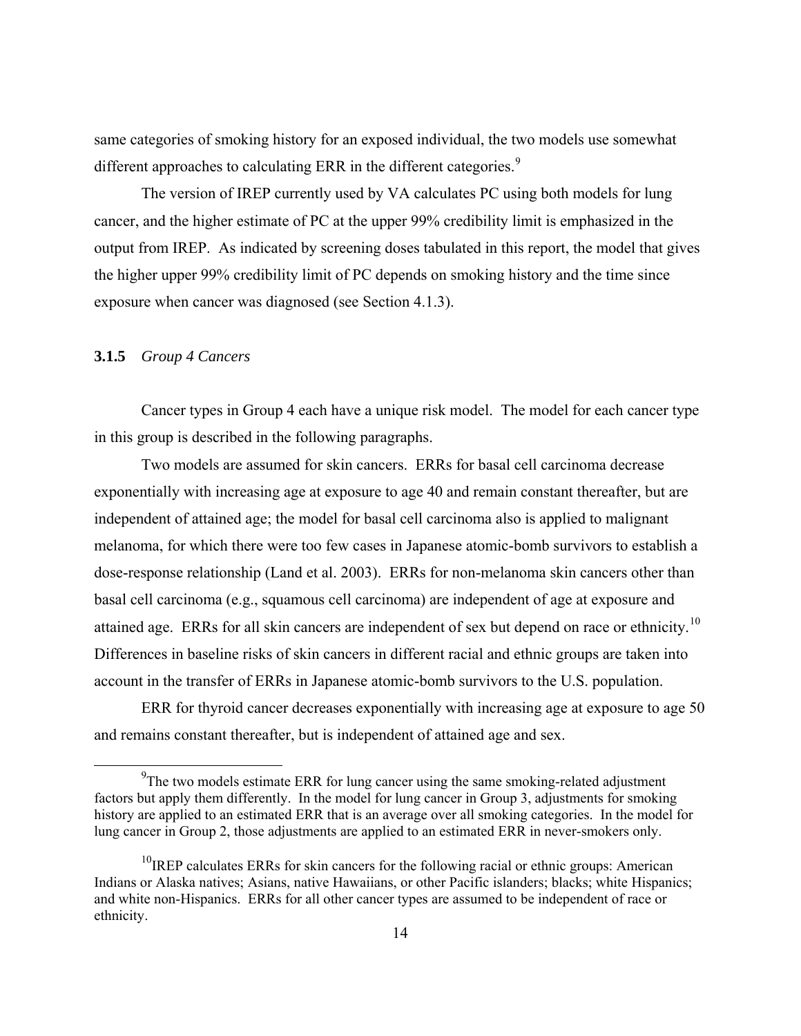same categories of smoking history for an exposed individual, the two models use somewhat different approaches to calculating ERR in the different categories.[9]

The version of IREP currently used by VA calculates PC using both models for lung cancer, and the higher estimate of PC at the upper 99% credibility limit is emphasized in the output from IREP. As indicated by screening doses tabulated in this report, the model that gives the higher upper 99% credibility limit of PC depends on smoking history and the time since exposure when cancer was diagnosed (see Section 4.1.3).

### 3.1.5 *Group 4 Cancers*

Cancer types in Group 4 each have a unique risk model. The model for each cancer type in this group is described in the following paragraphs.

Two models are assumed for skin cancers. ERRs for basal cell carcinoma decrease exponentially with increasing age at exposure to age 40 and remain constant thereafter, but are independent of attained age; the model for basal cell carcinoma also is applied to malignant melanoma, for which there were too few cases in Japanese atomic-bomb survivors to establish a dose-response relationship (Land et al. 2003). ERRs for non-melanoma skin cancers other than basal cell carcinoma (e.g., squamous cell carcinoma) are independent of age at exposure and attained age. ERRs for all skin cancers are independent of sex but depend on race or ethnicity.[10] Differences in baseline risks of skin cancers in different racial and ethnic groups are taken into account in the transfer of ERRs in Japanese atomic-bomb survivors to the U.S. population.

ERR for thyroid cancer decreases exponentially with increasing age at exposure to age 50 and remains constant thereafter, but is independent of attained age and sex.

---

[9]The two models estimate ERR for lung cancer using the same smoking-related adjustment factors but apply them differently. In the model for lung cancer in Group 3, adjustments for smoking history are applied to an estimated ERR that is an average over all smoking categories. In the model for lung cancer in Group 2, those adjustments are applied to an estimated ERR in never-smokers only.

[10]IREP calculates ERRs for skin cancers for the following racial or ethnic groups: American Indians or Alaska natives; Asians, native Hawaiians, or other Pacific islanders; blacks; white Hispanics; and white non-Hispanics. ERRs for all other cancer types are assumed to be independent of race or ethnicity.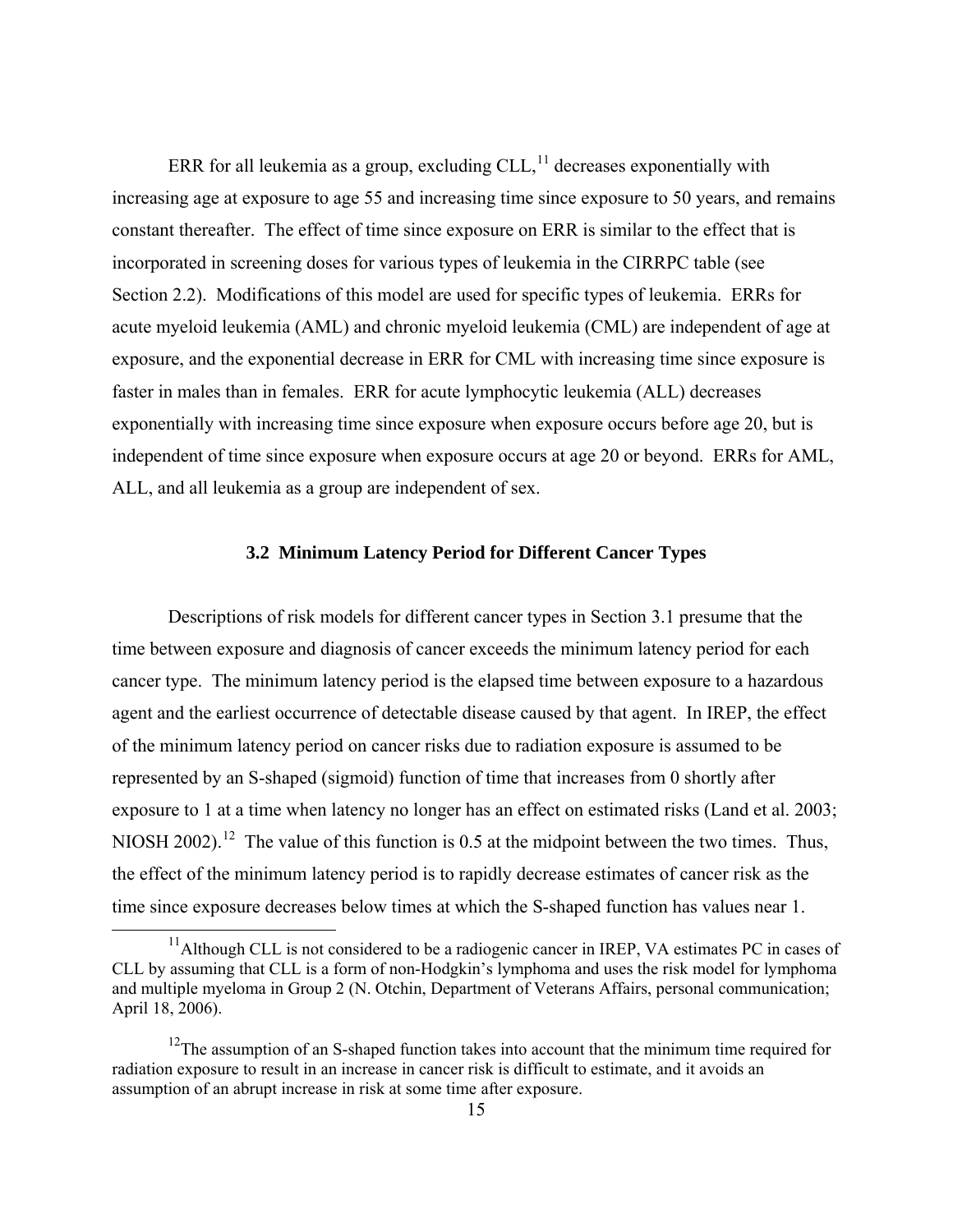ERR for all leukemia as a group, excluding CLL,[11] decreases exponentially with increasing age at exposure to age 55 and increasing time since exposure to 50 years, and remains constant thereafter. The effect of time since exposure on ERR is similar to the effect that is incorporated in screening doses for various types of leukemia in the CIRRPC table (see Section 2.2). Modifications of this model are used for specific types of leukemia. ERRs for acute myeloid leukemia (AML) and chronic myeloid leukemia (CML) are independent of age at exposure, and the exponential decrease in ERR for CML with increasing time since exposure is faster in males than in females. ERR for acute lymphocytic leukemia (ALL) decreases exponentially with increasing time since exposure when exposure occurs before age 20, but is independent of time since exposure when exposure occurs at age 20 or beyond. ERRs for AML, ALL, and all leukemia as a group are independent of sex.

### 3.2 Minimum Latency Period for Different Cancer Types

Descriptions of risk models for different cancer types in Section 3.1 presume that the time between exposure and diagnosis of cancer exceeds the minimum latency period for each cancer type. The minimum latency period is the elapsed time between exposure to a hazardous agent and the earliest occurrence of detectable disease caused by that agent. In IREP, the effect of the minimum latency period on cancer risks due to radiation exposure is assumed to be represented by an S-shaped (sigmoid) function of time that increases from 0 shortly after exposure to 1 at a time when latency no longer has an effect on estimated risks (Land et al. 2003; NIOSH 2002).[12] The value of this function is 0.5 at the midpoint between the two times. Thus, the effect of the minimum latency period is to rapidly decrease estimates of cancer risk as the time since exposure decreases below times at which the S-shaped function has values near 1.

[11] Although CLL is not considered to be a radiogenic cancer in IREP, VA estimates PC in cases of CLL by assuming that CLL is a form of non-Hodgkin's lymphoma and uses the risk model for lymphoma and multiple myeloma in Group 2 (N. Otchin, Department of Veterans Affairs, personal communication; April 18, 2006).

[12] The assumption of an S-shaped function takes into account that the minimum time required for radiation exposure to result in an increase in cancer risk is difficult to estimate, and it avoids an assumption of an abrupt increase in risk at some time after exposure.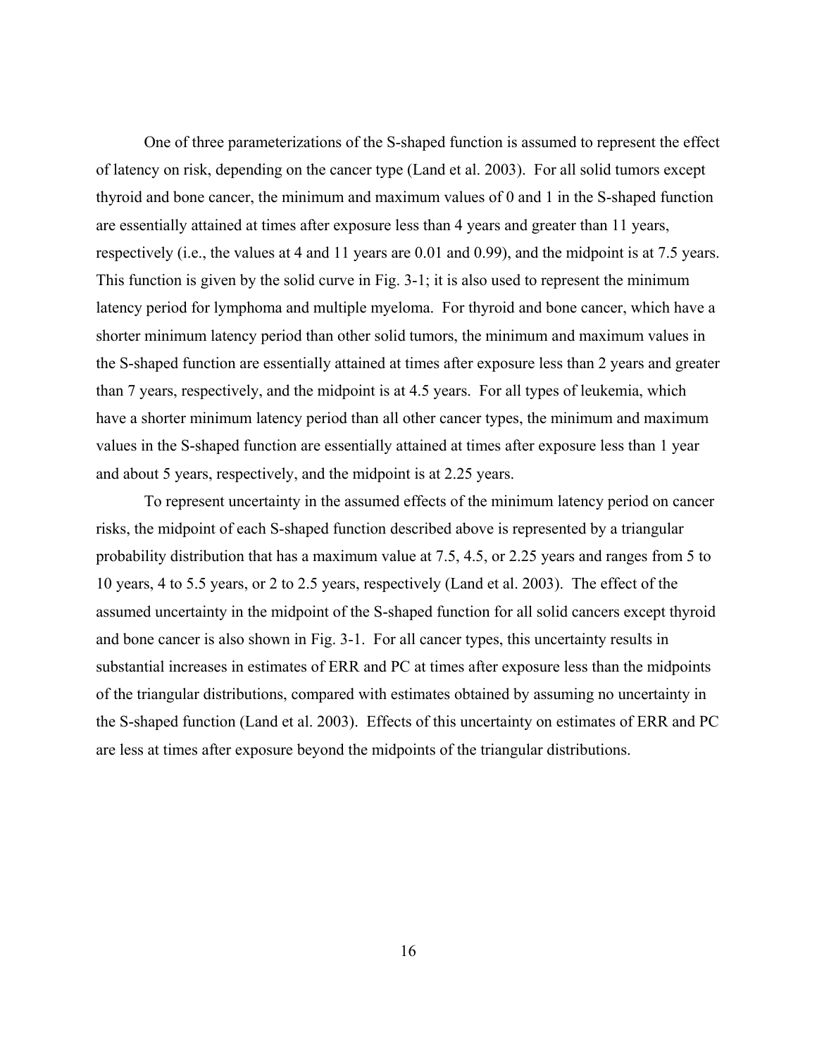One of three parameterizations of the S-shaped function is assumed to represent the effect of latency on risk, depending on the cancer type (Land et al. 2003). For all solid tumors except thyroid and bone cancer, the minimum and maximum values of 0 and 1 in the S-shaped function are essentially attained at times after exposure less than 4 years and greater than 11 years, respectively (i.e., the values at 4 and 11 years are 0.01 and 0.99), and the midpoint is at 7.5 years. This function is given by the solid curve in Fig. 3-1; it is also used to represent the minimum latency period for lymphoma and multiple myeloma. For thyroid and bone cancer, which have a shorter minimum latency period than other solid tumors, the minimum and maximum values in the S-shaped function are essentially attained at times after exposure less than 2 years and greater than 7 years, respectively, and the midpoint is at 4.5 years. For all types of leukemia, which have a shorter minimum latency period than all other cancer types, the minimum and maximum values in the S-shaped function are essentially attained at times after exposure less than 1 year and about 5 years, respectively, and the midpoint is at 2.25 years.

To represent uncertainty in the assumed effects of the minimum latency period on cancer risks, the midpoint of each S-shaped function described above is represented by a triangular probability distribution that has a maximum value at 7.5, 4.5, or 2.25 years and ranges from 5 to 10 years, 4 to 5.5 years, or 2 to 2.5 years, respectively (Land et al. 2003). The effect of the assumed uncertainty in the midpoint of the S-shaped function for all solid cancers except thyroid and bone cancer is also shown in Fig. 3-1. For all cancer types, this uncertainty results in substantial increases in estimates of ERR and PC at times after exposure less than the midpoints of the triangular distributions, compared with estimates obtained by assuming no uncertainty in the S-shaped function (Land et al. 2003). Effects of this uncertainty on estimates of ERR and PC are less at times after exposure beyond the midpoints of the triangular distributions.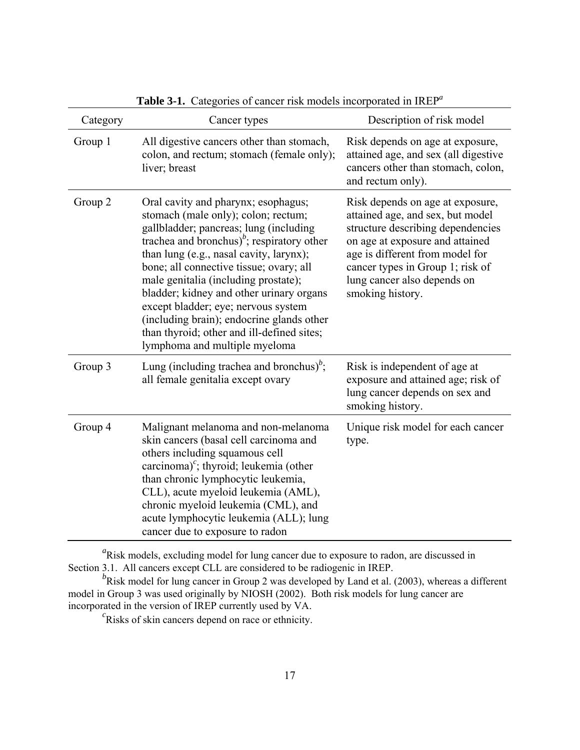**Table 3-1.** Categories of cancer risk models incorporated in IREP[a]

| Category | Cancer types | Description of risk model |
|---|---|---|
| Group 1 | All digestive cancers other than stomach, colon, and rectum; stomach (female only); liver; breast | Risk depends on age at exposure, attained age, and sex (all digestive cancers other than stomach, colon, and rectum only). |
| Group 2 | Oral cavity and pharynx; esophagus; stomach (male only); colon; rectum; gallbladder; pancreas; lung (including trachea and bronchus)[b]; respiratory other than lung (e.g., nasal cavity, larynx); bone; all connective tissue; ovary; all male genitalia (including prostate); bladder; kidney and other urinary organs except bladder; eye; nervous system (including brain); endocrine glands other than thyroid; other and ill-defined sites; lymphoma and multiple myeloma | Risk depends on age at exposure, attained age, and sex, but model structure describing dependencies on age at exposure and attained age is different from model for cancer types in Group 1; risk of lung cancer also depends on smoking history. |
| Group 3 | Lung (including trachea and bronchus)[b]; all female genitalia except ovary | Risk is independent of age at exposure and attained age; risk of lung cancer depends on sex and smoking history. |
| Group 4 | Malignant melanoma and non-melanoma skin cancers (basal cell carcinoma and others including squamous cell carcinoma)[c]; thyroid; leukemia (other than chronic lymphocytic leukemia, CLL), acute myeloid leukemia (AML), chronic myeloid leukemia (CML), and acute lymphocytic leukemia (ALL); lung cancer due to exposure to radon | Unique risk model for each cancer type. |

[a]Risk models, excluding model for lung cancer due to exposure to radon, are discussed in Section 3.1. All cancers except CLL are considered to be radiogenic in IREP.

[b]Risk model for lung cancer in Group 2 was developed by Land et al. (2003), whereas a different model in Group 3 was used originally by NIOSH (2002). Both risk models for lung cancer are incorporated in the version of IREP currently used by VA.

[c]Risks of skin cancers depend on race or ethnicity.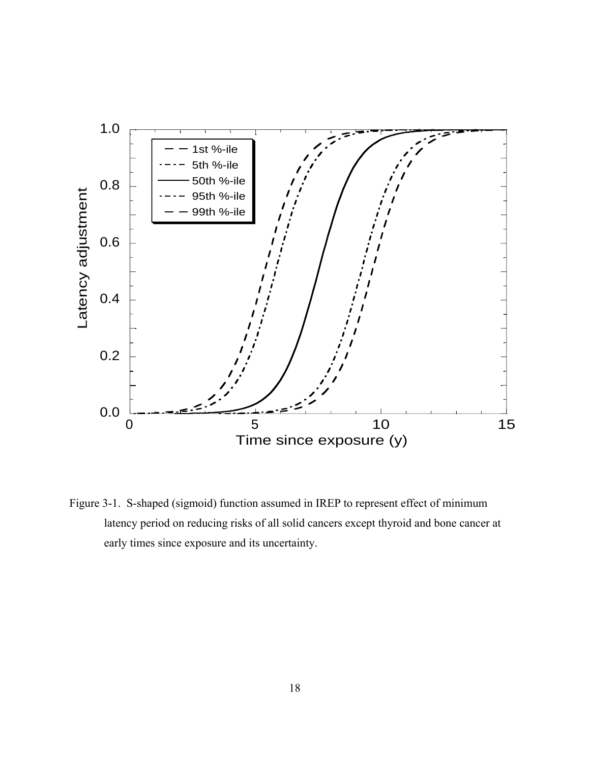Figure 3-1. S-shaped (sigmoid) function assumed in IREP to represent effect of minimum latency period on reducing risks of all solid cancers except thyroid and bone cancer at early times since exposure and its uncertainty.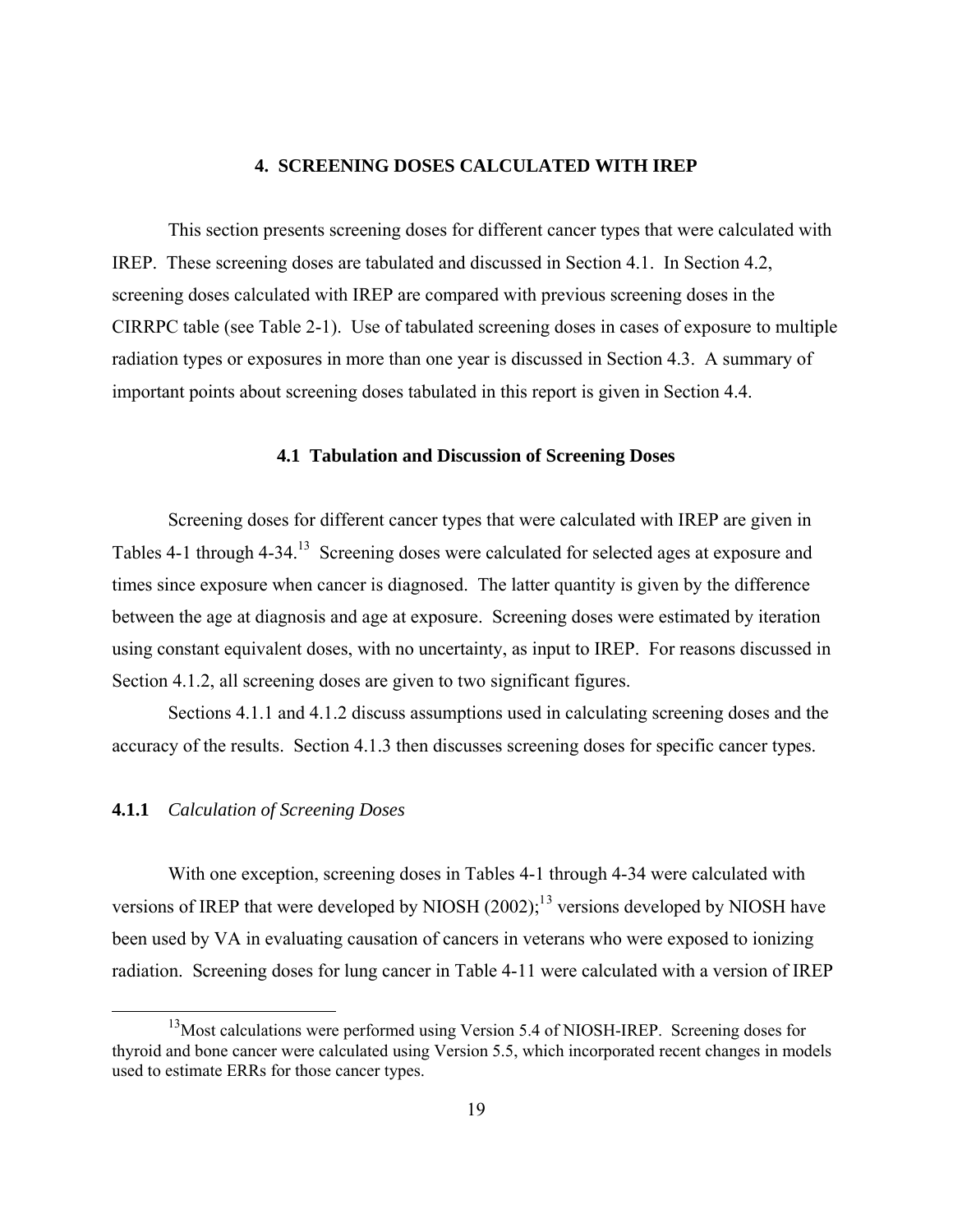# 4. SCREENING DOSES CALCULATED WITH IREP

This section presents screening doses for different cancer types that were calculated with IREP. These screening doses are tabulated and discussed in Section 4.1. In Section 4.2, screening doses calculated with IREP are compared with previous screening doses in the CIRRPC table (see Table 2-1). Use of tabulated screening doses in cases of exposure to multiple radiation types or exposures in more than one year is discussed in Section 4.3. A summary of important points about screening doses tabulated in this report is given in Section 4.4.

## 4.1 Tabulation and Discussion of Screening Doses

Screening doses for different cancer types that were calculated with IREP are given in Tables 4-1 through 4-34.[13] Screening doses were calculated for selected ages at exposure and times since exposure when cancer is diagnosed. The latter quantity is given by the difference between the age at diagnosis and age at exposure. Screening doses were estimated by iteration using constant equivalent doses, with no uncertainty, as input to IREP. For reasons discussed in Section 4.1.2, all screening doses are given to two significant figures.

Sections 4.1.1 and 4.1.2 discuss assumptions used in calculating screening doses and the accuracy of the results. Section 4.1.3 then discusses screening doses for specific cancer types.

### 4.1.1 *Calculation of Screening Doses*

With one exception, screening doses in Tables 4-1 through 4-34 were calculated with versions of IREP that were developed by NIOSH (2002);[13] versions developed by NIOSH have been used by VA in evaluating causation of cancers in veterans who were exposed to ionizing radiation. Screening doses for lung cancer in Table 4-11 were calculated with a version of IREP

[13] Most calculations were performed using Version 5.4 of NIOSH-IREP. Screening doses for thyroid and bone cancer were calculated using Version 5.5, which incorporated recent changes in models used to estimate ERRs for those cancer types.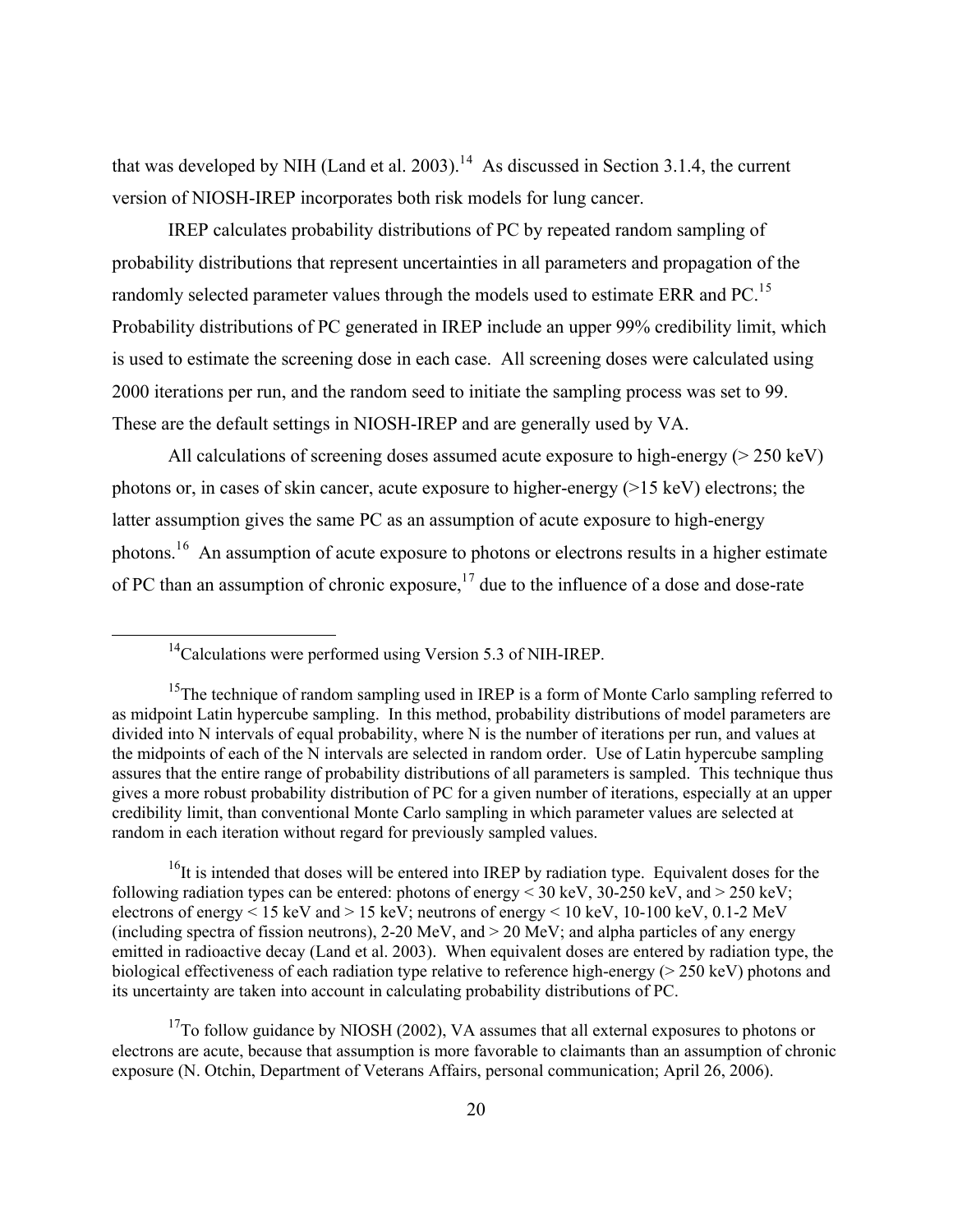that was developed by NIH (Land et al. 2003).[14] As discussed in Section 3.1.4, the current version of NIOSH-IREP incorporates both risk models for lung cancer.

IREP calculates probability distributions of PC by repeated random sampling of probability distributions that represent uncertainties in all parameters and propagation of the randomly selected parameter values through the models used to estimate ERR and PC.[15] Probability distributions of PC generated in IREP include an upper 99% credibility limit, which is used to estimate the screening dose in each case. All screening doses were calculated using 2000 iterations per run, and the random seed to initiate the sampling process was set to 99. These are the default settings in NIOSH-IREP and are generally used by VA.

All calculations of screening doses assumed acute exposure to high-energy (> 250 keV) photons or, in cases of skin cancer, acute exposure to higher-energy (>15 keV) electrons; the latter assumption gives the same PC as an assumption of acute exposure to high-energy photons.[16] An assumption of acute exposure to photons or electrons results in a higher estimate of PC than an assumption of chronic exposure,[17] due to the influence of a dose and dose-rate

---

[14] Calculations were performed using Version 5.3 of NIH-IREP.

[15] The technique of random sampling used in IREP is a form of Monte Carlo sampling referred to as midpoint Latin hypercube sampling. In this method, probability distributions of model parameters are divided into N intervals of equal probability, where N is the number of iterations per run, and values at the midpoints of each of the N intervals are selected in random order. Use of Latin hypercube sampling assures that the entire range of probability distributions of all parameters is sampled. This technique thus gives a more robust probability distribution of PC for a given number of iterations, especially at an upper credibility limit, than conventional Monte Carlo sampling in which parameter values are selected at random in each iteration without regard for previously sampled values.

[16] It is intended that doses will be entered into IREP by radiation type. Equivalent doses for the following radiation types can be entered: photons of energy < 30 keV, 30-250 keV, and > 250 keV; electrons of energy < 15 keV and > 15 keV; neutrons of energy < 10 keV, 10-100 keV, 0.1-2 MeV (including spectra of fission neutrons), 2-20 MeV, and > 20 MeV; and alpha particles of any energy emitted in radioactive decay (Land et al. 2003). When equivalent doses are entered by radiation type, the biological effectiveness of each radiation type relative to reference high-energy (> 250 keV) photons and its uncertainty are taken into account in calculating probability distributions of PC.

[17] To follow guidance by NIOSH (2002), VA assumes that all external exposures to photons or electrons are acute, because that assumption is more favorable to claimants than an assumption of chronic exposure (N. Otchin, Department of Veterans Affairs, personal communication; April 26, 2006).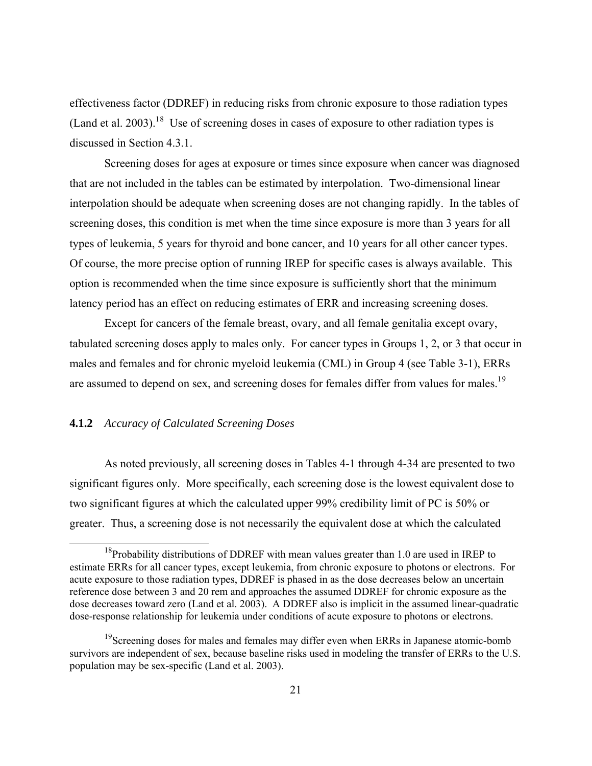effectiveness factor (DDREF) in reducing risks from chronic exposure to those radiation types (Land et al. 2003).[18] Use of screening doses in cases of exposure to other radiation types is discussed in Section 4.3.1.

Screening doses for ages at exposure or times since exposure when cancer was diagnosed that are not included in the tables can be estimated by interpolation. Two-dimensional linear interpolation should be adequate when screening doses are not changing rapidly. In the tables of screening doses, this condition is met when the time since exposure is more than 3 years for all types of leukemia, 5 years for thyroid and bone cancer, and 10 years for all other cancer types. Of course, the more precise option of running IREP for specific cases is always available. This option is recommended when the time since exposure is sufficiently short that the minimum latency period has an effect on reducing estimates of ERR and increasing screening doses.

Except for cancers of the female breast, ovary, and all female genitalia except ovary, tabulated screening doses apply to males only. For cancer types in Groups 1, 2, or 3 that occur in males and females and for chronic myeloid leukemia (CML) in Group 4 (see Table 3-1), ERRs are assumed to depend on sex, and screening doses for females differ from values for males.[19]

### **4.1.2** *Accuracy of Calculated Screening Doses*

As noted previously, all screening doses in Tables 4-1 through 4-34 are presented to two significant figures only. More specifically, each screening dose is the lowest equivalent dose to two significant figures at which the calculated upper 99% credibility limit of PC is 50% or greater. Thus, a screening dose is not necessarily the equivalent dose at which the calculated

---

[18] Probability distributions of DDREF with mean values greater than 1.0 are used in IREP to estimate ERRs for all cancer types, except leukemia, from chronic exposure to photons or electrons. For acute exposure to those radiation types, DDREF is phased in as the dose decreases below an uncertain reference dose between 3 and 20 rem and approaches the assumed DDREF for chronic exposure as the dose decreases toward zero (Land et al. 2003). A DDREF also is implicit in the assumed linear-quadratic dose-response relationship for leukemia under conditions of acute exposure to photons or electrons.

[19] Screening doses for males and females may differ even when ERRs in Japanese atomic-bomb survivors are independent of sex, because baseline risks used in modeling the transfer of ERRs to the U.S. population may be sex-specific (Land et al. 2003).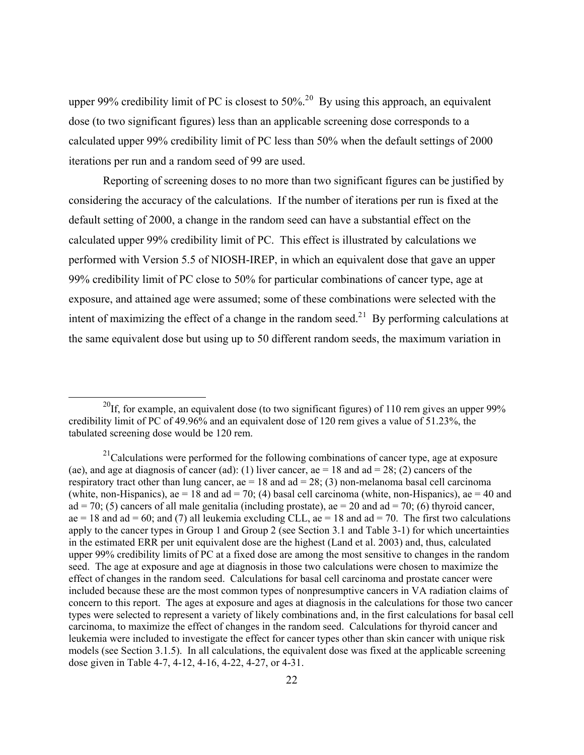upper 99% credibility limit of PC is closest to 50%.[20] By using this approach, an equivalent dose (to two significant figures) less than an applicable screening dose corresponds to a calculated upper 99% credibility limit of PC less than 50% when the default settings of 2000 iterations per run and a random seed of 99 are used.

Reporting of screening doses to no more than two significant figures can be justified by considering the accuracy of the calculations. If the number of iterations per run is fixed at the default setting of 2000, a change in the random seed can have a substantial effect on the calculated upper 99% credibility limit of PC. This effect is illustrated by calculations we performed with Version 5.5 of NIOSH-IREP, in which an equivalent dose that gave an upper 99% credibility limit of PC close to 50% for particular combinations of cancer type, age at exposure, and attained age were assumed; some of these combinations were selected with the intent of maximizing the effect of a change in the random seed.[21] By performing calculations at the same equivalent dose but using up to 50 different random seeds, the maximum variation in

---

[20] If, for example, an equivalent dose (to two significant figures) of 110 rem gives an upper 99% credibility limit of PC of 49.96% and an equivalent dose of 120 rem gives a value of 51.23%, the tabulated screening dose would be 120 rem.

[21] Calculations were performed for the following combinations of cancer type, age at exposure (ae), and age at diagnosis of cancer (ad): (1) liver cancer, ae = 18 and ad = 28; (2) cancers of the respiratory tract other than lung cancer, ae = 18 and ad = 28; (3) non-melanoma basal cell carcinoma (white, non-Hispanics), ae = 18 and ad = 70; (4) basal cell carcinoma (white, non-Hispanics), ae = 40 and ad = 70; (5) cancers of all male genitalia (including prostate), ae = 20 and ad = 70; (6) thyroid cancer, ae = 18 and ad = 60; and (7) all leukemia excluding CLL, ae = 18 and ad = 70. The first two calculations apply to the cancer types in Group 1 and Group 2 (see Section 3.1 and Table 3-1) for which uncertainties in the estimated ERR per unit equivalent dose are the highest (Land et al. 2003) and, thus, calculated upper 99% credibility limits of PC at a fixed dose are among the most sensitive to changes in the random seed. The age at exposure and age at diagnosis in those two calculations were chosen to maximize the effect of changes in the random seed. Calculations for basal cell carcinoma and prostate cancer were included because these are the most common types of nonpresumptive cancers in VA radiation claims of concern to this report. The ages at exposure and ages at diagnosis in the calculations for those two cancer types were selected to represent a variety of likely combinations and, in the first calculations for basal cell carcinoma, to maximize the effect of changes in the random seed. Calculations for thyroid cancer and leukemia were included to investigate the effect for cancer types other than skin cancer with unique risk models (see Section 3.1.5). In all calculations, the equivalent dose was fixed at the applicable screening dose given in Table 4-7, 4-12, 4-16, 4-22, 4-27, or 4-31.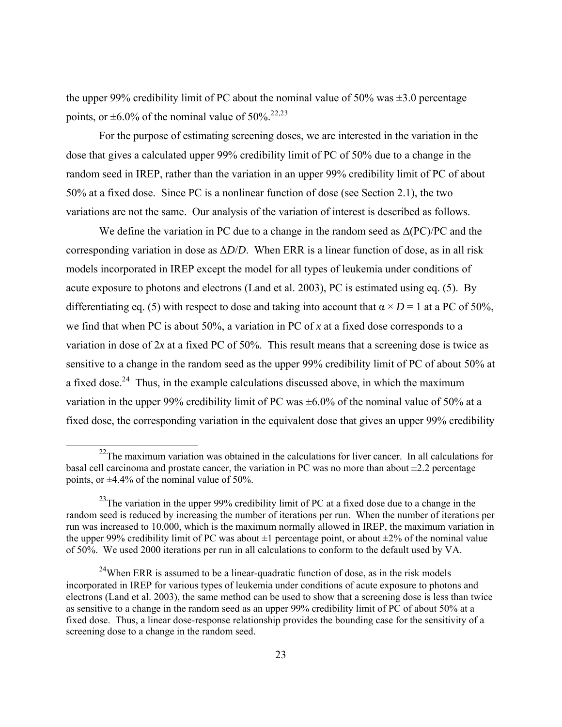the upper 99% credibility limit of PC about the nominal value of 50% was ±3.0 percentage points, or ±6.0% of the nominal value of 50%.[22,23]

For the purpose of estimating screening doses, we are interested in the variation in the dose that gives a calculated upper 99% credibility limit of PC of 50% due to a change in the random seed in IREP, rather than the variation in an upper 99% credibility limit of PC of about 50% at a fixed dose. Since PC is a nonlinear function of dose (see Section 2.1), the two variations are not the same. Our analysis of the variation of interest is described as follows.

We define the variation in PC due to a change in the random seed as $\Delta(\text{PC})/\text{PC}$ and the corresponding variation in dose as $\Delta D/D$. When ERR is a linear function of dose, as in all risk models incorporated in IREP except the model for all types of leukemia under conditions of acute exposure to photons and electrons (Land et al. 2003), PC is estimated using eq. (5). By differentiating eq. (5) with respect to dose and taking into account that $\alpha \times D = 1$ at a PC of 50%, we find that when PC is about 50%, a variation in PC of $x$ at a fixed dose corresponds to a variation in dose of $2x$ at a fixed PC of 50%. This result means that a screening dose is twice as sensitive to a change in the random seed as the upper 99% credibility limit of PC of about 50% at a fixed dose.[24] Thus, in the example calculations discussed above, in which the maximum variation in the upper 99% credibility limit of PC was ±6.0% of the nominal value of 50% at a fixed dose, the corresponding variation in the equivalent dose that gives an upper 99% credibility

---

[22] The maximum variation was obtained in the calculations for liver cancer. In all calculations for basal cell carcinoma and prostate cancer, the variation in PC was no more than about ±2.2 percentage points, or ±4.4% of the nominal value of 50%.

[23] The variation in the upper 99% credibility limit of PC at a fixed dose due to a change in the random seed is reduced by increasing the number of iterations per run. When the number of iterations per run was increased to 10,000, which is the maximum normally allowed in IREP, the maximum variation in the upper 99% credibility limit of PC was about ±1 percentage point, or about ±2% of the nominal value of 50%. We used 2000 iterations per run in all calculations to conform to the default used by VA.

[24] When ERR is assumed to be a linear-quadratic function of dose, as in the risk models incorporated in IREP for various types of leukemia under conditions of acute exposure to photons and electrons (Land et al. 2003), the same method can be used to show that a screening dose is less than twice as sensitive to a change in the random seed as an upper 99% credibility limit of PC of about 50% at a fixed dose. Thus, a linear dose-response relationship provides the bounding case for the sensitivity of a screening dose to a change in the random seed.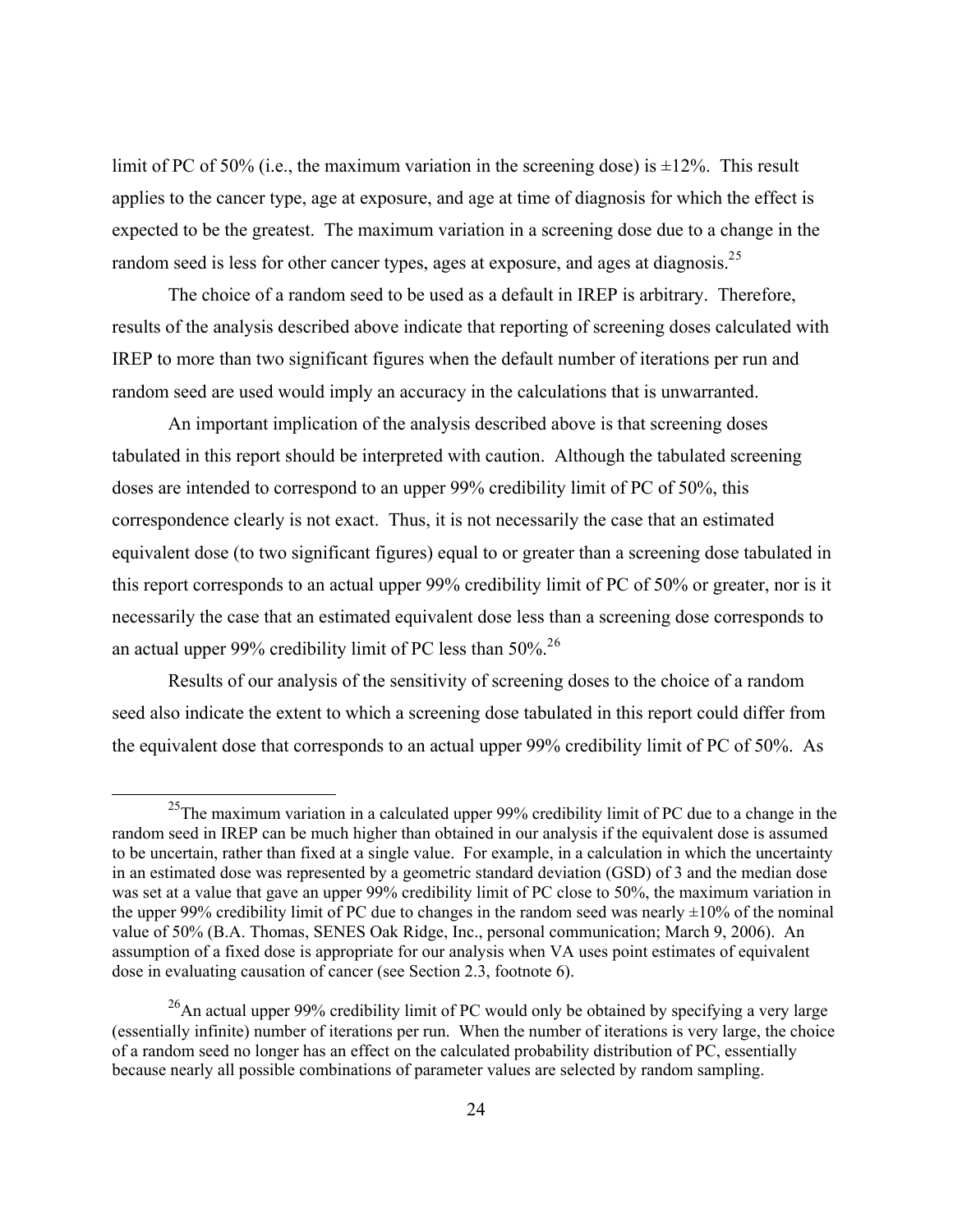limit of PC of 50% (i.e., the maximum variation in the screening dose) is ±12%. This result applies to the cancer type, age at exposure, and age at time of diagnosis for which the effect is expected to be the greatest. The maximum variation in a screening dose due to a change in the random seed is less for other cancer types, ages at exposure, and ages at diagnosis.[25]

The choice of a random seed to be used as a default in IREP is arbitrary. Therefore, results of the analysis described above indicate that reporting of screening doses calculated with IREP to more than two significant figures when the default number of iterations per run and random seed are used would imply an accuracy in the calculations that is unwarranted.

An important implication of the analysis described above is that screening doses tabulated in this report should be interpreted with caution. Although the tabulated screening doses are intended to correspond to an upper 99% credibility limit of PC of 50%, this correspondence clearly is not exact. Thus, it is not necessarily the case that an estimated equivalent dose (to two significant figures) equal to or greater than a screening dose tabulated in this report corresponds to an actual upper 99% credibility limit of PC of 50% or greater, nor is it necessarily the case that an estimated equivalent dose less than a screening dose corresponds to an actual upper 99% credibility limit of PC less than 50%.[26]

Results of our analysis of the sensitivity of screening doses to the choice of a random seed also indicate the extent to which a screening dose tabulated in this report could differ from the equivalent dose that corresponds to an actual upper 99% credibility limit of PC of 50%. As

---

[25] The maximum variation in a calculated upper 99% credibility limit of PC due to a change in the random seed in IREP can be much higher than obtained in our analysis if the equivalent dose is assumed to be uncertain, rather than fixed at a single value. For example, in a calculation in which the uncertainty in an estimated dose was represented by a geometric standard deviation (GSD) of 3 and the median dose was set at a value that gave an upper 99% credibility limit of PC close to 50%, the maximum variation in the upper 99% credibility limit of PC due to changes in the random seed was nearly ±10% of the nominal value of 50% (B.A. Thomas, SENES Oak Ridge, Inc., personal communication; March 9, 2006). An assumption of a fixed dose is appropriate for our analysis when VA uses point estimates of equivalent dose in evaluating causation of cancer (see Section 2.3, footnote 6).

[26] An actual upper 99% credibility limit of PC would only be obtained by specifying a very large (essentially infinite) number of iterations per run. When the number of iterations is very large, the choice of a random seed no longer has an effect on the calculated probability distribution of PC, essentially because nearly all possible combinations of parameter values are selected by random sampling.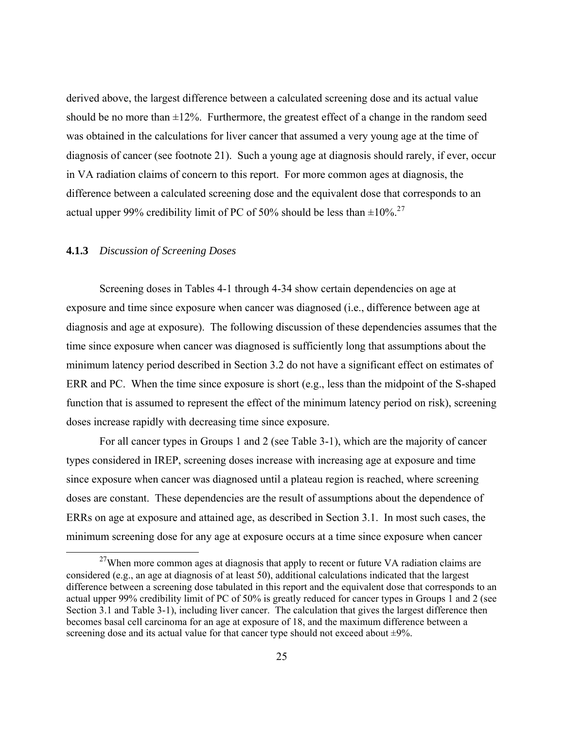derived above, the largest difference between a calculated screening dose and its actual value should be no more than ±12%. Furthermore, the greatest effect of a change in the random seed was obtained in the calculations for liver cancer that assumed a very young age at the time of diagnosis of cancer (see footnote 21). Such a young age at diagnosis should rarely, if ever, occur in VA radiation claims of concern to this report. For more common ages at diagnosis, the difference between a calculated screening dose and the equivalent dose that corresponds to an actual upper 99% credibility limit of PC of 50% should be less than ±10%.[27]

### 4.1.3 *Discussion of Screening Doses*

Screening doses in Tables 4-1 through 4-34 show certain dependencies on age at exposure and time since exposure when cancer was diagnosed (i.e., difference between age at diagnosis and age at exposure). The following discussion of these dependencies assumes that the time since exposure when cancer was diagnosed is sufficiently long that assumptions about the minimum latency period described in Section 3.2 do not have a significant effect on estimates of ERR and PC. When the time since exposure is short (e.g., less than the midpoint of the S-shaped function that is assumed to represent the effect of the minimum latency period on risk), screening doses increase rapidly with decreasing time since exposure.

For all cancer types in Groups 1 and 2 (see Table 3-1), which are the majority of cancer types considered in IREP, screening doses increase with increasing age at exposure and time since exposure when cancer was diagnosed until a plateau region is reached, where screening doses are constant. These dependencies are the result of assumptions about the dependence of ERRs on age at exposure and attained age, as described in Section 3.1. In most such cases, the minimum screening dose for any age at exposure occurs at a time since exposure when cancer

[27]When more common ages at diagnosis that apply to recent or future VA radiation claims are considered (e.g., an age at diagnosis of at least 50), additional calculations indicated that the largest difference between a screening dose tabulated in this report and the equivalent dose that corresponds to an actual upper 99% credibility limit of PC of 50% is greatly reduced for cancer types in Groups 1 and 2 (see Section 3.1 and Table 3-1), including liver cancer. The calculation that gives the largest difference then becomes basal cell carcinoma for an age at exposure of 18, and the maximum difference between a screening dose and its actual value for that cancer type should not exceed about ±9%.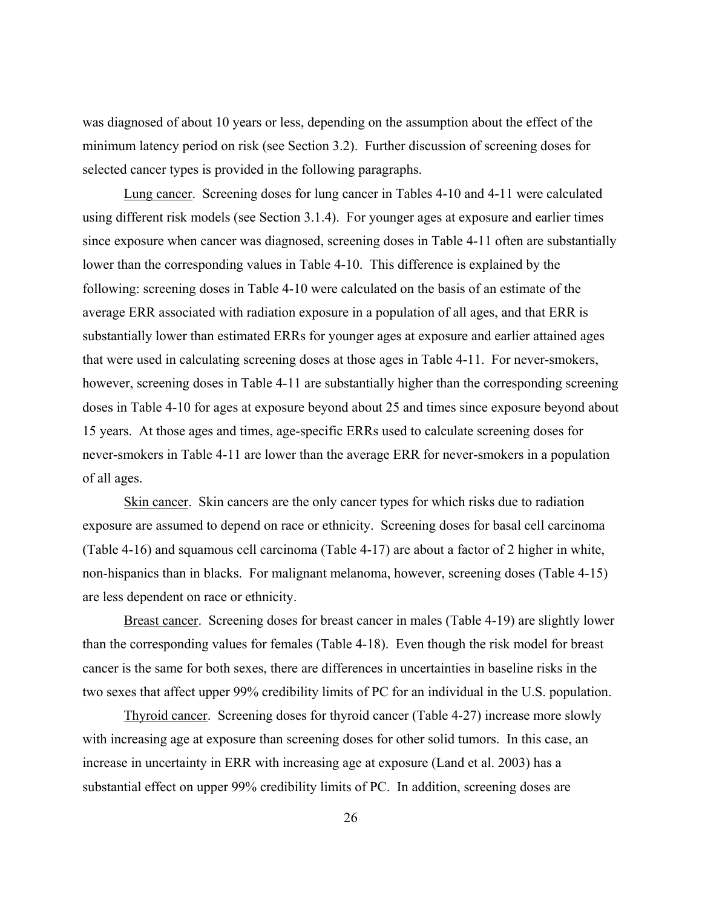was diagnosed of about 10 years or less, depending on the assumption about the effect of the minimum latency period on risk (see Section 3.2). Further discussion of screening doses for selected cancer types is provided in the following paragraphs.

Lung cancer. Screening doses for lung cancer in Tables 4-10 and 4-11 were calculated using different risk models (see Section 3.1.4). For younger ages at exposure and earlier times since exposure when cancer was diagnosed, screening doses in Table 4-11 often are substantially lower than the corresponding values in Table 4-10. This difference is explained by the following: screening doses in Table 4-10 were calculated on the basis of an estimate of the average ERR associated with radiation exposure in a population of all ages, and that ERR is substantially lower than estimated ERRs for younger ages at exposure and earlier attained ages that were used in calculating screening doses at those ages in Table 4-11. For never-smokers, however, screening doses in Table 4-11 are substantially higher than the corresponding screening doses in Table 4-10 for ages at exposure beyond about 25 and times since exposure beyond about 15 years. At those ages and times, age-specific ERRs used to calculate screening doses for never-smokers in Table 4-11 are lower than the average ERR for never-smokers in a population of all ages.

Skin cancer. Skin cancers are the only cancer types for which risks due to radiation exposure are assumed to depend on race or ethnicity. Screening doses for basal cell carcinoma (Table 4-16) and squamous cell carcinoma (Table 4-17) are about a factor of 2 higher in white, non-hispanics than in blacks. For malignant melanoma, however, screening doses (Table 4-15) are less dependent on race or ethnicity.

Breast cancer. Screening doses for breast cancer in males (Table 4-19) are slightly lower than the corresponding values for females (Table 4-18). Even though the risk model for breast cancer is the same for both sexes, there are differences in uncertainties in baseline risks in the two sexes that affect upper 99% credibility limits of PC for an individual in the U.S. population.

Thyroid cancer. Screening doses for thyroid cancer (Table 4-27) increase more slowly with increasing age at exposure than screening doses for other solid tumors. In this case, an increase in uncertainty in ERR with increasing age at exposure (Land et al. 2003) has a substantial effect on upper 99% credibility limits of PC. In addition, screening doses are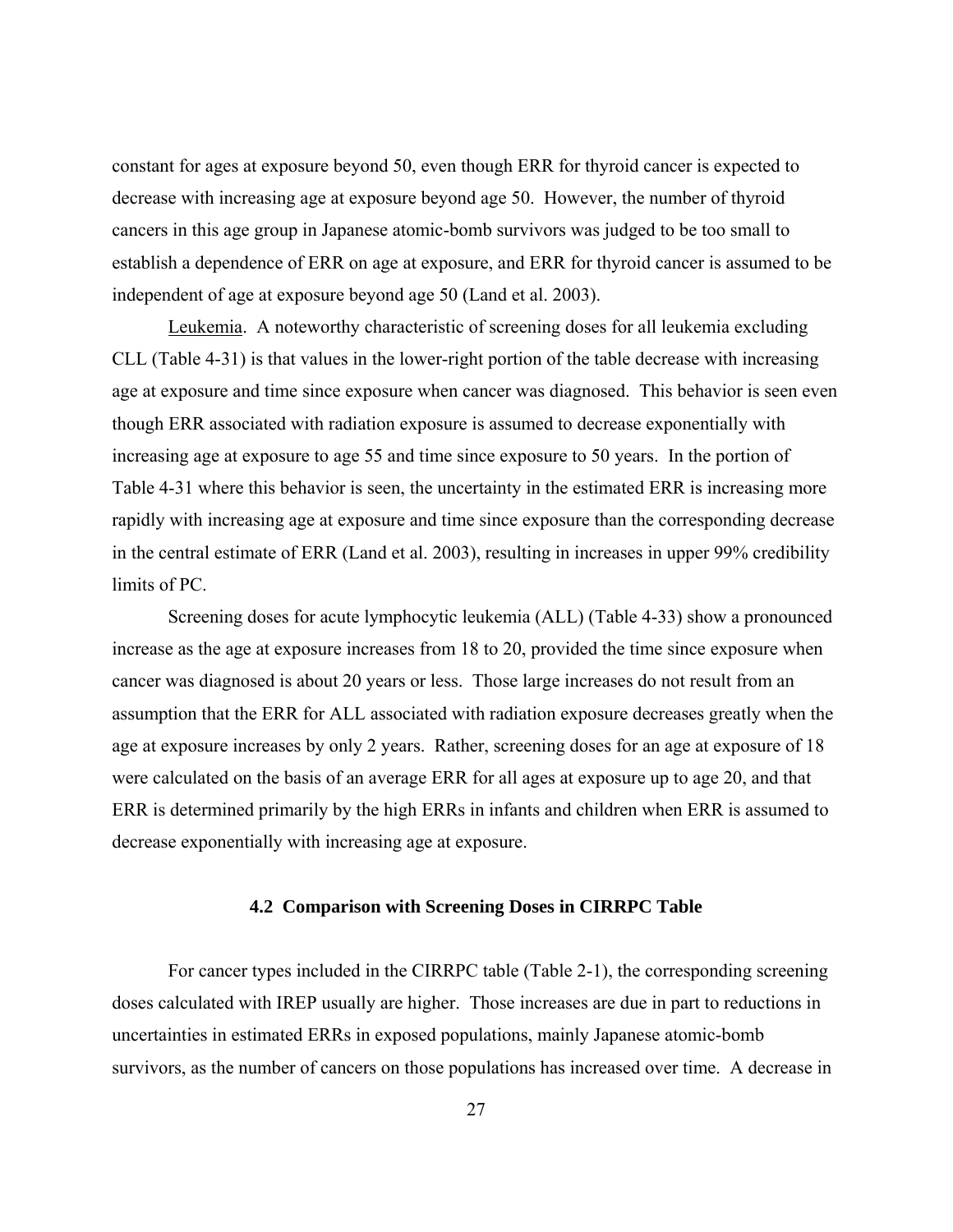constant for ages at exposure beyond 50, even though ERR for thyroid cancer is expected to decrease with increasing age at exposure beyond age 50. However, the number of thyroid cancers in this age group in Japanese atomic-bomb survivors was judged to be too small to establish a dependence of ERR on age at exposure, and ERR for thyroid cancer is assumed to be independent of age at exposure beyond age 50 (Land et al. 2003).

Leukemia. A noteworthy characteristic of screening doses for all leukemia excluding CLL (Table 4-31) is that values in the lower-right portion of the table decrease with increasing age at exposure and time since exposure when cancer was diagnosed. This behavior is seen even though ERR associated with radiation exposure is assumed to decrease exponentially with increasing age at exposure to age 55 and time since exposure to 50 years. In the portion of Table 4-31 where this behavior is seen, the uncertainty in the estimated ERR is increasing more rapidly with increasing age at exposure and time since exposure than the corresponding decrease in the central estimate of ERR (Land et al. 2003), resulting in increases in upper 99% credibility limits of PC.

Screening doses for acute lymphocytic leukemia (ALL) (Table 4-33) show a pronounced increase as the age at exposure increases from 18 to 20, provided the time since exposure when cancer was diagnosed is about 20 years or less. Those large increases do not result from an assumption that the ERR for ALL associated with radiation exposure decreases greatly when the age at exposure increases by only 2 years. Rather, screening doses for an age at exposure of 18 were calculated on the basis of an average ERR for all ages at exposure up to age 20, and that ERR is determined primarily by the high ERRs in infants and children when ERR is assumed to decrease exponentially with increasing age at exposure.

### 4.2 Comparison with Screening Doses in CIRRPC Table

For cancer types included in the CIRRPC table (Table 2-1), the corresponding screening doses calculated with IREP usually are higher. Those increases are due in part to reductions in uncertainties in estimated ERRs in exposed populations, mainly Japanese atomic-bomb survivors, as the number of cancers on those populations has increased over time. A decrease in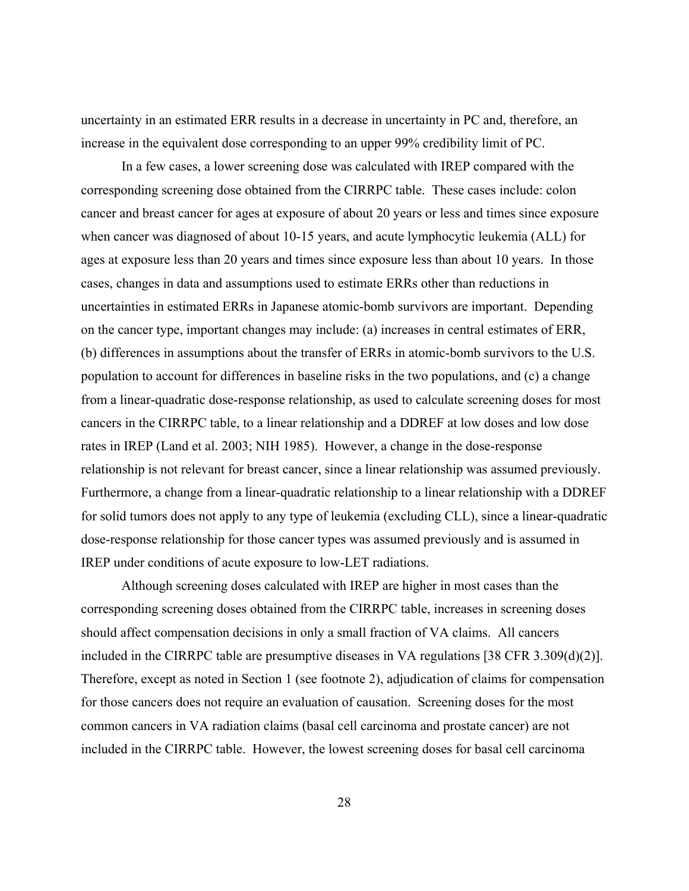uncertainty in an estimated ERR results in a decrease in uncertainty in PC and, therefore, an increase in the equivalent dose corresponding to an upper 99% credibility limit of PC.

In a few cases, a lower screening dose was calculated with IREP compared with the corresponding screening dose obtained from the CIRRPC table. These cases include: colon cancer and breast cancer for ages at exposure of about 20 years or less and times since exposure when cancer was diagnosed of about 10-15 years, and acute lymphocytic leukemia (ALL) for ages at exposure less than 20 years and times since exposure less than about 10 years. In those cases, changes in data and assumptions used to estimate ERRs other than reductions in uncertainties in estimated ERRs in Japanese atomic-bomb survivors are important. Depending on the cancer type, important changes may include: (a) increases in central estimates of ERR, (b) differences in assumptions about the transfer of ERRs in atomic-bomb survivors to the U.S. population to account for differences in baseline risks in the two populations, and (c) a change from a linear-quadratic dose-response relationship, as used to calculate screening doses for most cancers in the CIRRPC table, to a linear relationship and a DDREF at low doses and low dose rates in IREP (Land et al. 2003; NIH 1985). However, a change in the dose-response relationship is not relevant for breast cancer, since a linear relationship was assumed previously. Furthermore, a change from a linear-quadratic relationship to a linear relationship with a DDREF for solid tumors does not apply to any type of leukemia (excluding CLL), since a linear-quadratic dose-response relationship for those cancer types was assumed previously and is assumed in IREP under conditions of acute exposure to low-LET radiations.

Although screening doses calculated with IREP are higher in most cases than the corresponding screening doses obtained from the CIRRPC table, increases in screening doses should affect compensation decisions in only a small fraction of VA claims. All cancers included in the CIRRPC table are presumptive diseases in VA regulations [38 CFR 3.309(d)(2)]. Therefore, except as noted in Section 1 (see footnote 2), adjudication of claims for compensation for those cancers does not require an evaluation of causation. Screening doses for the most common cancers in VA radiation claims (basal cell carcinoma and prostate cancer) are not included in the CIRRPC table. However, the lowest screening doses for basal cell carcinoma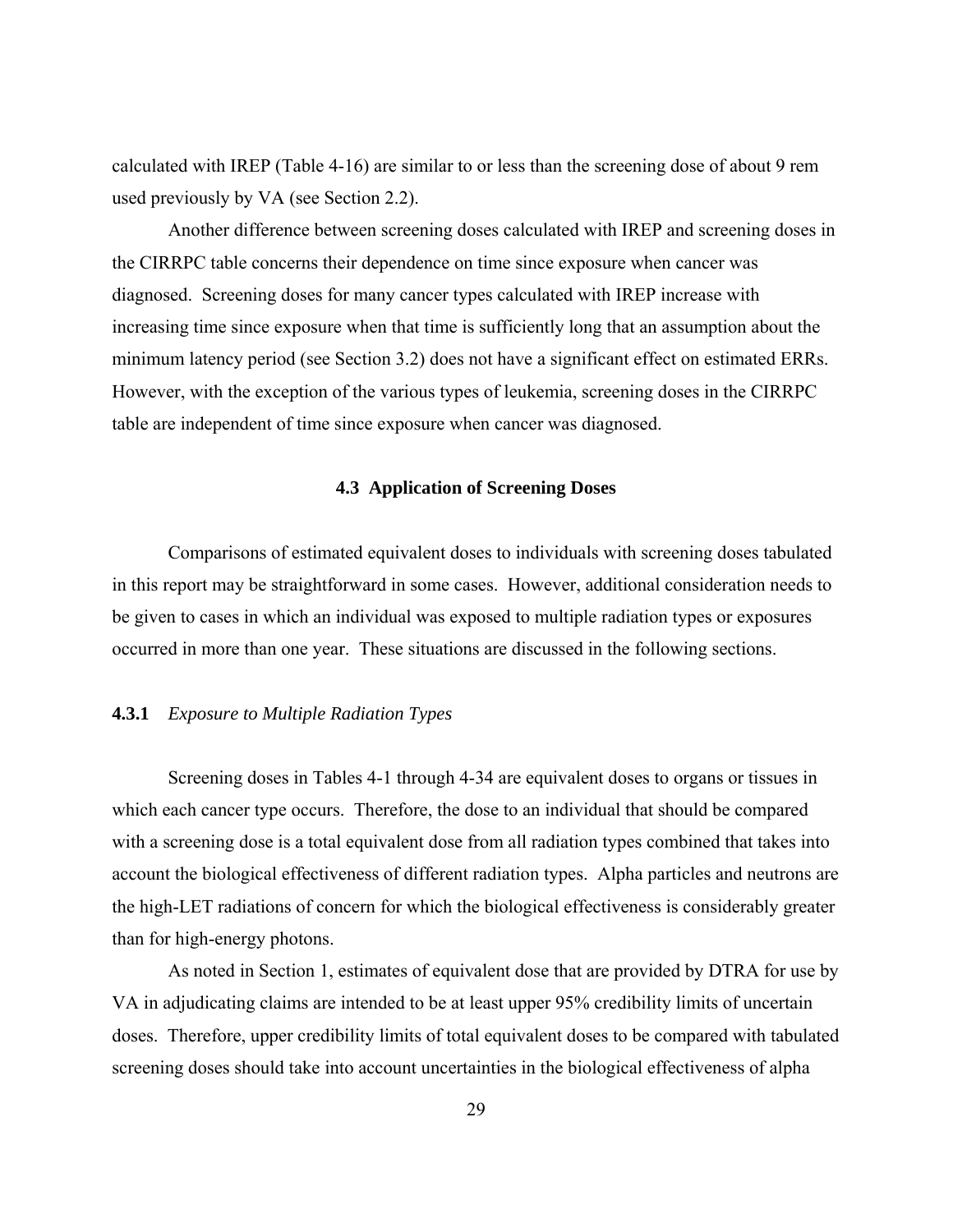calculated with IREP (Table 4-16) are similar to or less than the screening dose of about 9 rem used previously by VA (see Section 2.2).

Another difference between screening doses calculated with IREP and screening doses in the CIRRPC table concerns their dependence on time since exposure when cancer was diagnosed. Screening doses for many cancer types calculated with IREP increase with increasing time since exposure when that time is sufficiently long that an assumption about the minimum latency period (see Section 3.2) does not have a significant effect on estimated ERRs. However, with the exception of the various types of leukemia, screening doses in the CIRRPC table are independent of time since exposure when cancer was diagnosed.

## 4.3 Application of Screening Doses

Comparisons of estimated equivalent doses to individuals with screening doses tabulated in this report may be straightforward in some cases. However, additional consideration needs to be given to cases in which an individual was exposed to multiple radiation types or exposures occurred in more than one year. These situations are discussed in the following sections.

### **4.3.1** *Exposure to Multiple Radiation Types*

Screening doses in Tables 4-1 through 4-34 are equivalent doses to organs or tissues in which each cancer type occurs. Therefore, the dose to an individual that should be compared with a screening dose is a total equivalent dose from all radiation types combined that takes into account the biological effectiveness of different radiation types. Alpha particles and neutrons are the high-LET radiations of concern for which the biological effectiveness is considerably greater than for high-energy photons.

As noted in Section 1, estimates of equivalent dose that are provided by DTRA for use by VA in adjudicating claims are intended to be at least upper 95% credibility limits of uncertain doses. Therefore, upper credibility limits of total equivalent doses to be compared with tabulated screening doses should take into account uncertainties in the biological effectiveness of alpha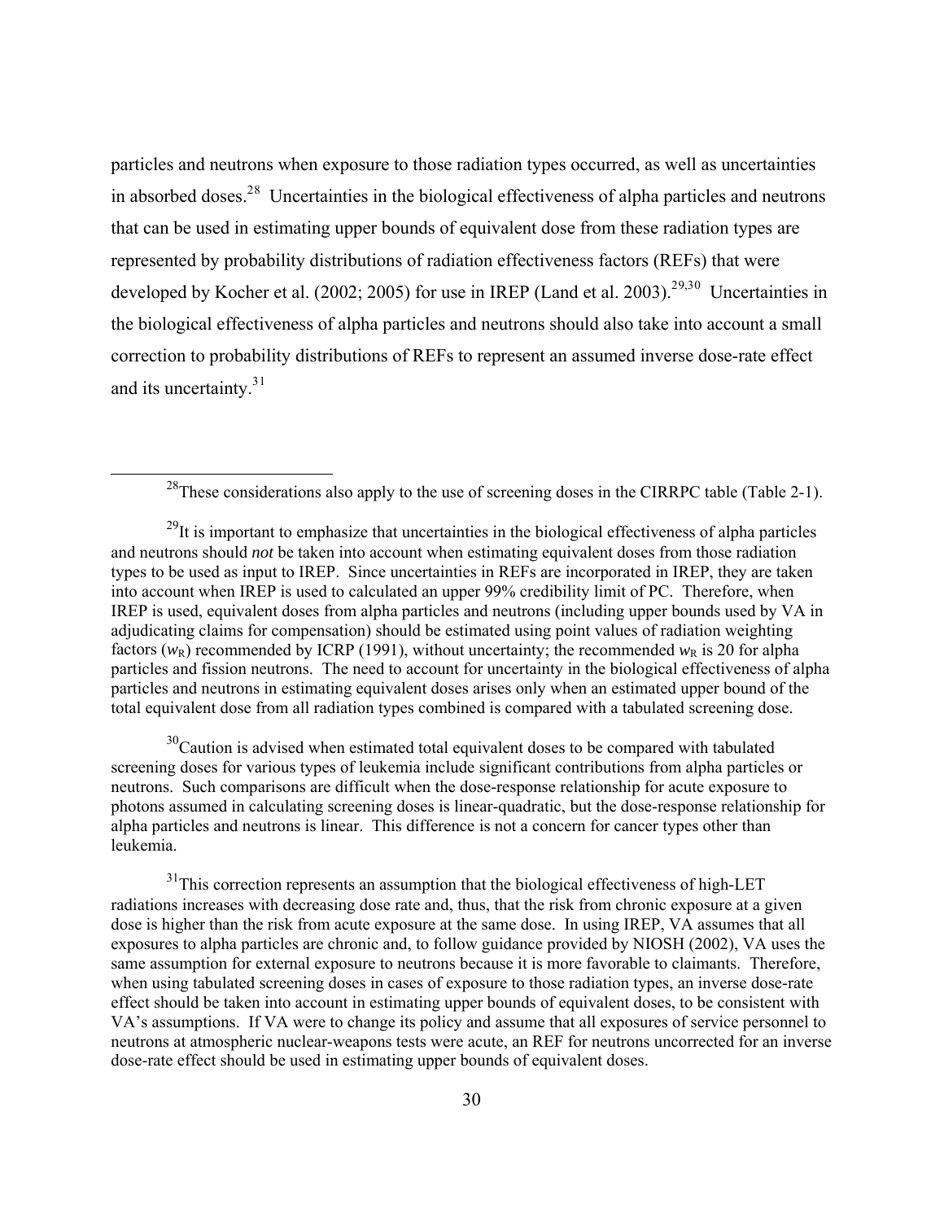particles and neutrons when exposure to those radiation types occurred, as well as uncertainties in absorbed doses.[28] Uncertainties in the biological effectiveness of alpha particles and neutrons that can be used in estimating upper bounds of equivalent dose from these radiation types are represented by probability distributions of radiation effectiveness factors (REFs) that were developed by Kocher et al. (2002; 2005) for use in IREP (Land et al. 2003).[29,30] Uncertainties in the biological effectiveness of alpha particles and neutrons should also take into account a small correction to probability distributions of REFs to represent an assumed inverse dose-rate effect and its uncertainty.[31]

---

[28]These considerations also apply to the use of screening doses in the CIRRPC table (Table 2-1).

[29]It is important to emphasize that uncertainties in the biological effectiveness of alpha particles and neutrons should *not* be taken into account when estimating equivalent doses from those radiation types to be used as input to IREP. Since uncertainties in REFs are incorporated in IREP, they are taken into account when IREP is used to calculated an upper 99% credibility limit of PC. Therefore, when IREP is used, equivalent doses from alpha particles and neutrons (including upper bounds used by VA in adjudicating claims for compensation) should be estimated using point values of radiation weighting factors ($w_R$) recommended by ICRP (1991), without uncertainty; the recommended $w_R$ is 20 for alpha particles and fission neutrons. The need to account for uncertainty in the biological effectiveness of alpha particles and neutrons in estimating equivalent doses arises only when an estimated upper bound of the total equivalent dose from all radiation types combined is compared with a tabulated screening dose.

[30]Caution is advised when estimated total equivalent doses to be compared with tabulated screening doses for various types of leukemia include significant contributions from alpha particles or neutrons. Such comparisons are difficult when the dose-response relationship for acute exposure to photons assumed in calculating screening doses is linear-quadratic, but the dose-response relationship for alpha particles and neutrons is linear. This difference is not a concern for cancer types other than leukemia.

[31]This correction represents an assumption that the biological effectiveness of high-LET radiations increases with decreasing dose rate and, thus, that the risk from chronic exposure at a given dose is higher than the risk from acute exposure at the same dose. In using IREP, VA assumes that all exposures to alpha particles are chronic and, to follow guidance provided by NIOSH (2002), VA uses the same assumption for external exposure to neutrons because it is more favorable to claimants. Therefore, when using tabulated screening doses in cases of exposure to those radiation types, an inverse dose-rate effect should be taken into account in estimating upper bounds of equivalent doses, to be consistent with VA's assumptions. If VA were to change its policy and assume that all exposures of service personnel to neutrons at atmospheric nuclear-weapons tests were acute, an REF for neutrons uncorrected for an inverse dose-rate effect should be used in estimating upper bounds of equivalent doses.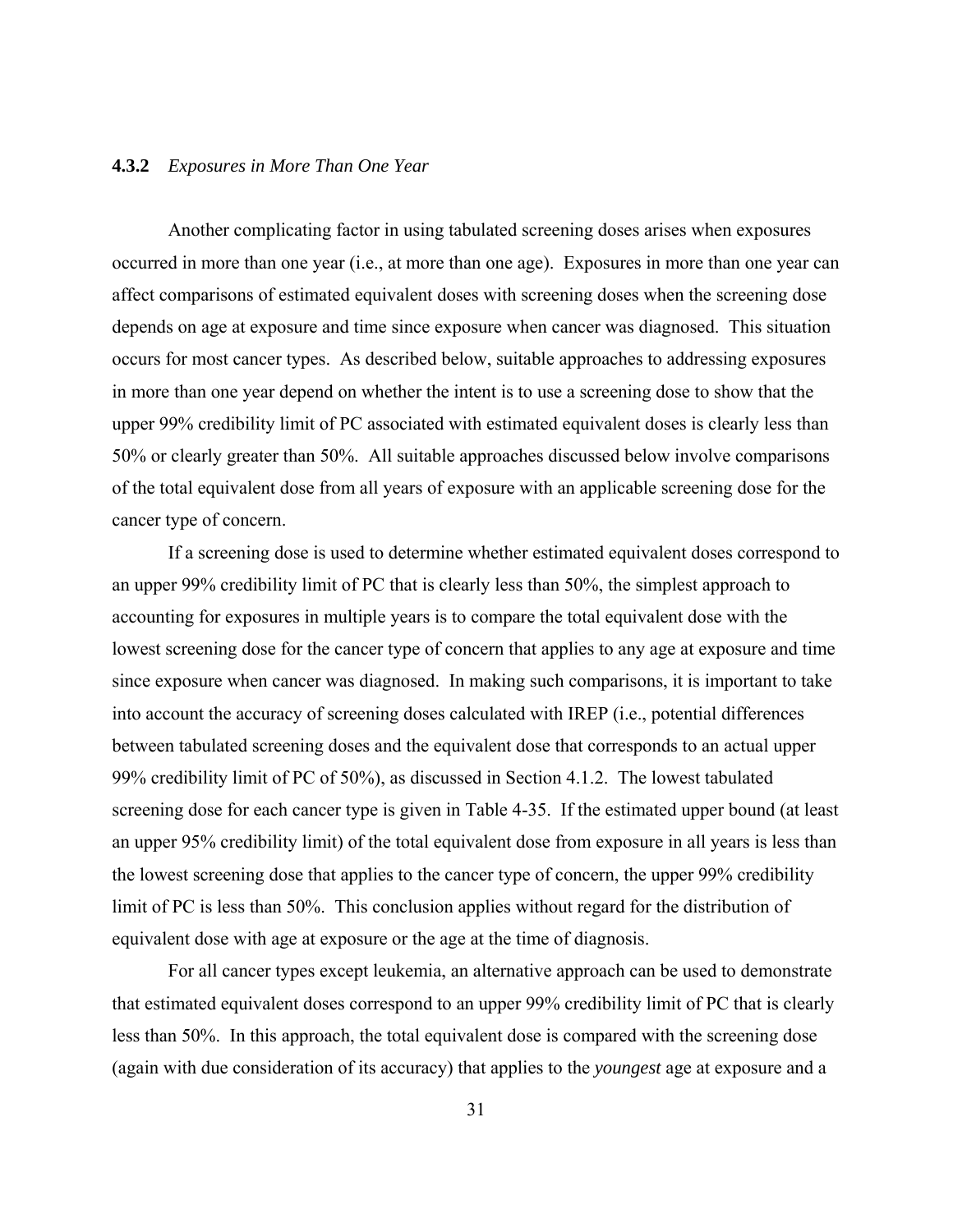### 4.3.2 *Exposures in More Than One Year*

Another complicating factor in using tabulated screening doses arises when exposures occurred in more than one year (i.e., at more than one age). Exposures in more than one year can affect comparisons of estimated equivalent doses with screening doses when the screening dose depends on age at exposure and time since exposure when cancer was diagnosed. This situation occurs for most cancer types. As described below, suitable approaches to addressing exposures in more than one year depend on whether the intent is to use a screening dose to show that the upper 99% credibility limit of PC associated with estimated equivalent doses is clearly less than 50% or clearly greater than 50%. All suitable approaches discussed below involve comparisons of the total equivalent dose from all years of exposure with an applicable screening dose for the cancer type of concern.

If a screening dose is used to determine whether estimated equivalent doses correspond to an upper 99% credibility limit of PC that is clearly less than 50%, the simplest approach to accounting for exposures in multiple years is to compare the total equivalent dose with the lowest screening dose for the cancer type of concern that applies to any age at exposure and time since exposure when cancer was diagnosed. In making such comparisons, it is important to take into account the accuracy of screening doses calculated with IREP (i.e., potential differences between tabulated screening doses and the equivalent dose that corresponds to an actual upper 99% credibility limit of PC of 50%), as discussed in Section 4.1.2. The lowest tabulated screening dose for each cancer type is given in Table 4-35. If the estimated upper bound (at least an upper 95% credibility limit) of the total equivalent dose from exposure in all years is less than the lowest screening dose that applies to the cancer type of concern, the upper 99% credibility limit of PC is less than 50%. This conclusion applies without regard for the distribution of equivalent dose with age at exposure or the age at the time of diagnosis.

For all cancer types except leukemia, an alternative approach can be used to demonstrate that estimated equivalent doses correspond to an upper 99% credibility limit of PC that is clearly less than 50%. In this approach, the total equivalent dose is compared with the screening dose (again with due consideration of its accuracy) that applies to the *youngest* age at exposure and a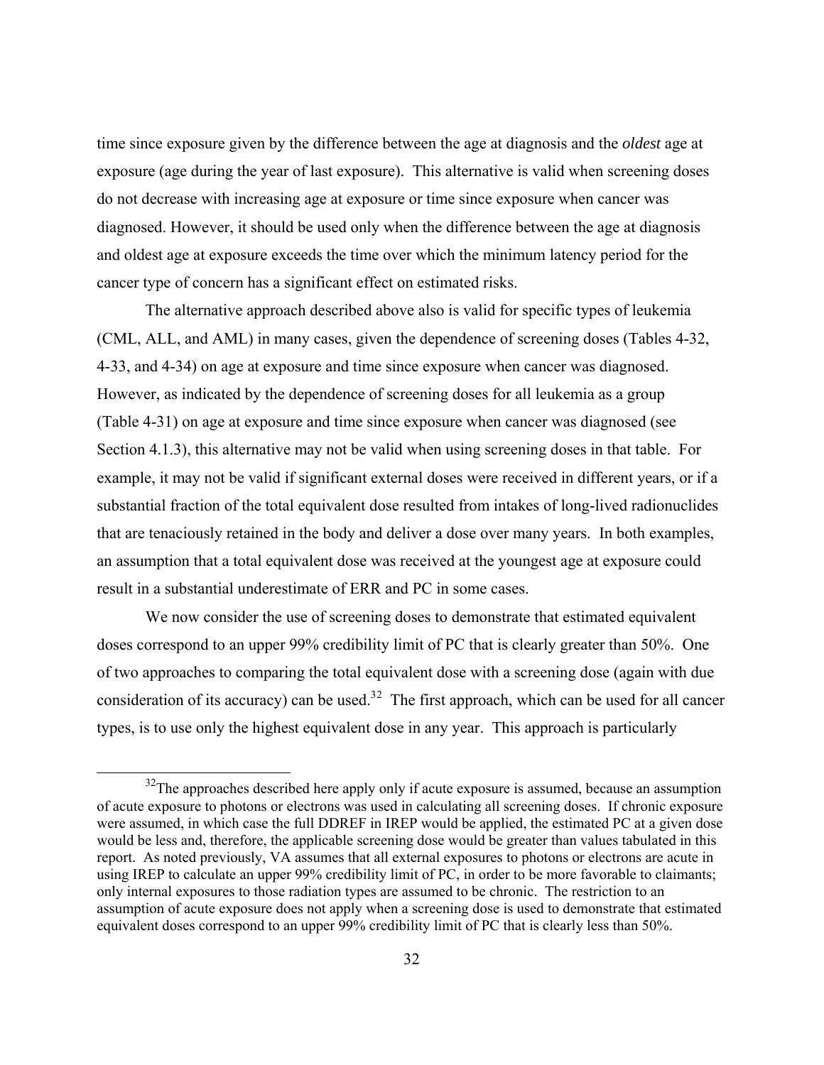time since exposure given by the difference between the age at diagnosis and the *oldest* age at exposure (age during the year of last exposure). This alternative is valid when screening doses do not decrease with increasing age at exposure or time since exposure when cancer was diagnosed. However, it should be used only when the difference between the age at diagnosis and oldest age at exposure exceeds the time over which the minimum latency period for the cancer type of concern has a significant effect on estimated risks.

The alternative approach described above also is valid for specific types of leukemia (CML, ALL, and AML) in many cases, given the dependence of screening doses (Tables 4-32, 4-33, and 4-34) on age at exposure and time since exposure when cancer was diagnosed. However, as indicated by the dependence of screening doses for all leukemia as a group (Table 4-31) on age at exposure and time since exposure when cancer was diagnosed (see Section 4.1.3), this alternative may not be valid when using screening doses in that table. For example, it may not be valid if significant external doses were received in different years, or if a substantial fraction of the total equivalent dose resulted from intakes of long-lived radionuclides that are tenaciously retained in the body and deliver a dose over many years. In both examples, an assumption that a total equivalent dose was received at the youngest age at exposure could result in a substantial underestimate of ERR and PC in some cases.

We now consider the use of screening doses to demonstrate that estimated equivalent doses correspond to an upper 99% credibility limit of PC that is clearly greater than 50%. One of two approaches to comparing the total equivalent dose with a screening dose (again with due consideration of its accuracy) can be used.[32] The first approach, which can be used for all cancer types, is to use only the highest equivalent dose in any year. This approach is particularly

[32]The approaches described here apply only if acute exposure is assumed, because an assumption of acute exposure to photons or electrons was used in calculating all screening doses. If chronic exposure were assumed, in which case the full DDREF in IREP would be applied, the estimated PC at a given dose would be less and, therefore, the applicable screening dose would be greater than values tabulated in this report. As noted previously, VA assumes that all external exposures to photons or electrons are acute in using IREP to calculate an upper 99% credibility limit of PC, in order to be more favorable to claimants; only internal exposures to those radiation types are assumed to be chronic. The restriction to an assumption of acute exposure does not apply when a screening dose is used to demonstrate that estimated equivalent doses correspond to an upper 99% credibility limit of PC that is clearly less than 50%.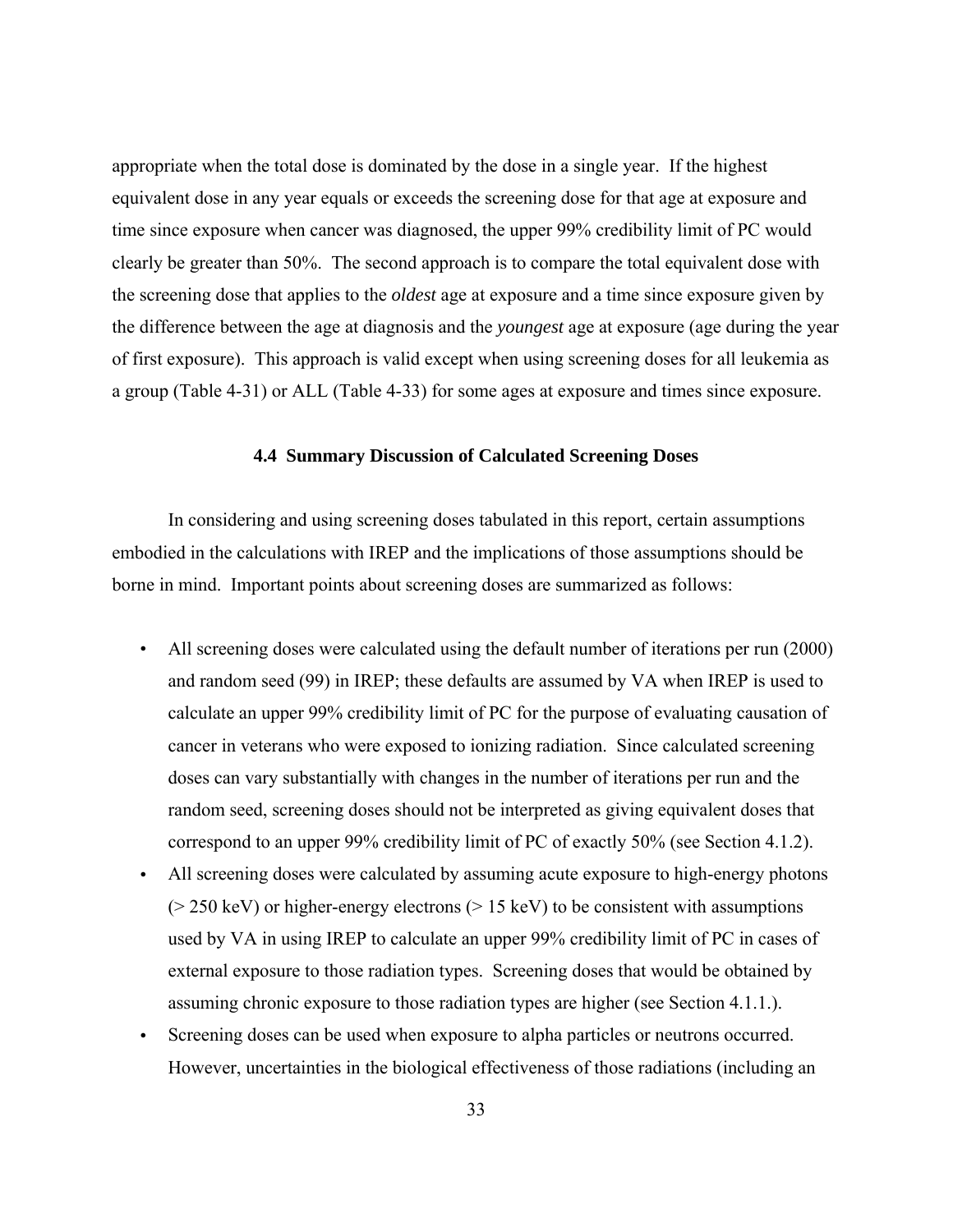appropriate when the total dose is dominated by the dose in a single year. If the highest equivalent dose in any year equals or exceeds the screening dose for that age at exposure and time since exposure when cancer was diagnosed, the upper 99% credibility limit of PC would clearly be greater than 50%. The second approach is to compare the total equivalent dose with the screening dose that applies to the *oldest* age at exposure and a time since exposure given by the difference between the age at diagnosis and the *youngest* age at exposure (age during the year of first exposure). This approach is valid except when using screening doses for all leukemia as a group (Table 4-31) or ALL (Table 4-33) for some ages at exposure and times since exposure.

### 4.4 Summary Discussion of Calculated Screening Doses

In considering and using screening doses tabulated in this report, certain assumptions embodied in the calculations with IREP and the implications of those assumptions should be borne in mind. Important points about screening doses are summarized as follows:

- All screening doses were calculated using the default number of iterations per run (2000) and random seed (99) in IREP; these defaults are assumed by VA when IREP is used to calculate an upper 99% credibility limit of PC for the purpose of evaluating causation of cancer in veterans who were exposed to ionizing radiation. Since calculated screening doses can vary substantially with changes in the number of iterations per run and the random seed, screening doses should not be interpreted as giving equivalent doses that correspond to an upper 99% credibility limit of PC of exactly 50% (see Section 4.1.2).
- All screening doses were calculated by assuming acute exposure to high-energy photons (> 250 keV) or higher-energy electrons (> 15 keV) to be consistent with assumptions used by VA in using IREP to calculate an upper 99% credibility limit of PC in cases of external exposure to those radiation types. Screening doses that would be obtained by assuming chronic exposure to those radiation types are higher (see Section 4.1.1.).
- Screening doses can be used when exposure to alpha particles or neutrons occurred. However, uncertainties in the biological effectiveness of those radiations (including an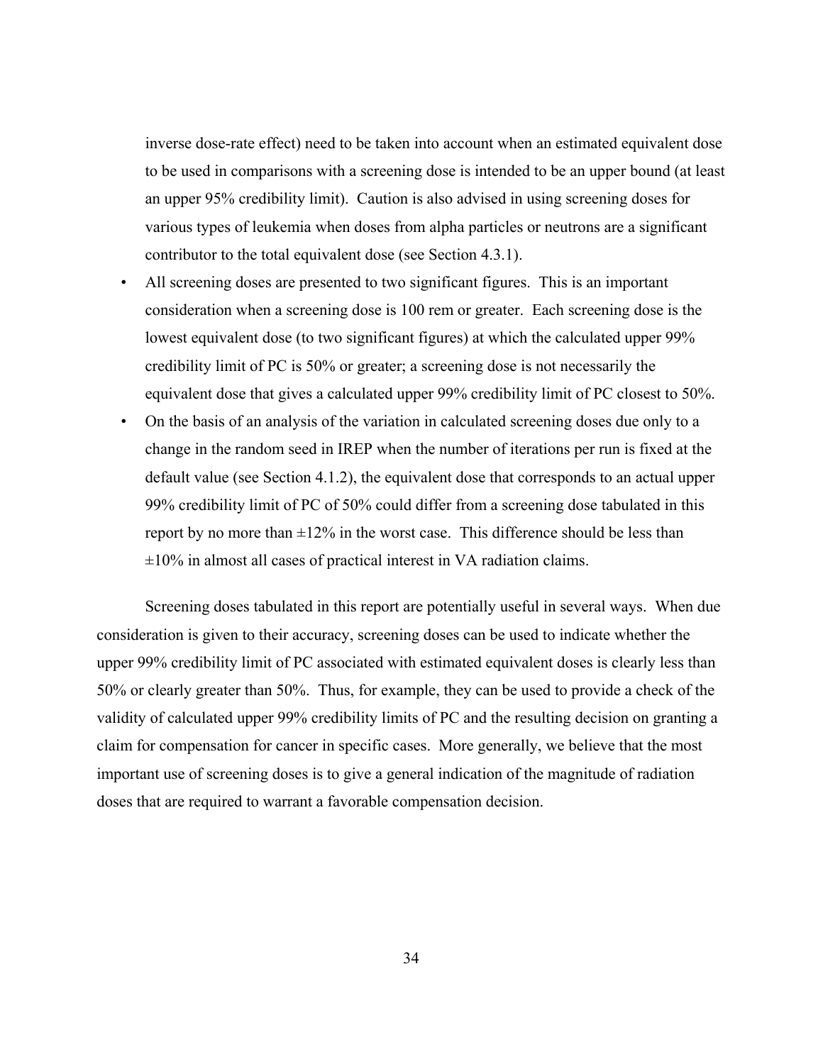inverse dose-rate effect) need to be taken into account when an estimated equivalent dose to be used in comparisons with a screening dose is intended to be an upper bound (at least an upper 95% credibility limit). Caution is also advised in using screening doses for various types of leukemia when doses from alpha particles or neutrons are a significant contributor to the total equivalent dose (see Section 4.3.1).

- All screening doses are presented to two significant figures. This is an important consideration when a screening dose is 100 rem or greater. Each screening dose is the lowest equivalent dose (to two significant figures) at which the calculated upper 99% credibility limit of PC is 50% or greater; a screening dose is not necessarily the equivalent dose that gives a calculated upper 99% credibility limit of PC closest to 50%.
- On the basis of an analysis of the variation in calculated screening doses due only to a change in the random seed in IREP when the number of iterations per run is fixed at the default value (see Section 4.1.2), the equivalent dose that corresponds to an actual upper 99% credibility limit of PC of 50% could differ from a screening dose tabulated in this report by no more than ±12% in the worst case. This difference should be less than ±10% in almost all cases of practical interest in VA radiation claims.

Screening doses tabulated in this report are potentially useful in several ways. When due consideration is given to their accuracy, screening doses can be used to indicate whether the upper 99% credibility limit of PC associated with estimated equivalent doses is clearly less than 50% or clearly greater than 50%. Thus, for example, they can be used to provide a check of the validity of calculated upper 99% credibility limits of PC and the resulting decision on granting a claim for compensation for cancer in specific cases. More generally, we believe that the most important use of screening doses is to give a general indication of the magnitude of radiation doses that are required to warrant a favorable compensation decision.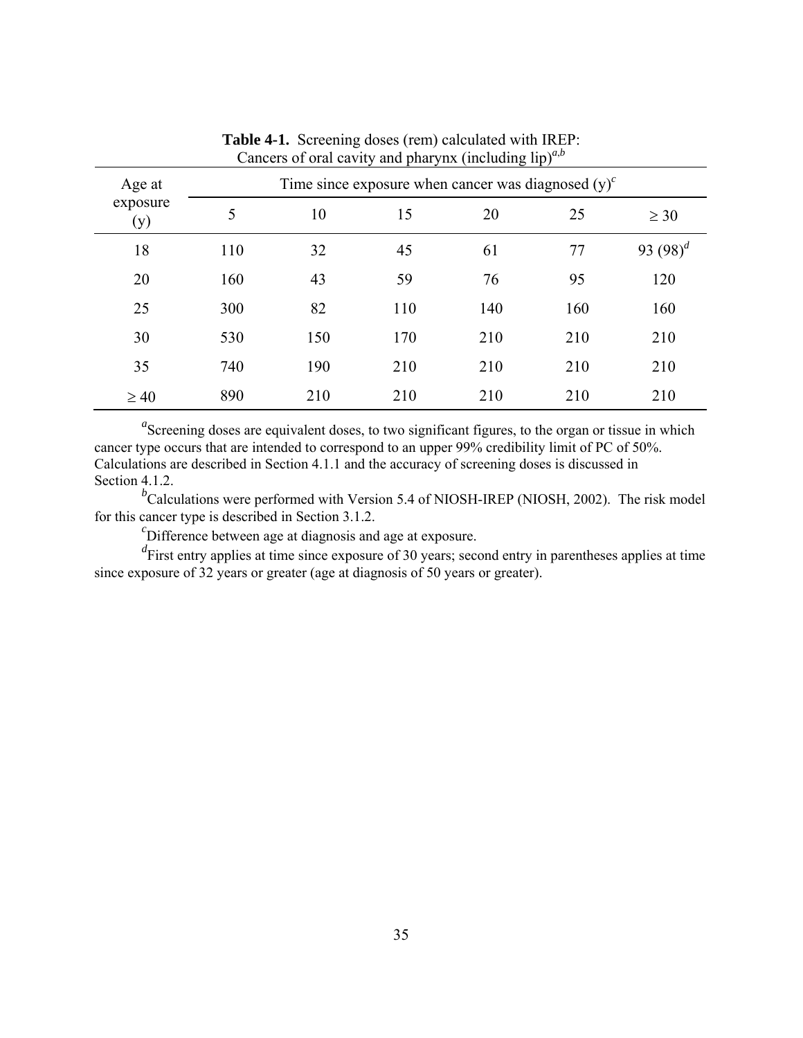**Table 4-1.** Screening doses (rem) calculated with IREP: Cancers of oral cavity and pharynx (including lip)[a,b]

| Age at exposure (y) | Time since exposure when cancer was diagnosed (y)[c] | | | | | |
|---|---|---|---|---|---|---|
| | 5 | 10 | 15 | 20 | 25 | ≥ 30 |
| 18 | 110 | 32 | 45 | 61 | 77 | 93 (98)[d] |
| 20 | 160 | 43 | 59 | 76 | 95 | 120 |
| 25 | 300 | 82 | 110 | 140 | 160 | 160 |
| 30 | 530 | 150 | 170 | 210 | 210 | 210 |
| 35 | 740 | 190 | 210 | 210 | 210 | 210 |
| ≥ 40 | 890 | 210 | 210 | 210 | 210 | 210 |

[a]Screening doses are equivalent doses, to two significant figures, to the organ or tissue in which cancer type occurs that are intended to correspond to an upper 99% credibility limit of PC of 50%. Calculations are described in Section 4.1.1 and the accuracy of screening doses is discussed in Section 4.1.2.

[b]Calculations were performed with Version 5.4 of NIOSH-IREP (NIOSH, 2002). The risk model for this cancer type is described in Section 3.1.2.

[c]Difference between age at diagnosis and age at exposure.

[d]First entry applies at time since exposure of 30 years; second entry in parentheses applies at time since exposure of 32 years or greater (age at diagnosis of 50 years or greater).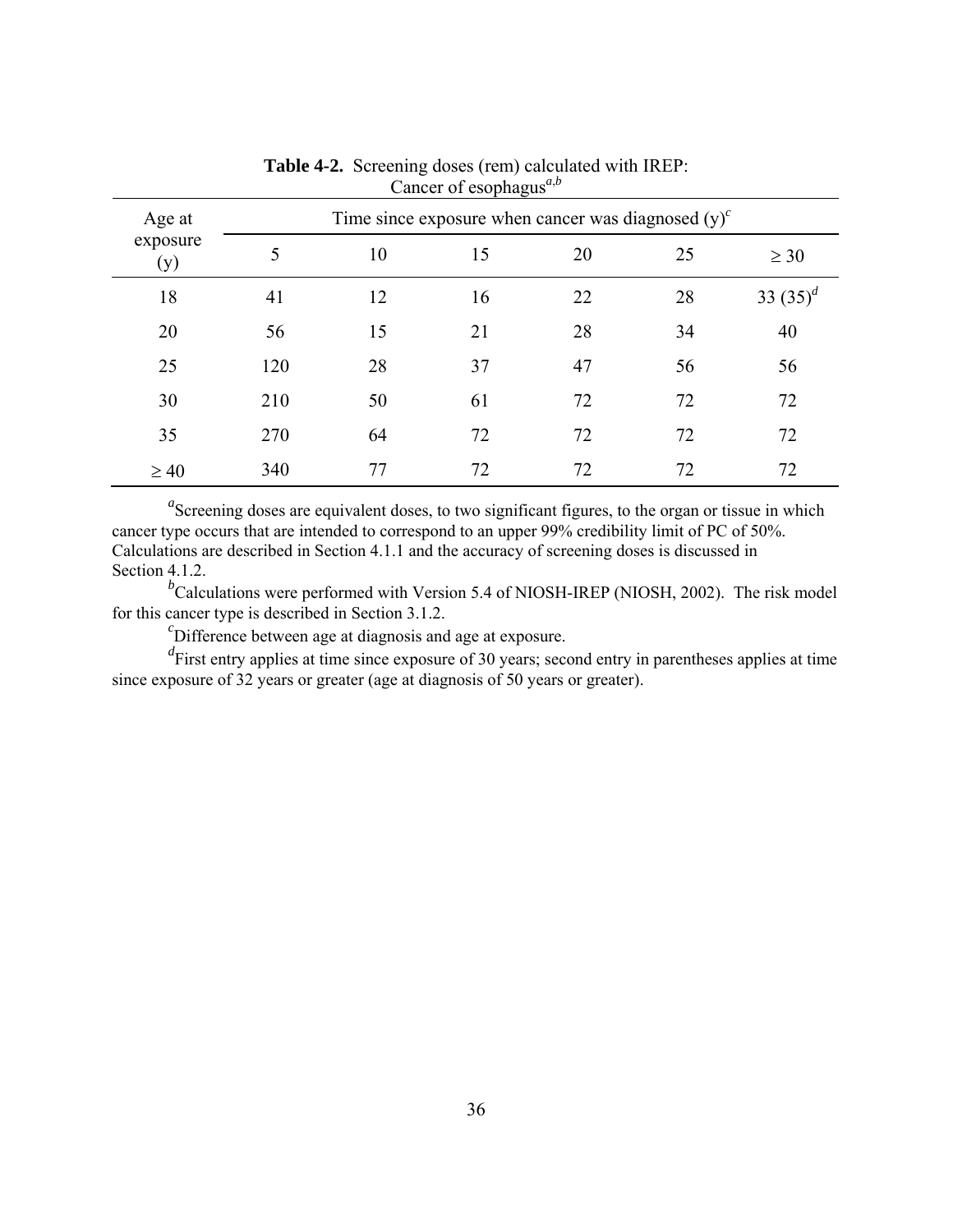**Table 4-2.** Screening doses (rem) calculated with IREP: Cancer of esophagus[a,b]

| Age at exposure (y) | Time since exposure when cancer was diagnosed (y)[c] | | | | | |
|---|---|---|---|---|---|---|
| | 5 | 10 | 15 | 20 | 25 | ≥ 30 |
| 18 | 41 | 12 | 16 | 22 | 28 | 33 (35)[d] |
| 20 | 56 | 15 | 21 | 28 | 34 | 40 |
| 25 | 120 | 28 | 37 | 47 | 56 | 56 |
| 30 | 210 | 50 | 61 | 72 | 72 | 72 |
| 35 | 270 | 64 | 72 | 72 | 72 | 72 |
| ≥ 40 | 340 | 77 | 72 | 72 | 72 | 72 |

[a]Screening doses are equivalent doses, to two significant figures, to the organ or tissue in which cancer type occurs that are intended to correspond to an upper 99% credibility limit of PC of 50%. Calculations are described in Section 4.1.1 and the accuracy of screening doses is discussed in Section 4.1.2.

[b]Calculations were performed with Version 5.4 of NIOSH-IREP (NIOSH, 2002). The risk model for this cancer type is described in Section 3.1.2.

[c]Difference between age at diagnosis and age at exposure.

[d]First entry applies at time since exposure of 30 years; second entry in parentheses applies at time since exposure of 32 years or greater (age at diagnosis of 50 years or greater).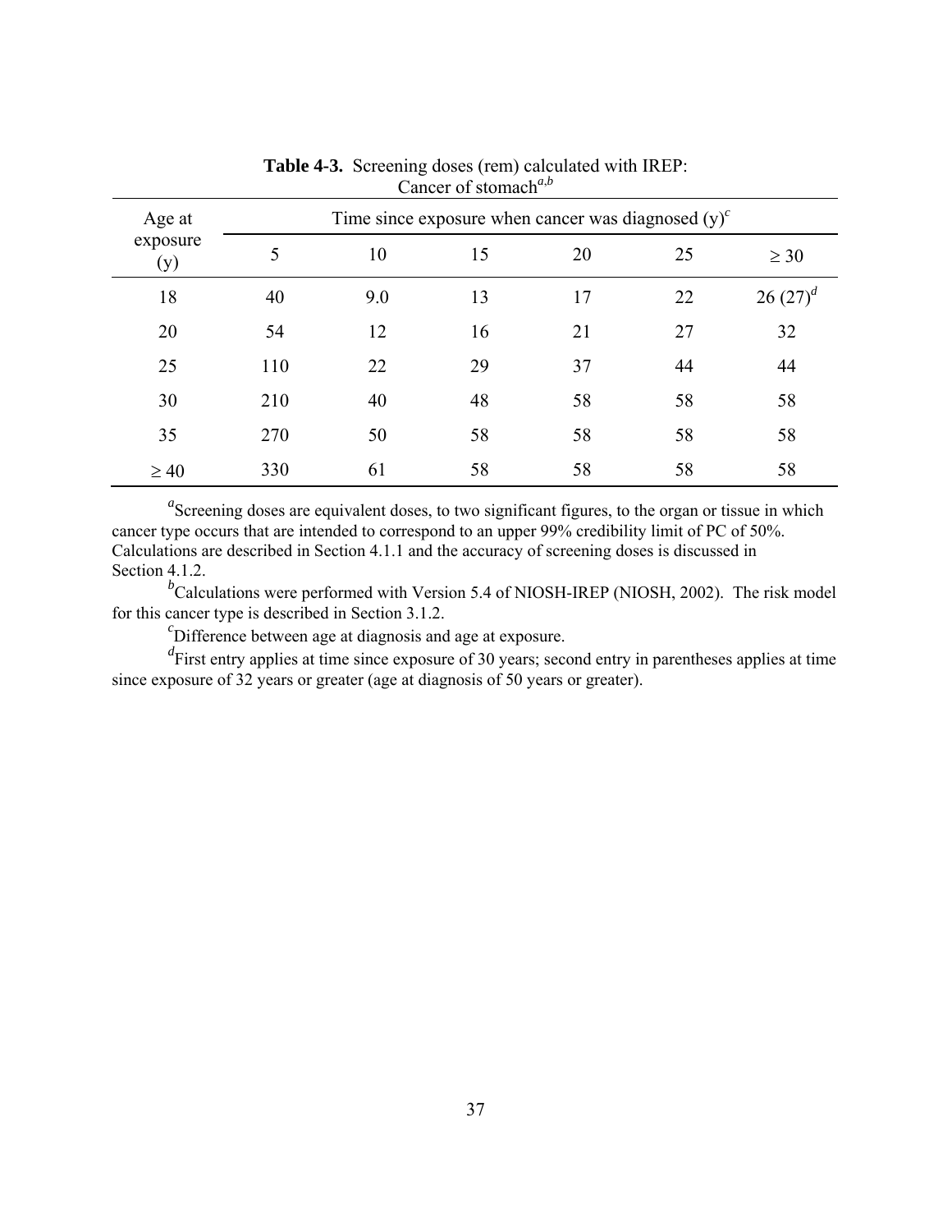**Table 4-3.** Screening doses (rem) calculated with IREP: Cancer of stomach[a,b]

| Age at exposure (y) | Time since exposure when cancer was diagnosed (y)[c] | | | | | |
|---|---|---|---|---|---|---|
| | 5 | 10 | 15 | 20 | 25 | ≥ 30 |
| 18 | 40 | 9.0 | 13 | 17 | 22 | 26 (27)[d] |
| 20 | 54 | 12 | 16 | 21 | 27 | 32 |
| 25 | 110 | 22 | 29 | 37 | 44 | 44 |
| 30 | 210 | 40 | 48 | 58 | 58 | 58 |
| 35 | 270 | 50 | 58 | 58 | 58 | 58 |
| ≥ 40 | 330 | 61 | 58 | 58 | 58 | 58 |

[a]Screening doses are equivalent doses, to two significant figures, to the organ or tissue in which cancer type occurs that are intended to correspond to an upper 99% credibility limit of PC of 50%. Calculations are described in Section 4.1.1 and the accuracy of screening doses is discussed in Section 4.1.2.

[b]Calculations were performed with Version 5.4 of NIOSH-IREP (NIOSH, 2002). The risk model for this cancer type is described in Section 3.1.2.

[c]Difference between age at diagnosis and age at exposure.

[d]First entry applies at time since exposure of 30 years; second entry in parentheses applies at time since exposure of 32 years or greater (age at diagnosis of 50 years or greater).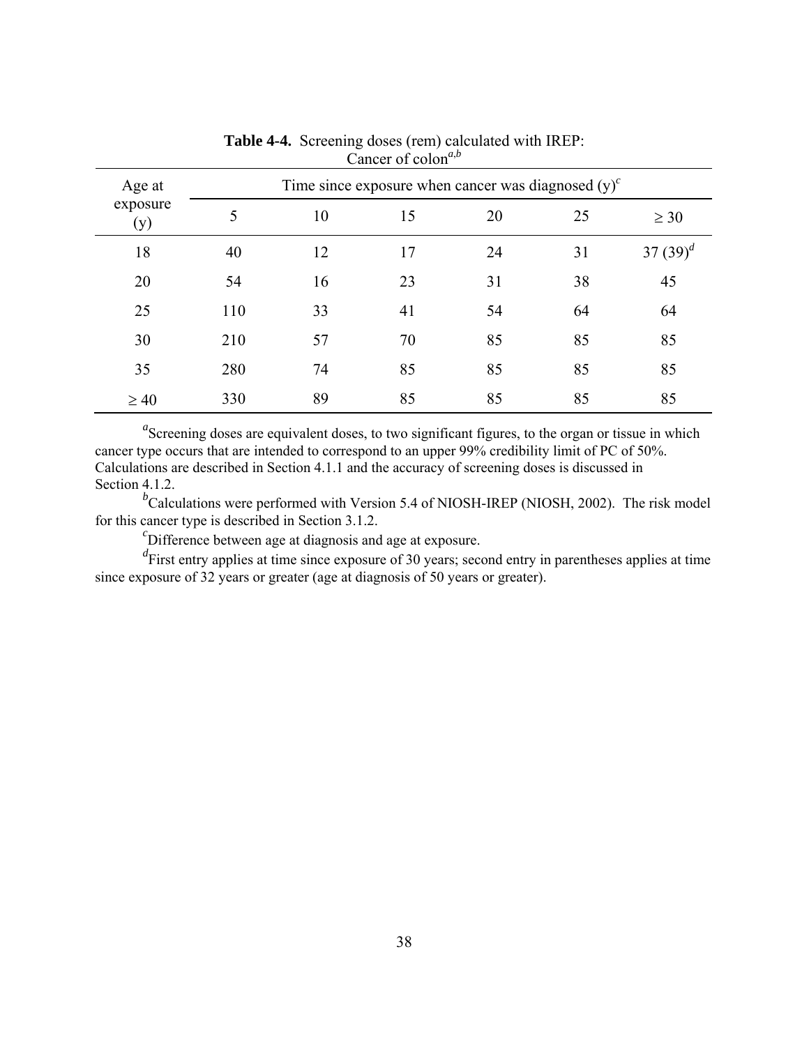**Table 4-4.** Screening doses (rem) calculated with IREP: Cancer of colon[a,b]

| Age at exposure (y) | Time since exposure when cancer was diagnosed (y)[c] | | | | | |
|---|---|---|---|---|---|---|
| | 5 | 10 | 15 | 20 | 25 | ≥ 30 |
| 18 | 40 | 12 | 17 | 24 | 31 | 37 (39)[d] |
| 20 | 54 | 16 | 23 | 31 | 38 | 45 |
| 25 | 110 | 33 | 41 | 54 | 64 | 64 |
| 30 | 210 | 57 | 70 | 85 | 85 | 85 |
| 35 | 280 | 74 | 85 | 85 | 85 | 85 |
| ≥ 40 | 330 | 89 | 85 | 85 | 85 | 85 |

[a]Screening doses are equivalent doses, to two significant figures, to the organ or tissue in which cancer type occurs that are intended to correspond to an upper 99% credibility limit of PC of 50%. Calculations are described in Section 4.1.1 and the accuracy of screening doses is discussed in Section 4.1.2.

[b]Calculations were performed with Version 5.4 of NIOSH-IREP (NIOSH, 2002). The risk model for this cancer type is described in Section 3.1.2.

[c]Difference between age at diagnosis and age at exposure.

[d]First entry applies at time since exposure of 30 years; second entry in parentheses applies at time since exposure of 32 years or greater (age at diagnosis of 50 years or greater).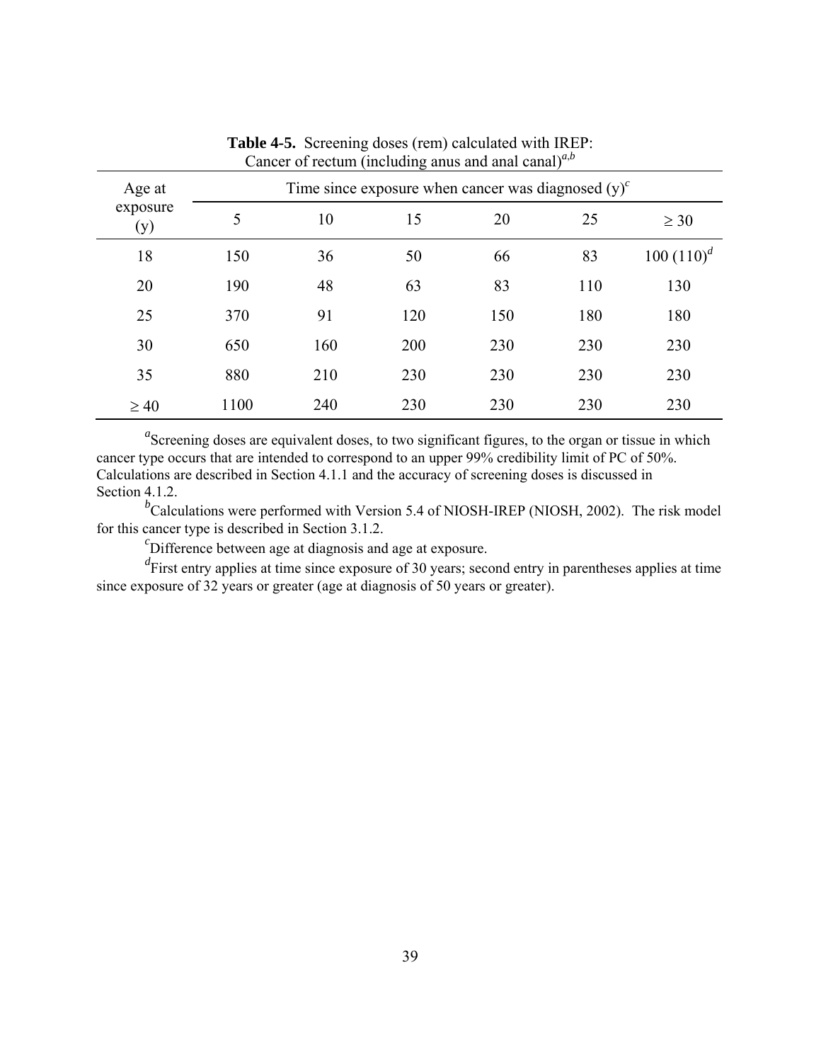**Table 4-5.** Screening doses (rem) calculated with IREP: Cancer of rectum (including anus and anal canal)[a,b]

| Age at exposure (y) | Time since exposure when cancer was diagnosed (y)[c] | | | | | |
|---|---|---|---|---|---|---|
| | 5 | 10 | 15 | 20 | 25 | ≥ 30 |
| 18 | 150 | 36 | 50 | 66 | 83 | 100 (110)[d] |
| 20 | 190 | 48 | 63 | 83 | 110 | 130 |
| 25 | 370 | 91 | 120 | 150 | 180 | 180 |
| 30 | 650 | 160 | 200 | 230 | 230 | 230 |
| 35 | 880 | 210 | 230 | 230 | 230 | 230 |
| ≥ 40 | 1100 | 240 | 230 | 230 | 230 | 230 |

[a]Screening doses are equivalent doses, to two significant figures, to the organ or tissue in which cancer type occurs that are intended to correspond to an upper 99% credibility limit of PC of 50%. Calculations are described in Section 4.1.1 and the accuracy of screening doses is discussed in Section 4.1.2.

[b]Calculations were performed with Version 5.4 of NIOSH-IREP (NIOSH, 2002). The risk model for this cancer type is described in Section 3.1.2.

[c]Difference between age at diagnosis and age at exposure.

[d]First entry applies at time since exposure of 30 years; second entry in parentheses applies at time since exposure of 32 years or greater (age at diagnosis of 50 years or greater).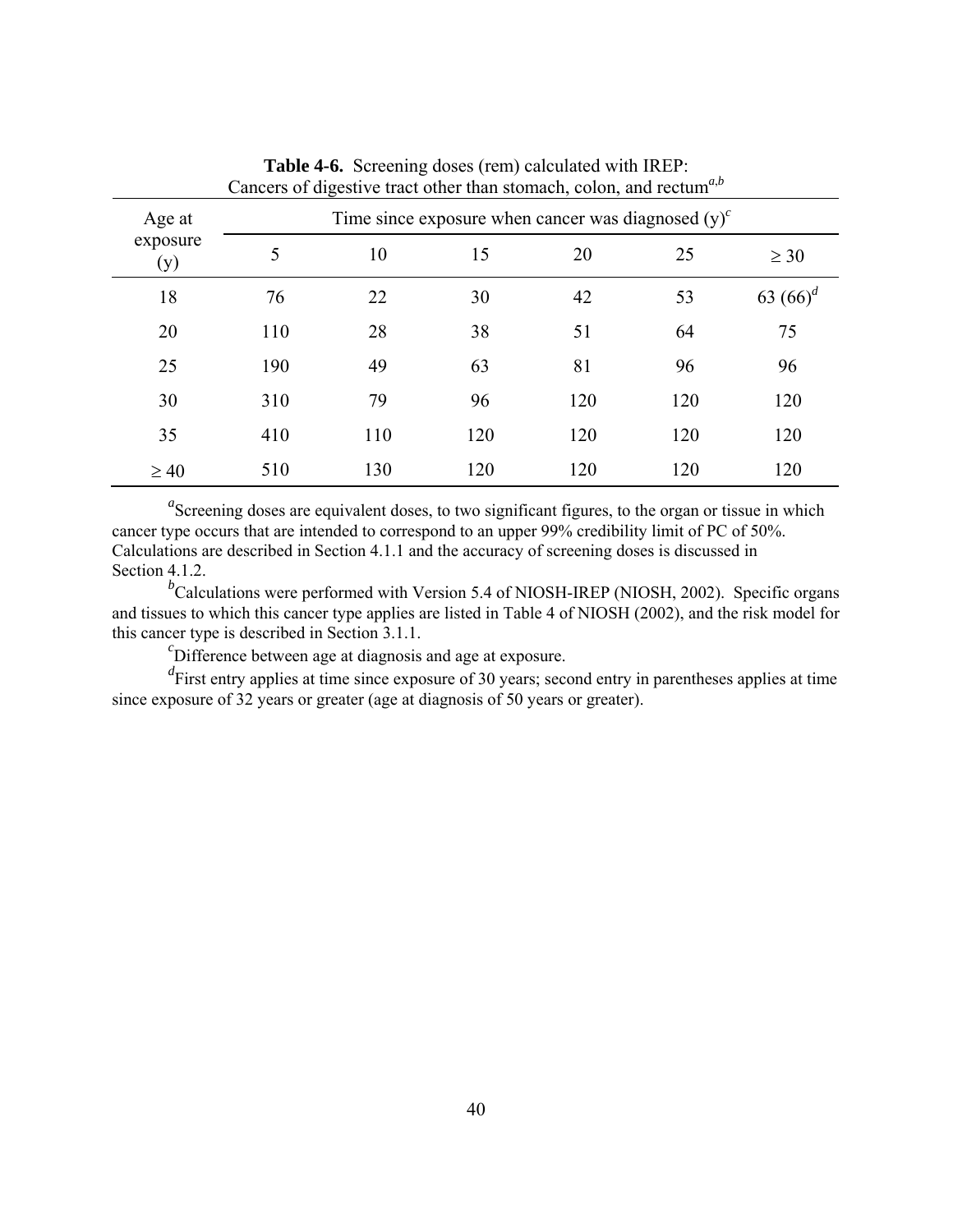**Table 4-6.** Screening doses (rem) calculated with IREP: Cancers of digestive tract other than stomach, colon, and rectum[a,b]

| Age at exposure (y) | Time since exposure when cancer was diagnosed (y)[c] | | | | | |
|---|---|---|---|---|---|---|
| | 5 | 10 | 15 | 20 | 25 | ≥ 30 |
| 18 | 76 | 22 | 30 | 42 | 53 | 63 (66)[d] |
| 20 | 110 | 28 | 38 | 51 | 64 | 75 |
| 25 | 190 | 49 | 63 | 81 | 96 | 96 |
| 30 | 310 | 79 | 96 | 120 | 120 | 120 |
| 35 | 410 | 110 | 120 | 120 | 120 | 120 |
| ≥ 40 | 510 | 130 | 120 | 120 | 120 | 120 |

[a]Screening doses are equivalent doses, to two significant figures, to the organ or tissue in which cancer type occurs that are intended to correspond to an upper 99% credibility limit of PC of 50%. Calculations are described in Section 4.1.1 and the accuracy of screening doses is discussed in Section 4.1.2.

[b]Calculations were performed with Version 5.4 of NIOSH-IREP (NIOSH, 2002). Specific organs and tissues to which this cancer type applies are listed in Table 4 of NIOSH (2002), and the risk model for this cancer type is described in Section 3.1.1.

[c]Difference between age at diagnosis and age at exposure.

[d]First entry applies at time since exposure of 30 years; second entry in parentheses applies at time since exposure of 32 years or greater (age at diagnosis of 50 years or greater).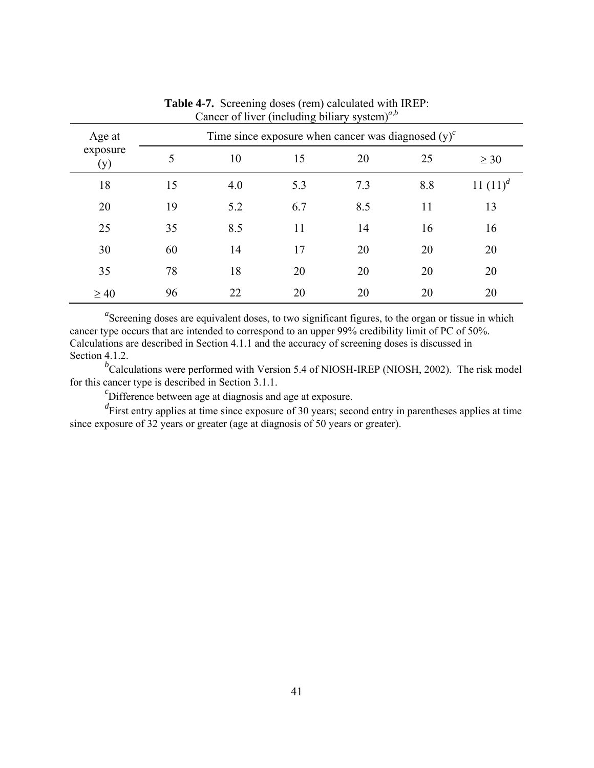**Table 4-7.** Screening doses (rem) calculated with IREP: Cancer of liver (including biliary system)[a,b]

| Age at exposure (y) | Time since exposure when cancer was diagnosed (y)[c] | | | | | |
|---|---|---|---|---|---|---|
| | 5 | 10 | 15 | 20 | 25 | ≥ 30 |
| 18 | 15 | 4.0 | 5.3 | 7.3 | 8.8 | 11 (11)[d] |
| 20 | 19 | 5.2 | 6.7 | 8.5 | 11 | 13 |
| 25 | 35 | 8.5 | 11 | 14 | 16 | 16 |
| 30 | 60 | 14 | 17 | 20 | 20 | 20 |
| 35 | 78 | 18 | 20 | 20 | 20 | 20 |
| ≥ 40 | 96 | 22 | 20 | 20 | 20 | 20 |

[a]Screening doses are equivalent doses, to two significant figures, to the organ or tissue in which cancer type occurs that are intended to correspond to an upper 99% credibility limit of PC of 50%. Calculations are described in Section 4.1.1 and the accuracy of screening doses is discussed in Section 4.1.2.

[b]Calculations were performed with Version 5.4 of NIOSH-IREP (NIOSH, 2002). The risk model for this cancer type is described in Section 3.1.1.

[c]Difference between age at diagnosis and age at exposure.

[d]First entry applies at time since exposure of 30 years; second entry in parentheses applies at time since exposure of 32 years or greater (age at diagnosis of 50 years or greater).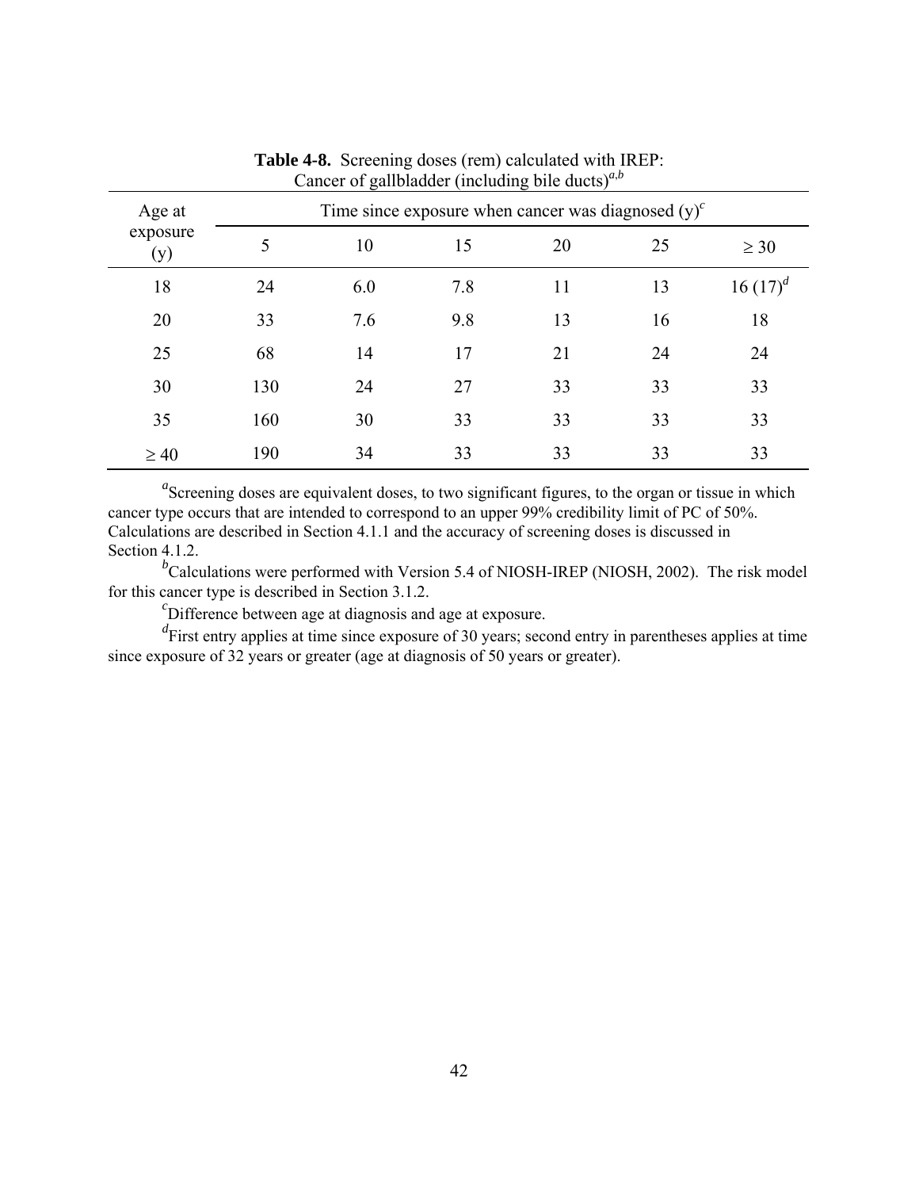**Table 4-8.** Screening doses (rem) calculated with IREP: Cancer of gallbladder (including bile ducts)[a,b]

| Age at exposure (y) | Time since exposure when cancer was diagnosed (y)[c] | | | | | |
|---|---|---|---|---|---|---|
| | 5 | 10 | 15 | 20 | 25 | ≥ 30 |
| 18 | 24 | 6.0 | 7.8 | 11 | 13 | 16 (17)[d] |
| 20 | 33 | 7.6 | 9.8 | 13 | 16 | 18 |
| 25 | 68 | 14 | 17 | 21 | 24 | 24 |
| 30 | 130 | 24 | 27 | 33 | 33 | 33 |
| 35 | 160 | 30 | 33 | 33 | 33 | 33 |
| ≥ 40 | 190 | 34 | 33 | 33 | 33 | 33 |

[a]Screening doses are equivalent doses, to two significant figures, to the organ or tissue in which cancer type occurs that are intended to correspond to an upper 99% credibility limit of PC of 50%. Calculations are described in Section 4.1.1 and the accuracy of screening doses is discussed in Section 4.1.2.

[b]Calculations were performed with Version 5.4 of NIOSH-IREP (NIOSH, 2002). The risk model for this cancer type is described in Section 3.1.2.

[c]Difference between age at diagnosis and age at exposure.

[d]First entry applies at time since exposure of 30 years; second entry in parentheses applies at time since exposure of 32 years or greater (age at diagnosis of 50 years or greater).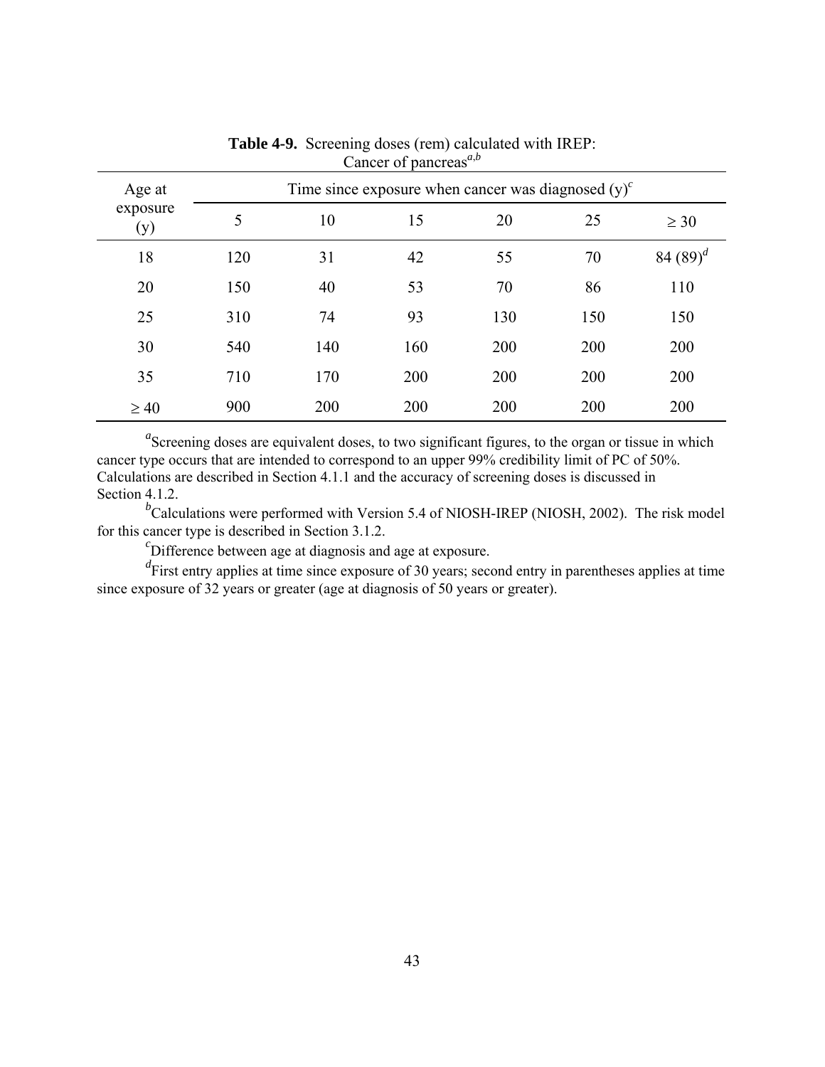**Table 4-9.** Screening doses (rem) calculated with IREP: Cancer of pancreas[a,b]

| Age at exposure (y) | Time since exposure when cancer was diagnosed (y)[c] | | | | | |
|---|---|---|---|---|---|---|
| | 5 | 10 | 15 | 20 | 25 | ≥ 30 |
| 18 | 120 | 31 | 42 | 55 | 70 | 84 (89)[d] |
| 20 | 150 | 40 | 53 | 70 | 86 | 110 |
| 25 | 310 | 74 | 93 | 130 | 150 | 150 |
| 30 | 540 | 140 | 160 | 200 | 200 | 200 |
| 35 | 710 | 170 | 200 | 200 | 200 | 200 |
| ≥ 40 | 900 | 200 | 200 | 200 | 200 | 200 |

[a]Screening doses are equivalent doses, to two significant figures, to the organ or tissue in which cancer type occurs that are intended to correspond to an upper 99% credibility limit of PC of 50%. Calculations are described in Section 4.1.1 and the accuracy of screening doses is discussed in Section 4.1.2.

[b]Calculations were performed with Version 5.4 of NIOSH-IREP (NIOSH, 2002). The risk model for this cancer type is described in Section 3.1.2.

[c]Difference between age at diagnosis and age at exposure.

[d]First entry applies at time since exposure of 30 years; second entry in parentheses applies at time since exposure of 32 years or greater (age at diagnosis of 50 years or greater).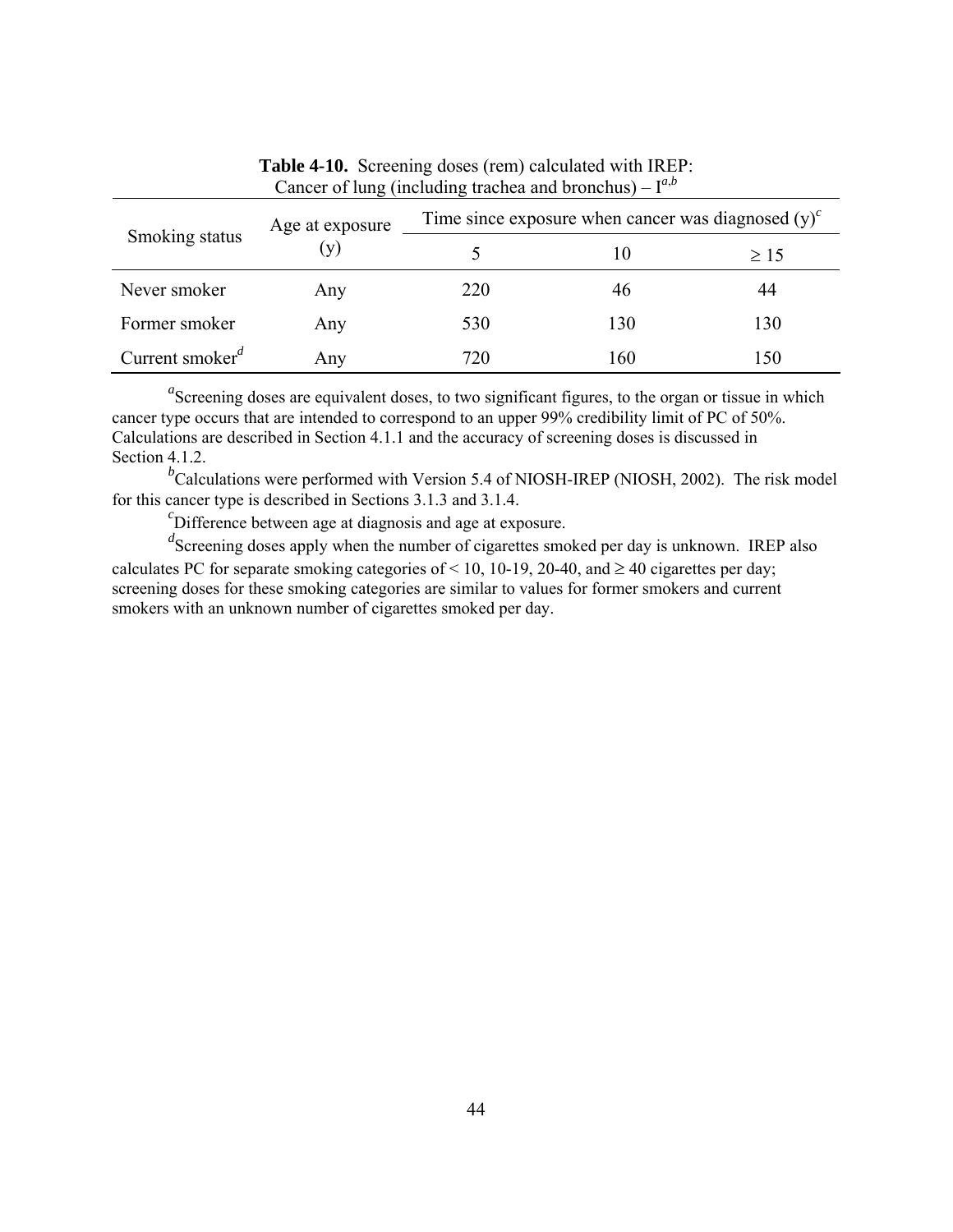**Table 4-10.** Screening doses (rem) calculated with IREP: Cancer of lung (including trachea and bronchus) – I[a,b]

| Smoking status | Age at exposure (y) | Time since exposure when cancer was diagnosed (y)[c] | | |
|---|---|---|---|---|
| | | 5 | 10 | ≥ 15 |
| Never smoker | Any | 220 | 46 | 44 |
| Former smoker | Any | 530 | 130 | 130 |
| Current smoker[d] | Any | 720 | 160 | 150 |

[a]Screening doses are equivalent doses, to two significant figures, to the organ or tissue in which cancer type occurs that are intended to correspond to an upper 99% credibility limit of PC of 50%. Calculations are described in Section 4.1.1 and the accuracy of screening doses is discussed in Section 4.1.2.

[b]Calculations were performed with Version 5.4 of NIOSH-IREP (NIOSH, 2002). The risk model for this cancer type is described in Sections 3.1.3 and 3.1.4.

[c]Difference between age at diagnosis and age at exposure.

[d]Screening doses apply when the number of cigarettes smoked per day is unknown. IREP also calculates PC for separate smoking categories of < 10, 10-19, 20-40, and ≥ 40 cigarettes per day; screening doses for these smoking categories are similar to values for former smokers and current smokers with an unknown number of cigarettes smoked per day.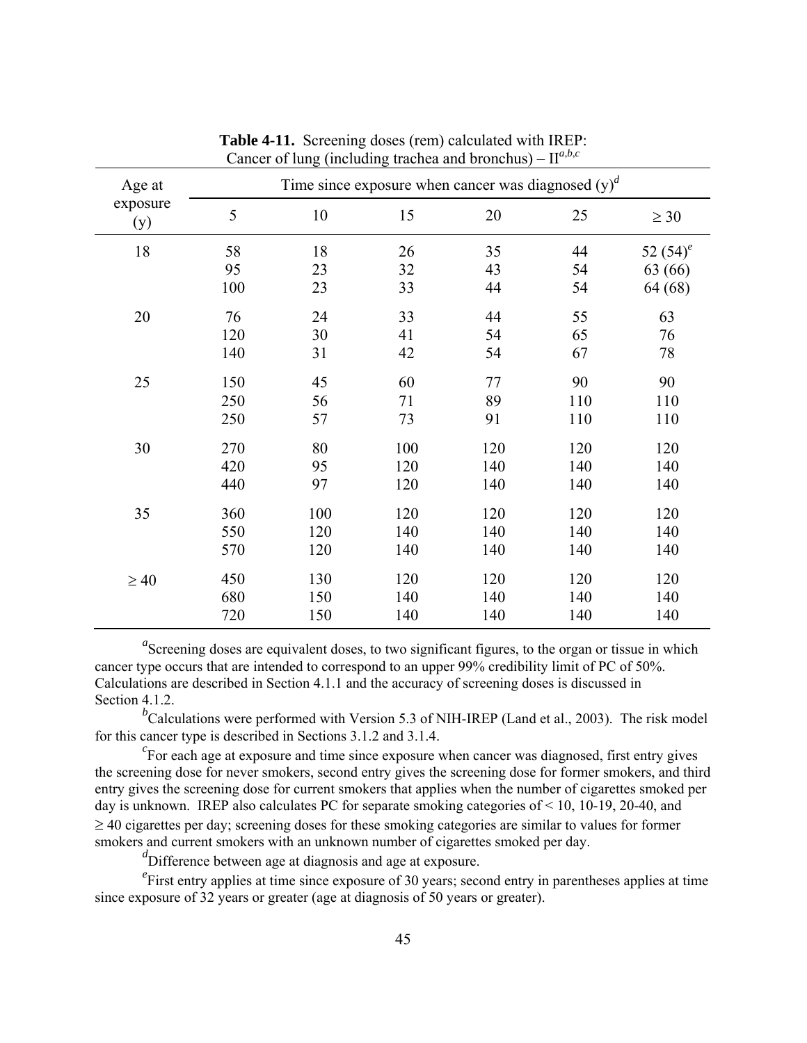**Table 4-11.** Screening doses (rem) calculated with IREP: Cancer of lung (including trachea and bronchus) – II[a,b,c]

| Age at exposure (y) | Time since exposure when cancer was diagnosed (y)[d] | | | | | |
|---|---|---|---|---|---|---|
| | 5 | 10 | 15 | 20 | 25 | ≥ 30 |
| 18 | 58 | 18 | 26 | 35 | 44 | 52 (54)[e] |
| | 95 | 23 | 32 | 43 | 54 | 63 (66) |
| | 100 | 23 | 33 | 44 | 54 | 64 (68) |
| 20 | 76 | 24 | 33 | 44 | 55 | 63 |
| | 120 | 30 | 41 | 54 | 65 | 76 |
| | 140 | 31 | 42 | 54 | 67 | 78 |
| 25 | 150 | 45 | 60 | 77 | 90 | 90 |
| | 250 | 56 | 71 | 89 | 110 | 110 |
| | 250 | 57 | 73 | 91 | 110 | 110 |
| 30 | 270 | 80 | 100 | 120 | 120 | 120 |
| | 420 | 95 | 120 | 140 | 140 | 140 |
| | 440 | 97 | 120 | 140 | 140 | 140 |
| 35 | 360 | 100 | 120 | 120 | 120 | 120 |
| | 550 | 120 | 140 | 140 | 140 | 140 |
| | 570 | 120 | 140 | 140 | 140 | 140 |
| ≥ 40 | 450 | 130 | 120 | 120 | 120 | 120 |
| | 680 | 150 | 140 | 140 | 140 | 140 |
| | 720 | 150 | 140 | 140 | 140 | 140 |

[a]Screening doses are equivalent doses, to two significant figures, to the organ or tissue in which cancer type occurs that are intended to correspond to an upper 99% credibility limit of PC of 50%. Calculations are described in Section 4.1.1 and the accuracy of screening doses is discussed in Section 4.1.2.

[b]Calculations were performed with Version 5.3 of NIH-IREP (Land et al., 2003). The risk model for this cancer type is described in Sections 3.1.2 and 3.1.4.

[c]For each age at exposure and time since exposure when cancer was diagnosed, first entry gives the screening dose for never smokers, second entry gives the screening dose for former smokers, and third entry gives the screening dose for current smokers that applies when the number of cigarettes smoked per day is unknown. IREP also calculates PC for separate smoking categories of < 10, 10-19, 20-40, and ≥ 40 cigarettes per day; screening doses for these smoking categories are similar to values for former smokers and current smokers with an unknown number of cigarettes smoked per day.

[d]Difference between age at diagnosis and age at exposure.

[e]First entry applies at time since exposure of 30 years; second entry in parentheses applies at time since exposure of 32 years or greater (age at diagnosis of 50 years or greater).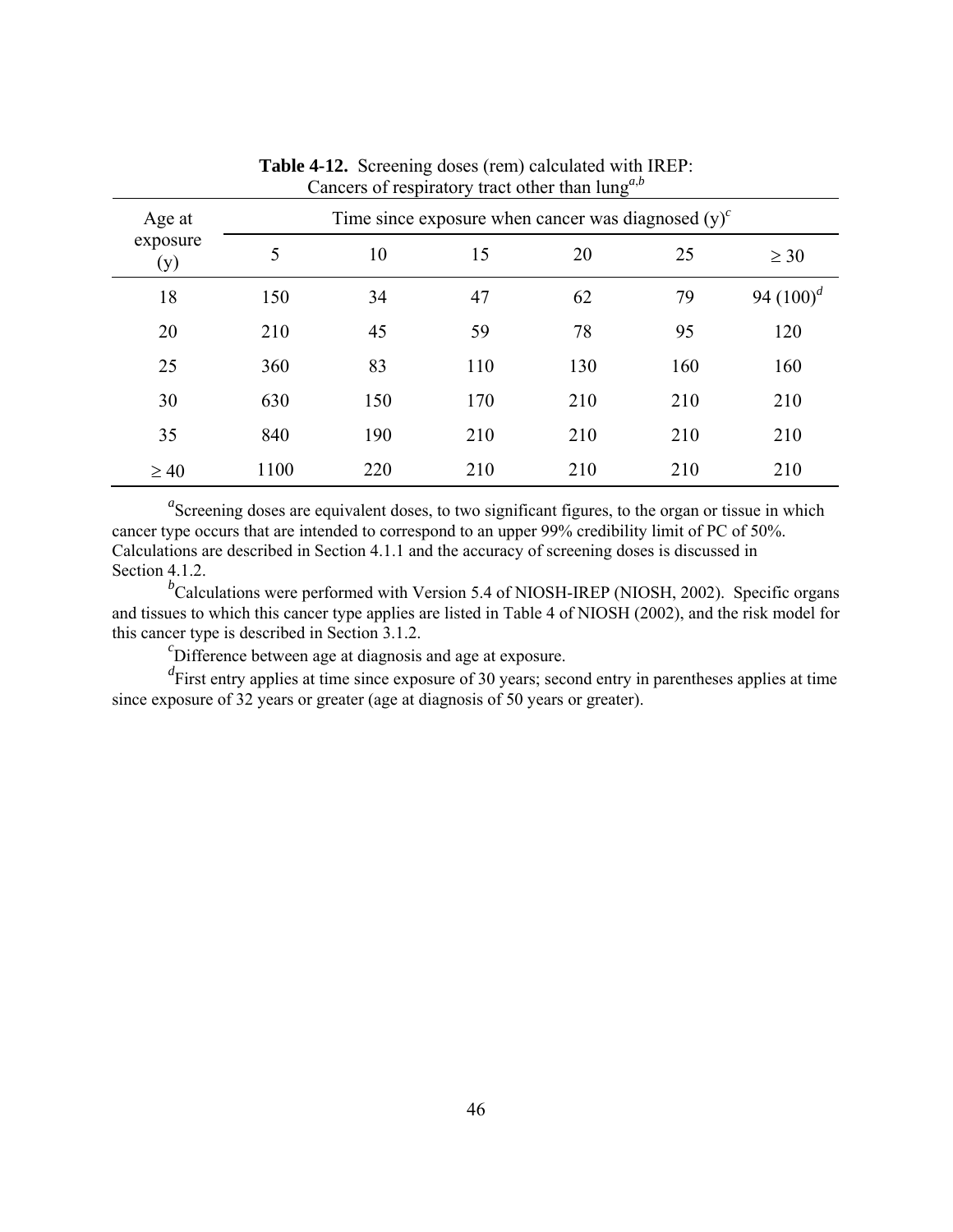**Table 4-12.** Screening doses (rem) calculated with IREP: Cancers of respiratory tract other than lung[a,b]

| Age at exposure (y) | Time since exposure when cancer was diagnosed (y)[c] | | | | | |
|---|---|---|---|---|---|---|
| | 5 | 10 | 15 | 20 | 25 | ≥ 30 |
| 18 | 150 | 34 | 47 | 62 | 79 | 94 (100)[d] |
| 20 | 210 | 45 | 59 | 78 | 95 | 120 |
| 25 | 360 | 83 | 110 | 130 | 160 | 160 |
| 30 | 630 | 150 | 170 | 210 | 210 | 210 |
| 35 | 840 | 190 | 210 | 210 | 210 | 210 |
| ≥ 40 | 1100 | 220 | 210 | 210 | 210 | 210 |

[a]Screening doses are equivalent doses, to two significant figures, to the organ or tissue in which cancer type occurs that are intended to correspond to an upper 99% credibility limit of PC of 50%. Calculations are described in Section 4.1.1 and the accuracy of screening doses is discussed in Section 4.1.2.

[b]Calculations were performed with Version 5.4 of NIOSH-IREP (NIOSH, 2002). Specific organs and tissues to which this cancer type applies are listed in Table 4 of NIOSH (2002), and the risk model for this cancer type is described in Section 3.1.2.

[c]Difference between age at diagnosis and age at exposure.

[d]First entry applies at time since exposure of 30 years; second entry in parentheses applies at time since exposure of 32 years or greater (age at diagnosis of 50 years or greater).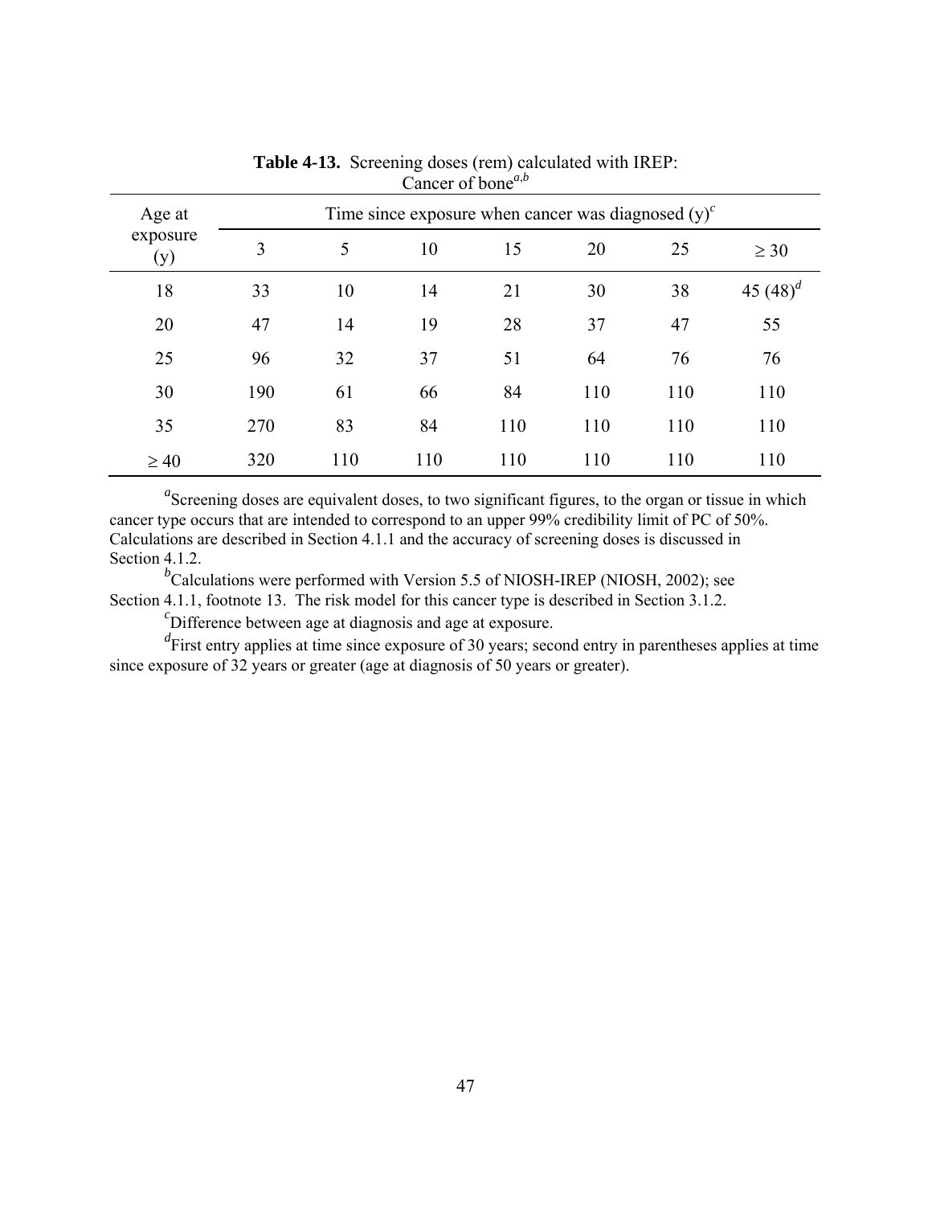**Table 4-13.** Screening doses (rem) calculated with IREP: Cancer of bone[a,b]

| Age at exposure (y) | Time since exposure when cancer was diagnosed (y)[c] | | | | | | |
|---|---|---|---|---|---|---|---|
| | 3 | 5 | 10 | 15 | 20 | 25 | ≥ 30 |
| 18 | 33 | 10 | 14 | 21 | 30 | 38 | 45 (48)[d] |
| 20 | 47 | 14 | 19 | 28 | 37 | 47 | 55 |
| 25 | 96 | 32 | 37 | 51 | 64 | 76 | 76 |
| 30 | 190 | 61 | 66 | 84 | 110 | 110 | 110 |
| 35 | 270 | 83 | 84 | 110 | 110 | 110 | 110 |
| ≥ 40 | 320 | 110 | 110 | 110 | 110 | 110 | 110 |

[a]Screening doses are equivalent doses, to two significant figures, to the organ or tissue in which cancer type occurs that are intended to correspond to an upper 99% credibility limit of PC of 50%. Calculations are described in Section 4.1.1 and the accuracy of screening doses is discussed in Section 4.1.2.

[b]Calculations were performed with Version 5.5 of NIOSH-IREP (NIOSH, 2002); see Section 4.1.1, footnote 13. The risk model for this cancer type is described in Section 3.1.2.

[c]Difference between age at diagnosis and age at exposure.

[d]First entry applies at time since exposure of 30 years; second entry in parentheses applies at time since exposure of 32 years or greater (age at diagnosis of 50 years or greater).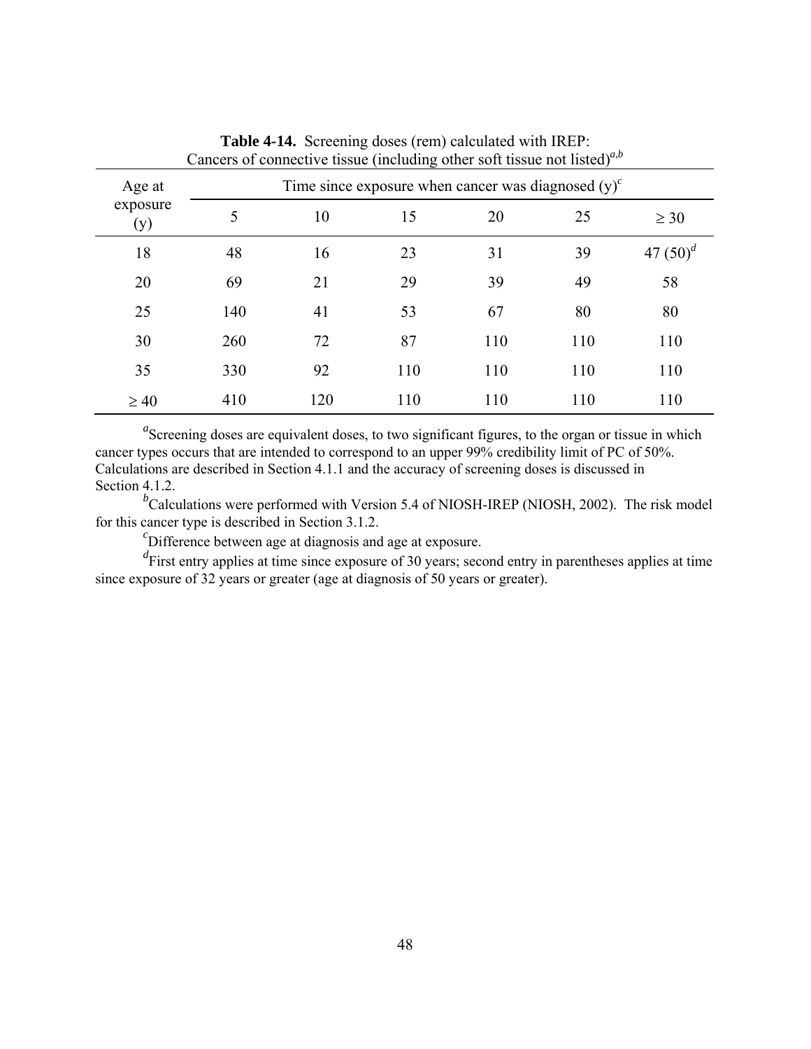**Table 4-14.** Screening doses (rem) calculated with IREP: Cancers of connective tissue (including other soft tissue not listed)[a,b]

| Age at exposure (y) | Time since exposure when cancer was diagnosed (y)[c] | | | | | |
|---|---|---|---|---|---|---|
| | 5 | 10 | 15 | 20 | 25 | ≥ 30 |
| 18 | 48 | 16 | 23 | 31 | 39 | 47 (50)[d] |
| 20 | 69 | 21 | 29 | 39 | 49 | 58 |
| 25 | 140 | 41 | 53 | 67 | 80 | 80 |
| 30 | 260 | 72 | 87 | 110 | 110 | 110 |
| 35 | 330 | 92 | 110 | 110 | 110 | 110 |
| ≥ 40 | 410 | 120 | 110 | 110 | 110 | 110 |

[a]Screening doses are equivalent doses, to two significant figures, to the organ or tissue in which cancer types occurs that are intended to correspond to an upper 99% credibility limit of PC of 50%. Calculations are described in Section 4.1.1 and the accuracy of screening doses is discussed in Section 4.1.2.

[b]Calculations were performed with Version 5.4 of NIOSH-IREP (NIOSH, 2002). The risk model for this cancer type is described in Section 3.1.2.

[c]Difference between age at diagnosis and age at exposure.

[d]First entry applies at time since exposure of 30 years; second entry in parentheses applies at time since exposure of 32 years or greater (age at diagnosis of 50 years or greater).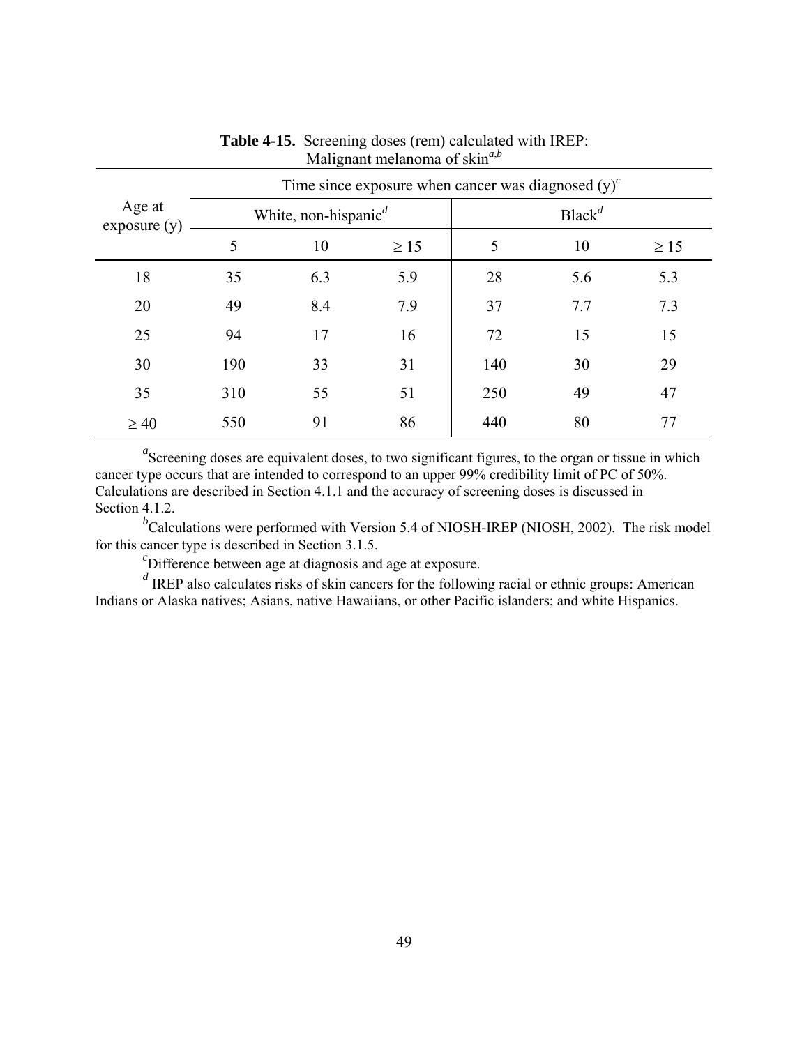**Table 4-15.** Screening doses (rem) calculated with IREP: Malignant melanoma of skin[a,b]

| Age at exposure (y) | Time since exposure when cancer was diagnosed (y)[c] | | | | | |
|---|---|---|---|---|---|---|
| | White, non-hispanic[d] | | | Black[d] | | |
| | 5 | 10 | ≥ 15 | 5 | 10 | ≥ 15 |
| 18 | 35 | 6.3 | 5.9 | 28 | 5.6 | 5.3 |
| 20 | 49 | 8.4 | 7.9 | 37 | 7.7 | 7.3 |
| 25 | 94 | 17 | 16 | 72 | 15 | 15 |
| 30 | 190 | 33 | 31 | 140 | 30 | 29 |
| 35 | 310 | 55 | 51 | 250 | 49 | 47 |
| ≥ 40 | 550 | 91 | 86 | 440 | 80 | 77 |

[a]Screening doses are equivalent doses, to two significant figures, to the organ or tissue in which cancer type occurs that are intended to correspond to an upper 99% credibility limit of PC of 50%. Calculations are described in Section 4.1.1 and the accuracy of screening doses is discussed in Section 4.1.2.

[b]Calculations were performed with Version 5.4 of NIOSH-IREP (NIOSH, 2002). The risk model for this cancer type is described in Section 3.1.5.

[c]Difference between age at diagnosis and age at exposure.

[d] IREP also calculates risks of skin cancers for the following racial or ethnic groups: American Indians or Alaska natives; Asians, native Hawaiians, or other Pacific islanders; and white Hispanics.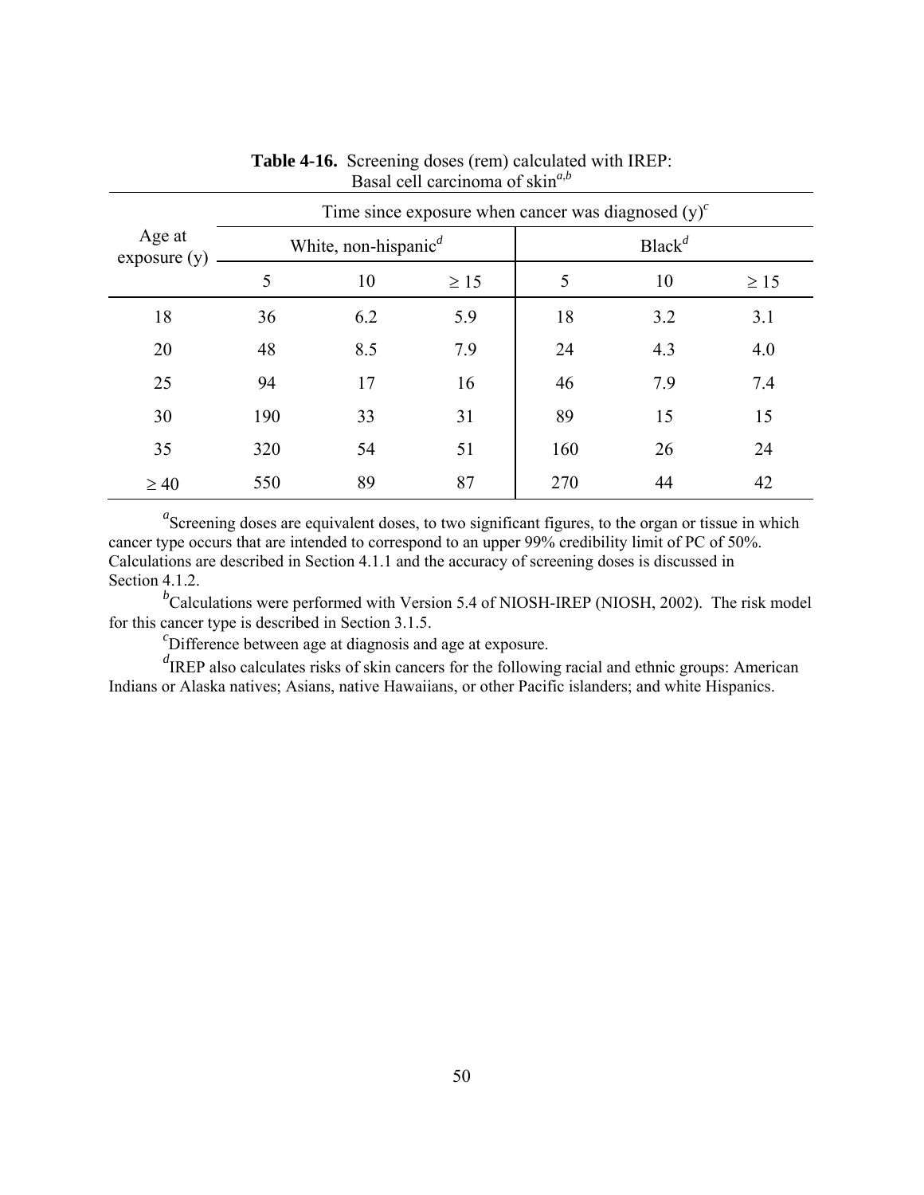**Table 4-16.** Screening doses (rem) calculated with IREP: Basal cell carcinoma of skin[a,b]

| Age at exposure (y) | Time since exposure when cancer was diagnosed (y)[c] | | | | | |
|---|---|---|---|---|---|---|
| | White, non-hispanic[d] | | | Black[d] | | |
| | 5 | 10 | ≥ 15 | 5 | 10 | ≥ 15 |
| 18 | 36 | 6.2 | 5.9 | 18 | 3.2 | 3.1 |
| 20 | 48 | 8.5 | 7.9 | 24 | 4.3 | 4.0 |
| 25 | 94 | 17 | 16 | 46 | 7.9 | 7.4 |
| 30 | 190 | 33 | 31 | 89 | 15 | 15 |
| 35 | 320 | 54 | 51 | 160 | 26 | 24 |
| ≥ 40 | 550 | 89 | 87 | 270 | 44 | 42 |

[a]Screening doses are equivalent doses, to two significant figures, to the organ or tissue in which cancer type occurs that are intended to correspond to an upper 99% credibility limit of PC of 50%. Calculations are described in Section 4.1.1 and the accuracy of screening doses is discussed in Section 4.1.2.

[b]Calculations were performed with Version 5.4 of NIOSH-IREP (NIOSH, 2002). The risk model for this cancer type is described in Section 3.1.5.

[c]Difference between age at diagnosis and age at exposure.

[d]IREP also calculates risks of skin cancers for the following racial and ethnic groups: American Indians or Alaska natives; Asians, native Hawaiians, or other Pacific islanders; and white Hispanics.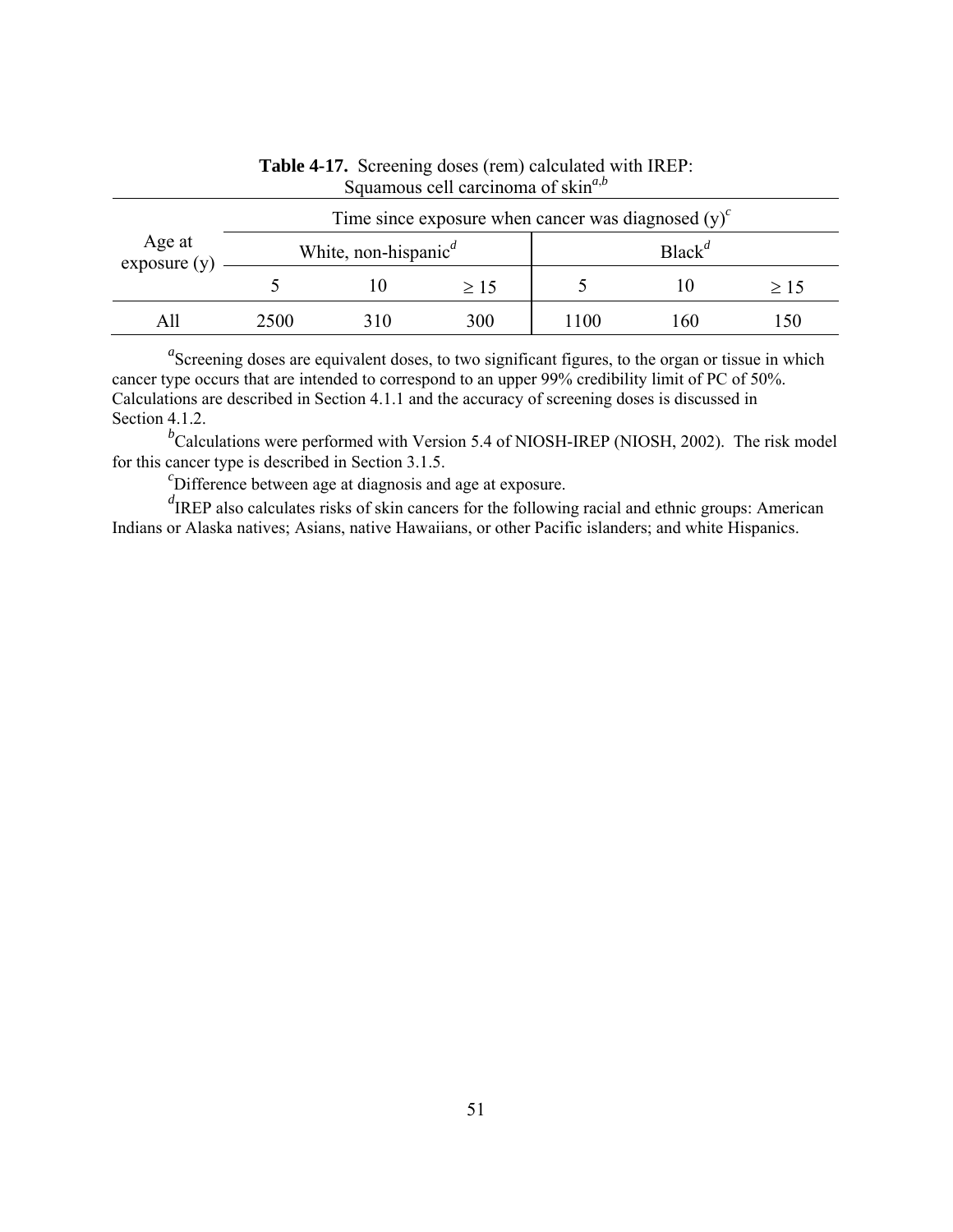**Table 4-17.** Screening doses (rem) calculated with IREP: Squamous cell carcinoma of skin[a,b]

| Age at exposure (y) | Time since exposure when cancer was diagnosed (y)[c] | | | | | |
|---|---|---|---|---|---|---|
| | White, non-hispanic[d] | | | Black[d] | | |
| | 5 | 10 | ≥ 15 | 5 | 10 | ≥ 15 |
| All | 2500 | 310 | 300 | 1100 | 160 | 150 |

[a]Screening doses are equivalent doses, to two significant figures, to the organ or tissue in which cancer type occurs that are intended to correspond to an upper 99% credibility limit of PC of 50%. Calculations are described in Section 4.1.1 and the accuracy of screening doses is discussed in Section 4.1.2.

[b]Calculations were performed with Version 5.4 of NIOSH-IREP (NIOSH, 2002). The risk model for this cancer type is described in Section 3.1.5.

[c]Difference between age at diagnosis and age at exposure.

[d]IREP also calculates risks of skin cancers for the following racial and ethnic groups: American Indians or Alaska natives; Asians, native Hawaiians, or other Pacific islanders; and white Hispanics.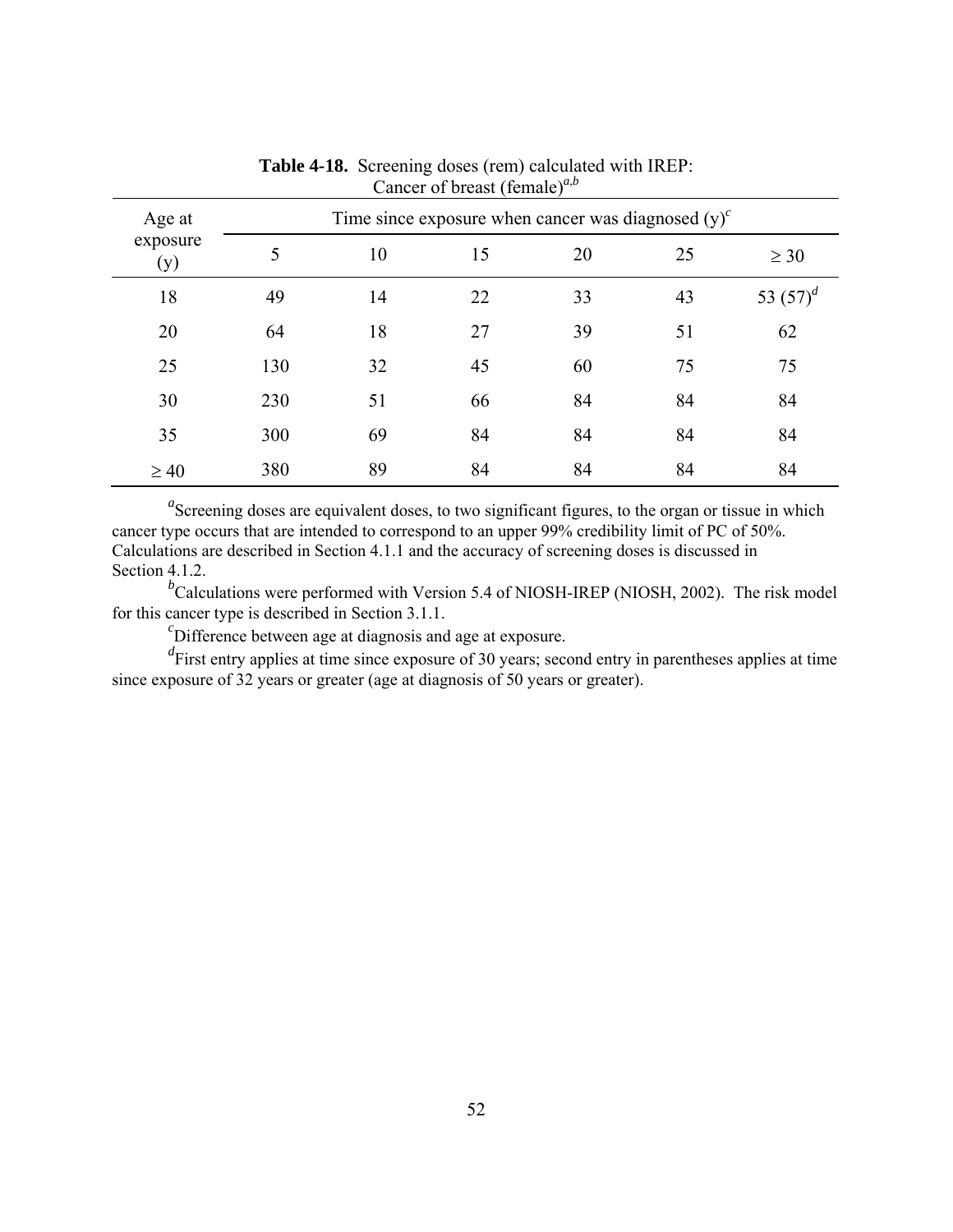**Table 4-18.** Screening doses (rem) calculated with IREP: Cancer of breast (female)[a,b]

| Age at exposure (y) | Time since exposure when cancer was diagnosed (y)[c] | | | | | |
|---|---|---|---|---|---|---|
| | 5 | 10 | 15 | 20 | 25 | ≥ 30 |
| 18 | 49 | 14 | 22 | 33 | 43 | 53 (57)[d] |
| 20 | 64 | 18 | 27 | 39 | 51 | 62 |
| 25 | 130 | 32 | 45 | 60 | 75 | 75 |
| 30 | 230 | 51 | 66 | 84 | 84 | 84 |
| 35 | 300 | 69 | 84 | 84 | 84 | 84 |
| ≥ 40 | 380 | 89 | 84 | 84 | 84 | 84 |

[a]Screening doses are equivalent doses, to two significant figures, to the organ or tissue in which cancer type occurs that are intended to correspond to an upper 99% credibility limit of PC of 50%. Calculations are described in Section 4.1.1 and the accuracy of screening doses is discussed in Section 4.1.2.

[b]Calculations were performed with Version 5.4 of NIOSH-IREP (NIOSH, 2002). The risk model for this cancer type is described in Section 3.1.1.

[c]Difference between age at diagnosis and age at exposure.

[d]First entry applies at time since exposure of 30 years; second entry in parentheses applies at time since exposure of 32 years or greater (age at diagnosis of 50 years or greater).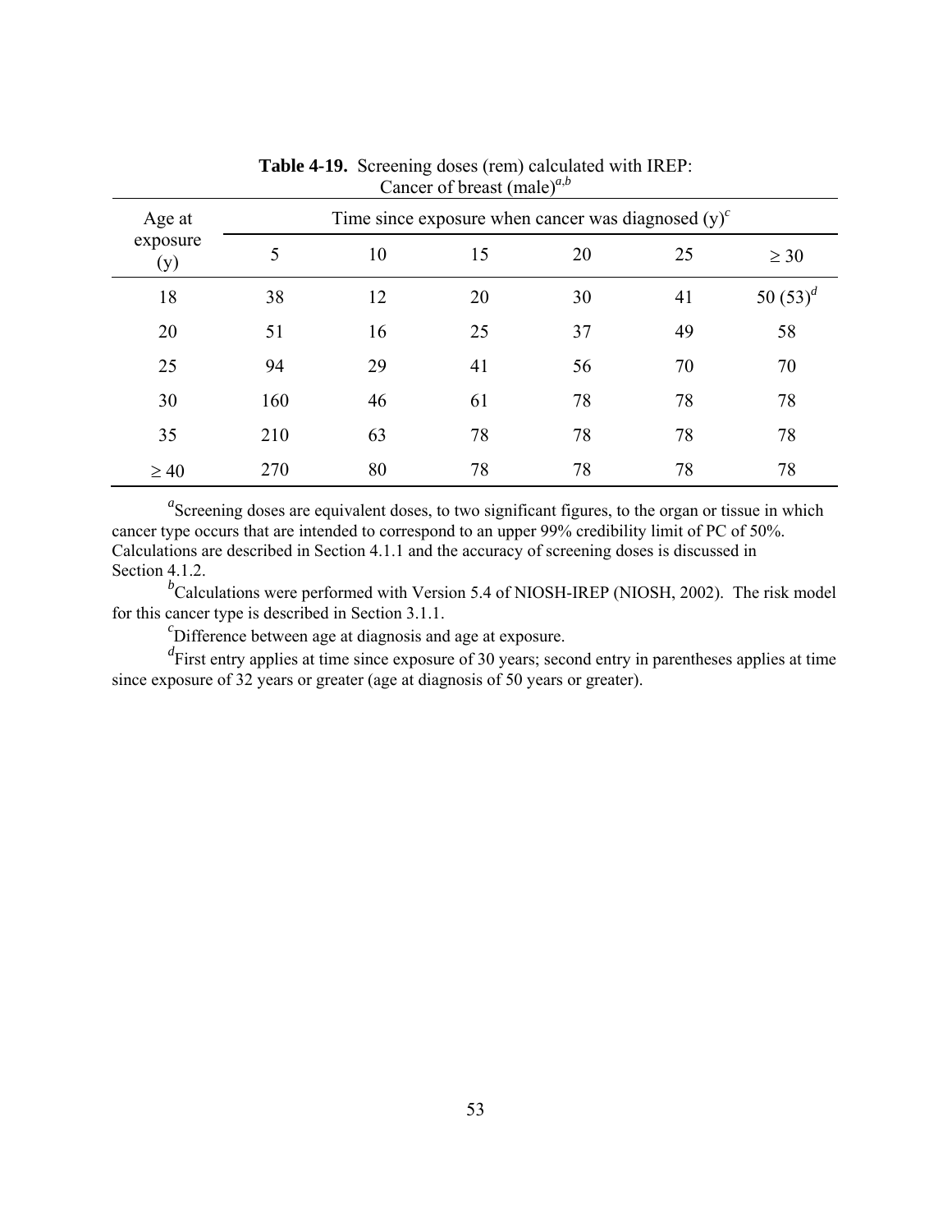**Table 4-19.** Screening doses (rem) calculated with IREP: Cancer of breast (male)[a,b]

| Age at exposure (y) | Time since exposure when cancer was diagnosed (y)[c] | | | | | |
|---|---|---|---|---|---|---|
| | 5 | 10 | 15 | 20 | 25 | ≥ 30 |
| 18 | 38 | 12 | 20 | 30 | 41 | 50 (53)[d] |
| 20 | 51 | 16 | 25 | 37 | 49 | 58 |
| 25 | 94 | 29 | 41 | 56 | 70 | 70 |
| 30 | 160 | 46 | 61 | 78 | 78 | 78 |
| 35 | 210 | 63 | 78 | 78 | 78 | 78 |
| ≥ 40 | 270 | 80 | 78 | 78 | 78 | 78 |

[a]Screening doses are equivalent doses, to two significant figures, to the organ or tissue in which cancer type occurs that are intended to correspond to an upper 99% credibility limit of PC of 50%. Calculations are described in Section 4.1.1 and the accuracy of screening doses is discussed in Section 4.1.2.

[b]Calculations were performed with Version 5.4 of NIOSH-IREP (NIOSH, 2002). The risk model for this cancer type is described in Section 3.1.1.

[c]Difference between age at diagnosis and age at exposure.

[d]First entry applies at time since exposure of 30 years; second entry in parentheses applies at time since exposure of 32 years or greater (age at diagnosis of 50 years or greater).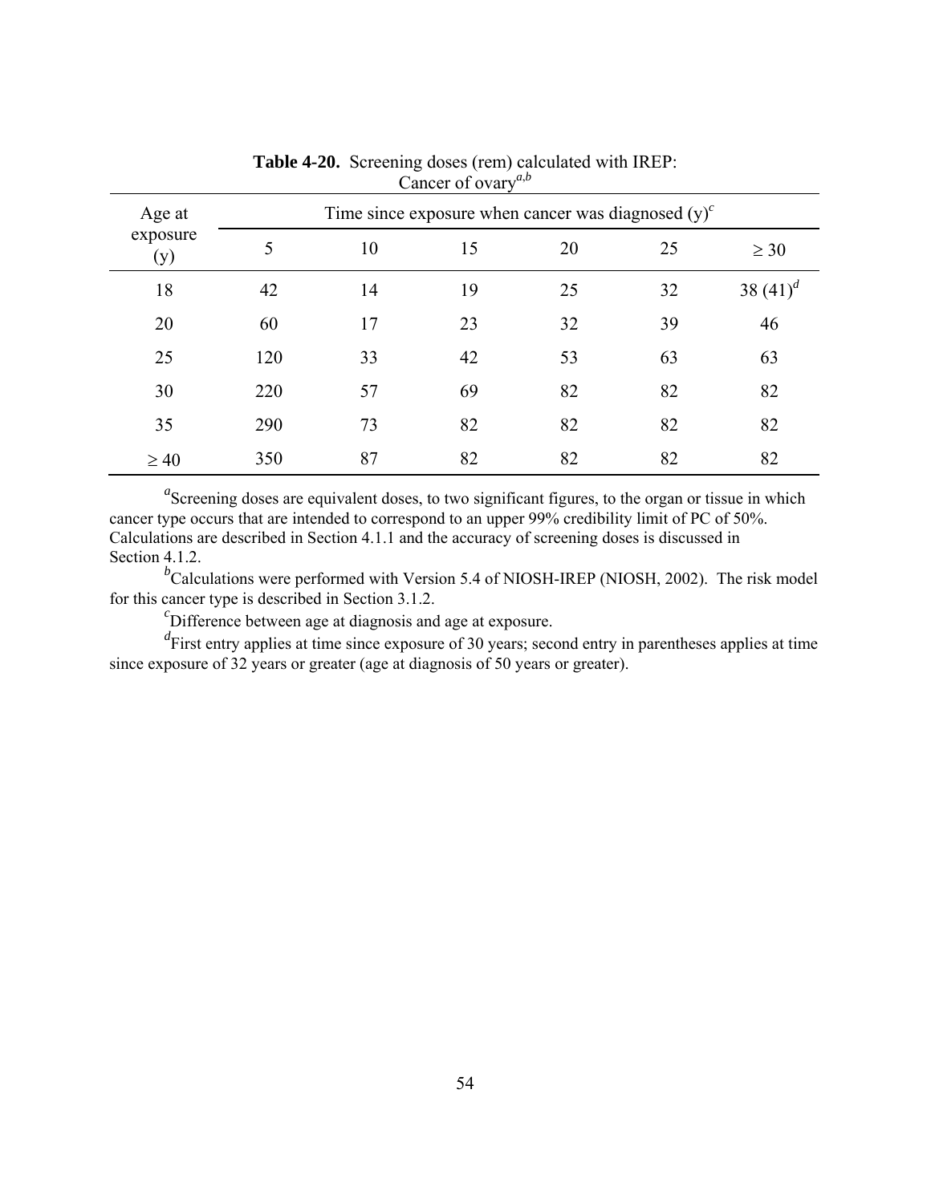**Table 4-20.** Screening doses (rem) calculated with IREP: Cancer of ovary[a,b]

| Age at exposure (y) | Time since exposure when cancer was diagnosed (y)[c] | | | | | |
|---|---|---|---|---|---|---|
| | 5 | 10 | 15 | 20 | 25 | ≥ 30 |
| 18 | 42 | 14 | 19 | 25 | 32 | 38 (41)[d] |
| 20 | 60 | 17 | 23 | 32 | 39 | 46 |
| 25 | 120 | 33 | 42 | 53 | 63 | 63 |
| 30 | 220 | 57 | 69 | 82 | 82 | 82 |
| 35 | 290 | 73 | 82 | 82 | 82 | 82 |
| ≥ 40 | 350 | 87 | 82 | 82 | 82 | 82 |

[a]Screening doses are equivalent doses, to two significant figures, to the organ or tissue in which cancer type occurs that are intended to correspond to an upper 99% credibility limit of PC of 50%. Calculations are described in Section 4.1.1 and the accuracy of screening doses is discussed in Section 4.1.2.

[b]Calculations were performed with Version 5.4 of NIOSH-IREP (NIOSH, 2002). The risk model for this cancer type is described in Section 3.1.2.

[c]Difference between age at diagnosis and age at exposure.

[d]First entry applies at time since exposure of 30 years; second entry in parentheses applies at time since exposure of 32 years or greater (age at diagnosis of 50 years or greater).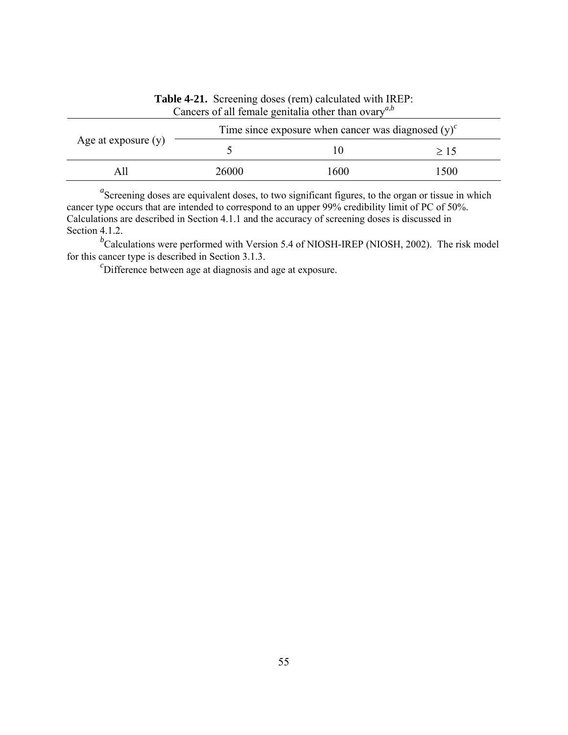**Table 4-21.** Screening doses (rem) calculated with IREP: Cancers of all female genitalia other than ovary[a,b]

| Age at exposure (y) | Time since exposure when cancer was diagnosed (y)[c] | | |
|---|---|---|---|
| | 5 | 10 | ≥ 15 |
| All | 26000 | 1600 | 1500 |

[a]Screening doses are equivalent doses, to two significant figures, to the organ or tissue in which cancer type occurs that are intended to correspond to an upper 99% credibility limit of PC of 50%. Calculations are described in Section 4.1.1 and the accuracy of screening doses is discussed in Section 4.1.2.

[b]Calculations were performed with Version 5.4 of NIOSH-IREP (NIOSH, 2002). The risk model for this cancer type is described in Section 3.1.3.

[c]Difference between age at diagnosis and age at exposure.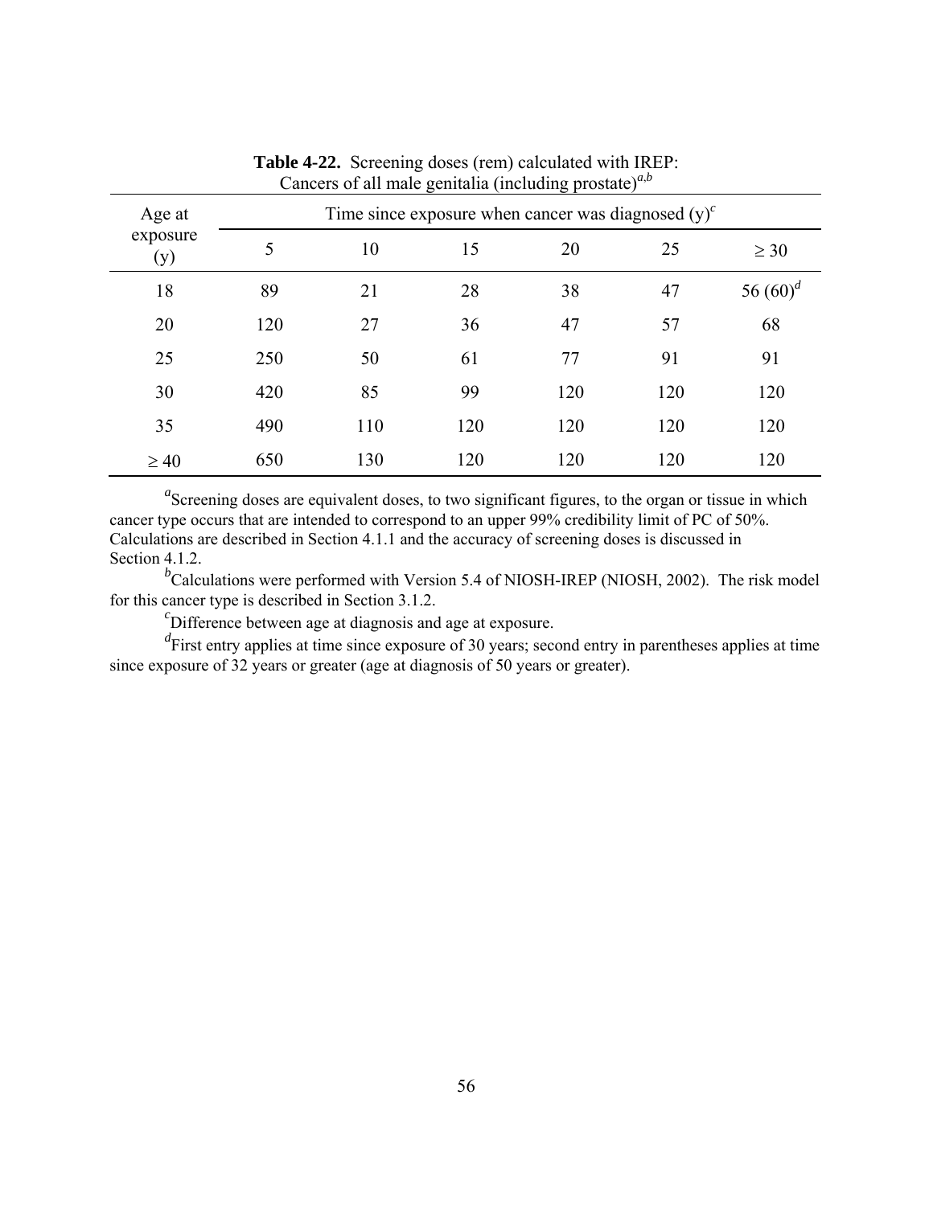**Table 4-22.** Screening doses (rem) calculated with IREP: Cancers of all male genitalia (including prostate)[a,b]

| Age at exposure (y) | Time since exposure when cancer was diagnosed (y)[c] | | | | | |
|---|---|---|---|---|---|---|
| | 5 | 10 | 15 | 20 | 25 | ≥ 30 |
| 18 | 89 | 21 | 28 | 38 | 47 | 56 (60)[d] |
| 20 | 120 | 27 | 36 | 47 | 57 | 68 |
| 25 | 250 | 50 | 61 | 77 | 91 | 91 |
| 30 | 420 | 85 | 99 | 120 | 120 | 120 |
| 35 | 490 | 110 | 120 | 120 | 120 | 120 |
| ≥ 40 | 650 | 130 | 120 | 120 | 120 | 120 |

[a]Screening doses are equivalent doses, to two significant figures, to the organ or tissue in which cancer type occurs that are intended to correspond to an upper 99% credibility limit of PC of 50%. Calculations are described in Section 4.1.1 and the accuracy of screening doses is discussed in Section 4.1.2.

[b]Calculations were performed with Version 5.4 of NIOSH-IREP (NIOSH, 2002). The risk model for this cancer type is described in Section 3.1.2.

[c]Difference between age at diagnosis and age at exposure.

[d]First entry applies at time since exposure of 30 years; second entry in parentheses applies at time since exposure of 32 years or greater (age at diagnosis of 50 years or greater).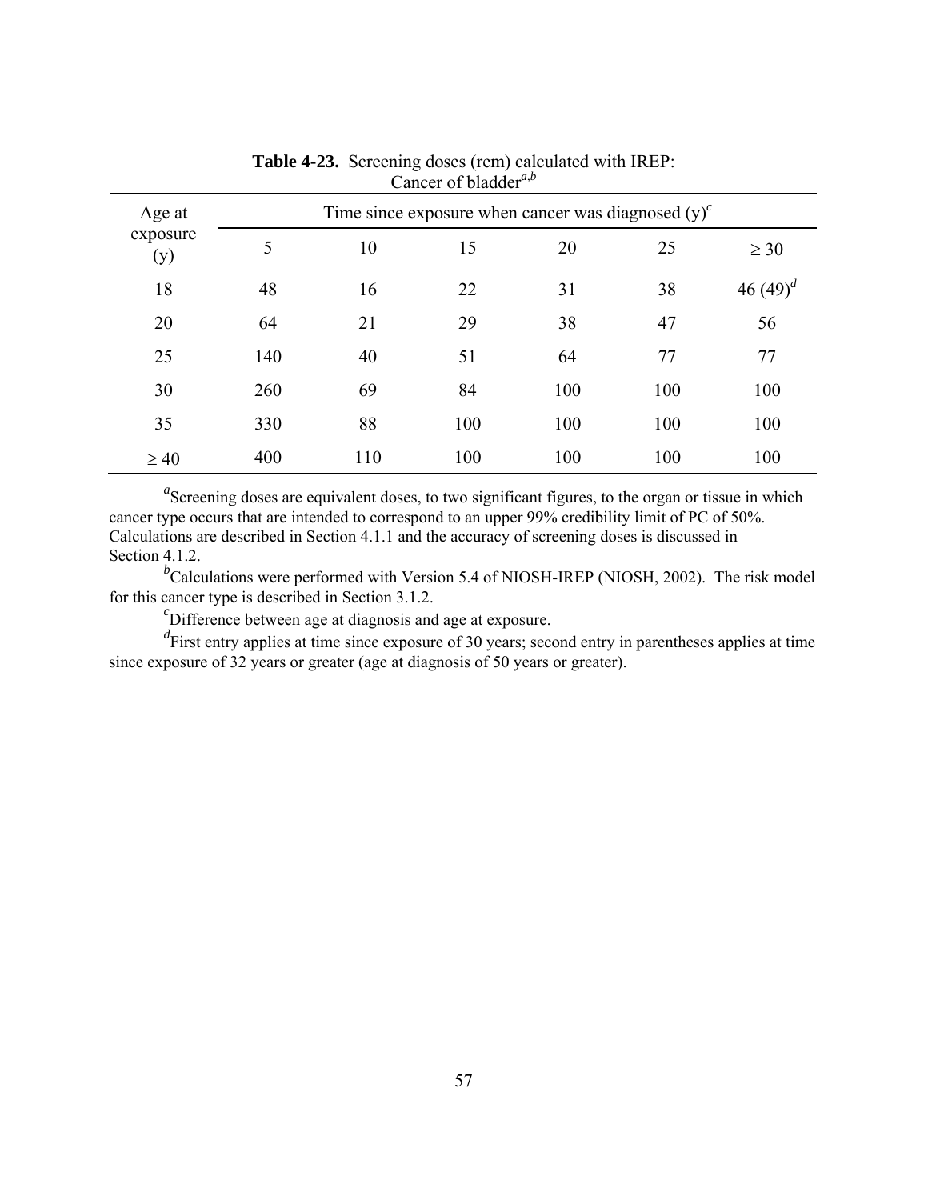**Table 4-23.** Screening doses (rem) calculated with IREP: Cancer of bladder[a,b]

| Age at exposure (y) | Time since exposure when cancer was diagnosed (y)[c] | | | | | |
|---|---|---|---|---|---|---|
| | 5 | 10 | 15 | 20 | 25 | ≥ 30 |
| 18 | 48 | 16 | 22 | 31 | 38 | 46 (49)[d] |
| 20 | 64 | 21 | 29 | 38 | 47 | 56 |
| 25 | 140 | 40 | 51 | 64 | 77 | 77 |
| 30 | 260 | 69 | 84 | 100 | 100 | 100 |
| 35 | 330 | 88 | 100 | 100 | 100 | 100 |
| ≥ 40 | 400 | 110 | 100 | 100 | 100 | 100 |

[a]Screening doses are equivalent doses, to two significant figures, to the organ or tissue in which cancer type occurs that are intended to correspond to an upper 99% credibility limit of PC of 50%. Calculations are described in Section 4.1.1 and the accuracy of screening doses is discussed in Section 4.1.2.

[b]Calculations were performed with Version 5.4 of NIOSH-IREP (NIOSH, 2002). The risk model for this cancer type is described in Section 3.1.2.

[c]Difference between age at diagnosis and age at exposure.

[d]First entry applies at time since exposure of 30 years; second entry in parentheses applies at time since exposure of 32 years or greater (age at diagnosis of 50 years or greater).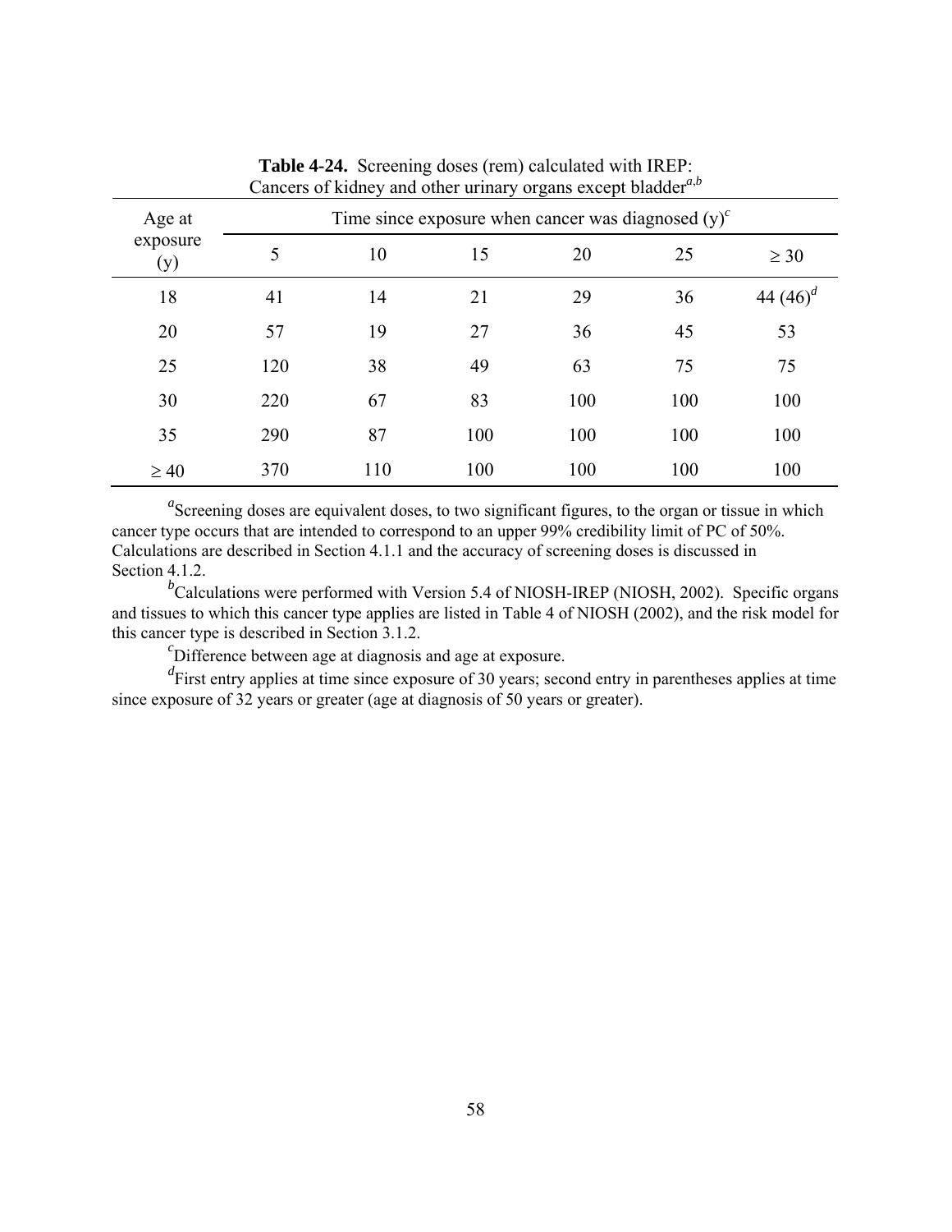**Table 4-24.** Screening doses (rem) calculated with IREP: Cancers of kidney and other urinary organs except bladder[a,b]

| Age at exposure (y) | Time since exposure when cancer was diagnosed (y)[c] | | | | | |
|---|---|---|---|---|---|---|
| | 5 | 10 | 15 | 20 | 25 | ≥ 30 |
| 18 | 41 | 14 | 21 | 29 | 36 | 44 (46)[d] |
| 20 | 57 | 19 | 27 | 36 | 45 | 53 |
| 25 | 120 | 38 | 49 | 63 | 75 | 75 |
| 30 | 220 | 67 | 83 | 100 | 100 | 100 |
| 35 | 290 | 87 | 100 | 100 | 100 | 100 |
| ≥ 40 | 370 | 110 | 100 | 100 | 100 | 100 |

[a]Screening doses are equivalent doses, to two significant figures, to the organ or tissue in which cancer type occurs that are intended to correspond to an upper 99% credibility limit of PC of 50%. Calculations are described in Section 4.1.1 and the accuracy of screening doses is discussed in Section 4.1.2.

[b]Calculations were performed with Version 5.4 of NIOSH-IREP (NIOSH, 2002). Specific organs and tissues to which this cancer type applies are listed in Table 4 of NIOSH (2002), and the risk model for this cancer type is described in Section 3.1.2.

[c]Difference between age at diagnosis and age at exposure.

[d]First entry applies at time since exposure of 30 years; second entry in parentheses applies at time since exposure of 32 years or greater (age at diagnosis of 50 years or greater).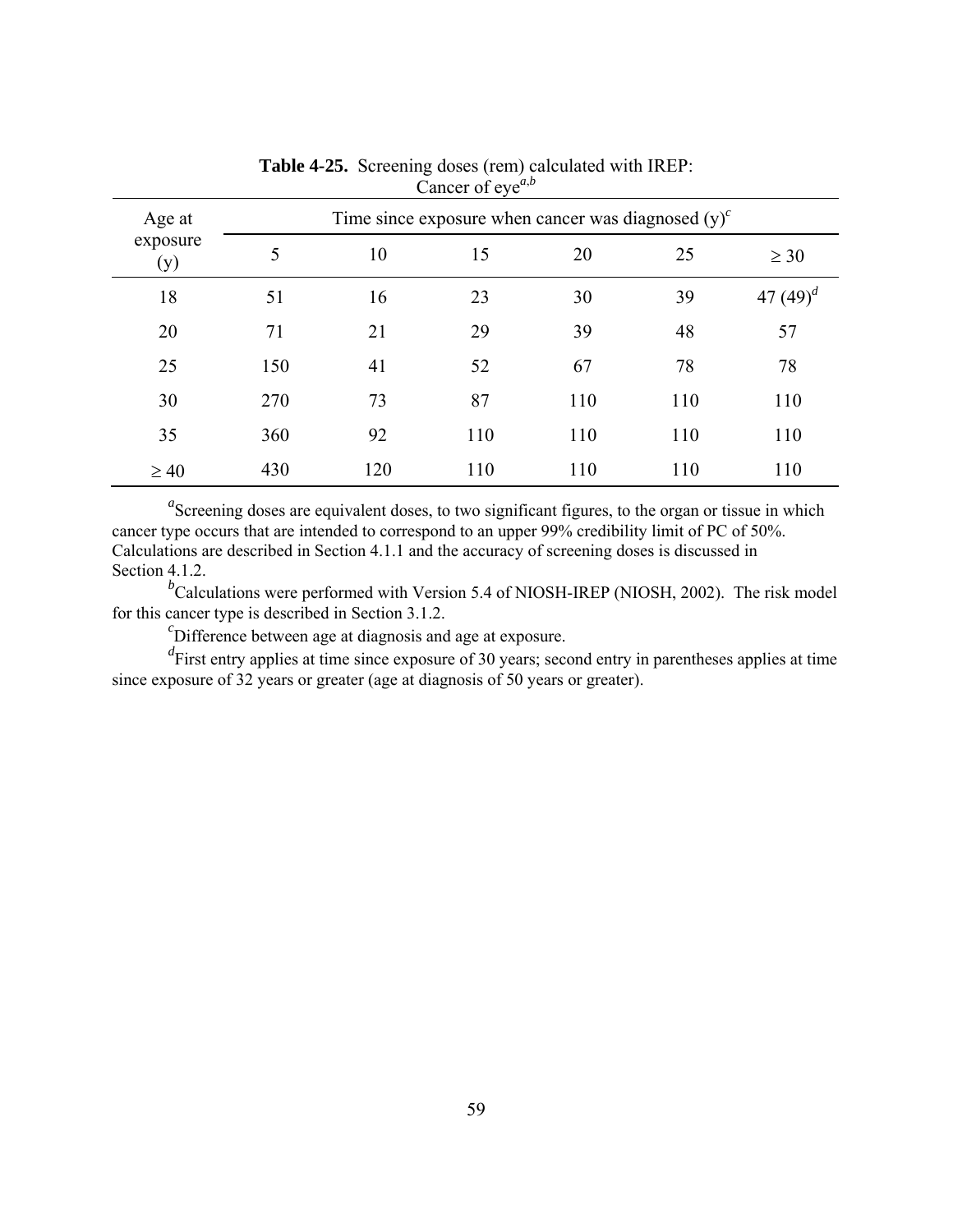**Table 4-25.** Screening doses (rem) calculated with IREP: Cancer of eye[a,b]

| Age at exposure (y) | Time since exposure when cancer was diagnosed (y)[c] | | | | | |
|---|---|---|---|---|---|---|
| | 5 | 10 | 15 | 20 | 25 | ≥ 30 |
| 18 | 51 | 16 | 23 | 30 | 39 | 47 (49)[d] |
| 20 | 71 | 21 | 29 | 39 | 48 | 57 |
| 25 | 150 | 41 | 52 | 67 | 78 | 78 |
| 30 | 270 | 73 | 87 | 110 | 110 | 110 |
| 35 | 360 | 92 | 110 | 110 | 110 | 110 |
| ≥ 40 | 430 | 120 | 110 | 110 | 110 | 110 |

[a]Screening doses are equivalent doses, to two significant figures, to the organ or tissue in which cancer type occurs that are intended to correspond to an upper 99% credibility limit of PC of 50%. Calculations are described in Section 4.1.1 and the accuracy of screening doses is discussed in Section 4.1.2.

[b]Calculations were performed with Version 5.4 of NIOSH-IREP (NIOSH, 2002). The risk model for this cancer type is described in Section 3.1.2.

[c]Difference between age at diagnosis and age at exposure.

[d]First entry applies at time since exposure of 30 years; second entry in parentheses applies at time since exposure of 32 years or greater (age at diagnosis of 50 years or greater).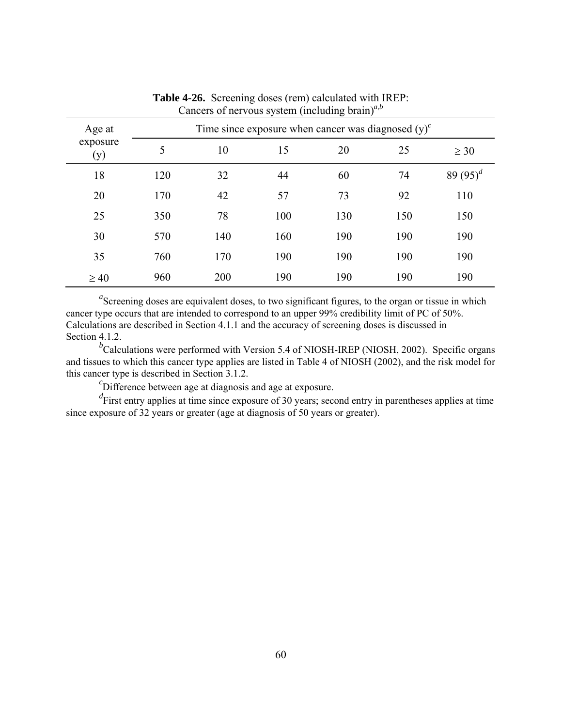**Table 4-26.** Screening doses (rem) calculated with IREP: Cancers of nervous system (including brain)[a,b]

| Age at exposure (y) | Time since exposure when cancer was diagnosed (y)[c] | | | | | |
|---|---|---|---|---|---|---|
| | 5 | 10 | 15 | 20 | 25 | ≥ 30 |
| 18 | 120 | 32 | 44 | 60 | 74 | 89 (95)[d] |
| 20 | 170 | 42 | 57 | 73 | 92 | 110 |
| 25 | 350 | 78 | 100 | 130 | 150 | 150 |
| 30 | 570 | 140 | 160 | 190 | 190 | 190 |
| 35 | 760 | 170 | 190 | 190 | 190 | 190 |
| ≥ 40 | 960 | 200 | 190 | 190 | 190 | 190 |

[a]Screening doses are equivalent doses, to two significant figures, to the organ or tissue in which cancer type occurs that are intended to correspond to an upper 99% credibility limit of PC of 50%. Calculations are described in Section 4.1.1 and the accuracy of screening doses is discussed in Section 4.1.2.

[b]Calculations were performed with Version 5.4 of NIOSH-IREP (NIOSH, 2002). Specific organs and tissues to which this cancer type applies are listed in Table 4 of NIOSH (2002), and the risk model for this cancer type is described in Section 3.1.2.

[c]Difference between age at diagnosis and age at exposure.

[d]First entry applies at time since exposure of 30 years; second entry in parentheses applies at time since exposure of 32 years or greater (age at diagnosis of 50 years or greater).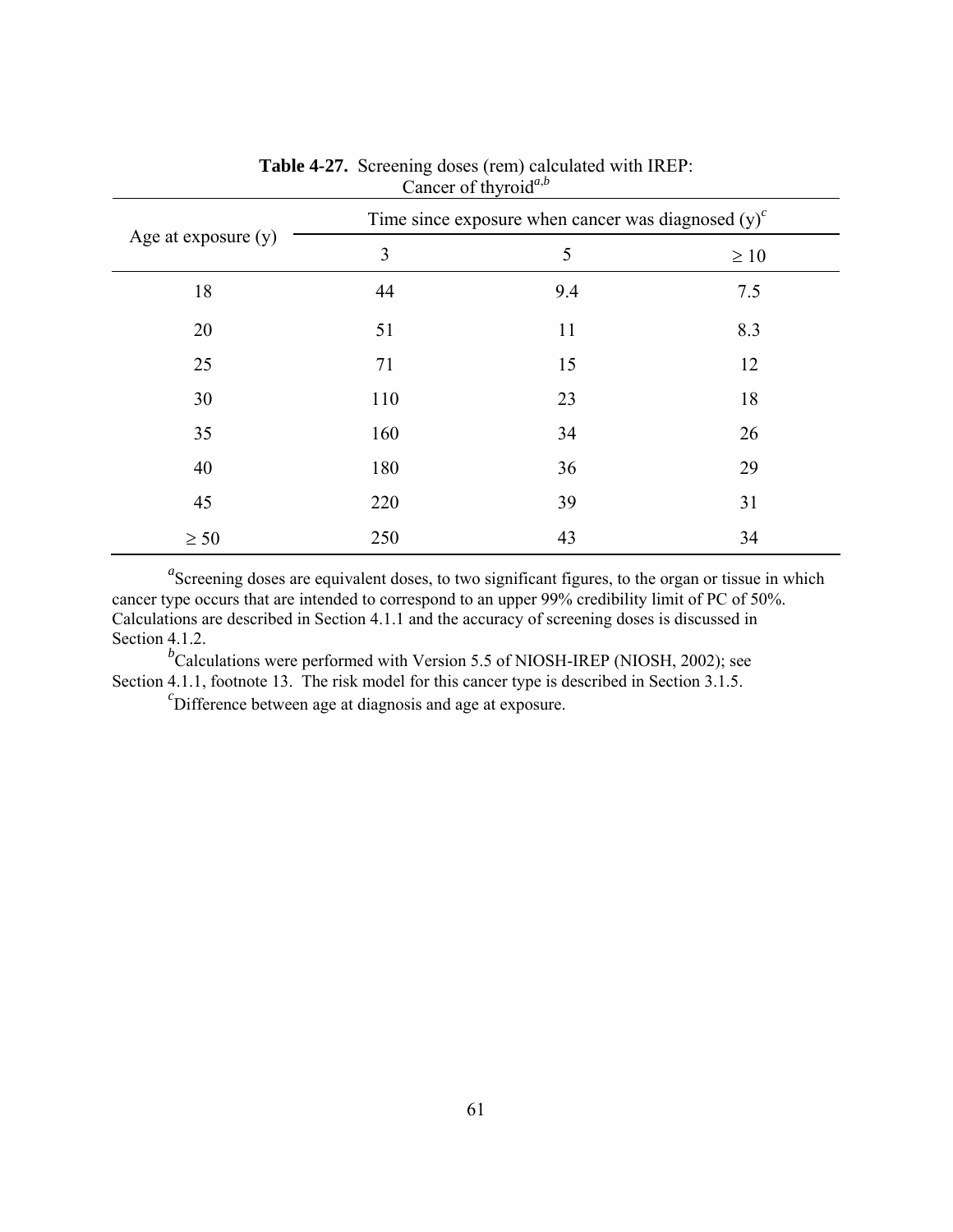**Table 4-27.** Screening doses (rem) calculated with IREP: Cancer of thyroid[a,b]

| Age at exposure (y) | Time since exposure when cancer was diagnosed (y)[c] | | |
|---|---|---|---|
| | 3 | 5 | ≥ 10 |
| 18 | 44 | 9.4 | 7.5 |
| 20 | 51 | 11 | 8.3 |
| 25 | 71 | 15 | 12 |
| 30 | 110 | 23 | 18 |
| 35 | 160 | 34 | 26 |
| 40 | 180 | 36 | 29 |
| 45 | 220 | 39 | 31 |
| ≥ 50 | 250 | 43 | 34 |

[a]Screening doses are equivalent doses, to two significant figures, to the organ or tissue in which cancer type occurs that are intended to correspond to an upper 99% credibility limit of PC of 50%. Calculations are described in Section 4.1.1 and the accuracy of screening doses is discussed in Section 4.1.2.

[b]Calculations were performed with Version 5.5 of NIOSH-IREP (NIOSH, 2002); see Section 4.1.1, footnote 13. The risk model for this cancer type is described in Section 3.1.5.

[c]Difference between age at diagnosis and age at exposure.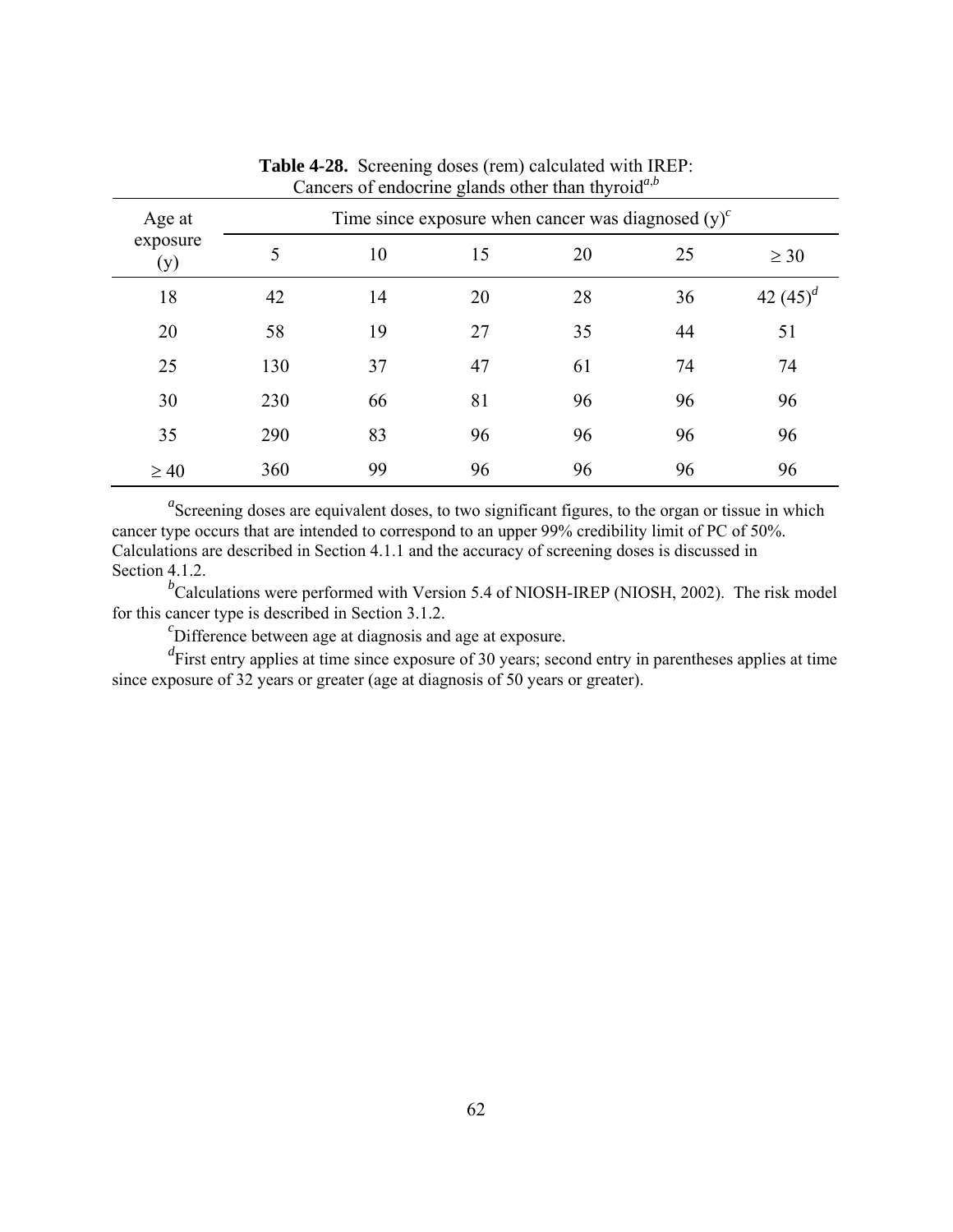**Table 4-28.** Screening doses (rem) calculated with IREP: Cancers of endocrine glands other than thyroid[a,b]

| Age at exposure (y) | Time since exposure when cancer was diagnosed (y)[c] | | | | | |
|---|---|---|---|---|---|---|
| | 5 | 10 | 15 | 20 | 25 | ≥ 30 |
| 18 | 42 | 14 | 20 | 28 | 36 | 42 (45)[d] |
| 20 | 58 | 19 | 27 | 35 | 44 | 51 |
| 25 | 130 | 37 | 47 | 61 | 74 | 74 |
| 30 | 230 | 66 | 81 | 96 | 96 | 96 |
| 35 | 290 | 83 | 96 | 96 | 96 | 96 |
| ≥ 40 | 360 | 99 | 96 | 96 | 96 | 96 |

[a]Screening doses are equivalent doses, to two significant figures, to the organ or tissue in which cancer type occurs that are intended to correspond to an upper 99% credibility limit of PC of 50%. Calculations are described in Section 4.1.1 and the accuracy of screening doses is discussed in Section 4.1.2.

[b]Calculations were performed with Version 5.4 of NIOSH-IREP (NIOSH, 2002). The risk model for this cancer type is described in Section 3.1.2.

[c]Difference between age at diagnosis and age at exposure.

[d]First entry applies at time since exposure of 30 years; second entry in parentheses applies at time since exposure of 32 years or greater (age at diagnosis of 50 years or greater).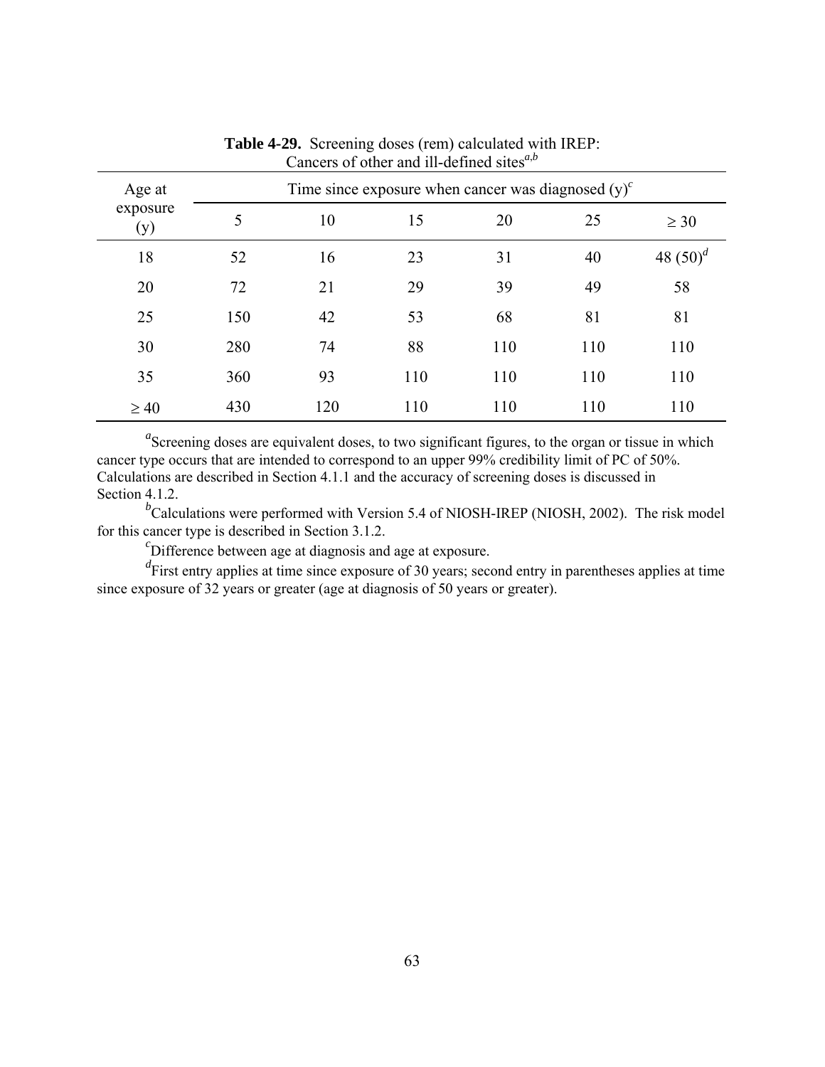**Table 4-29.** Screening doses (rem) calculated with IREP: Cancers of other and ill-defined sites[a,b]

| Age at exposure (y) | Time since exposure when cancer was diagnosed (y)[c] | | | | | |
|---|---|---|---|---|---|---|
| | 5 | 10 | 15 | 20 | 25 | ≥ 30 |
| 18 | 52 | 16 | 23 | 31 | 40 | 48 (50)[d] |
| 20 | 72 | 21 | 29 | 39 | 49 | 58 |
| 25 | 150 | 42 | 53 | 68 | 81 | 81 |
| 30 | 280 | 74 | 88 | 110 | 110 | 110 |
| 35 | 360 | 93 | 110 | 110 | 110 | 110 |
| ≥ 40 | 430 | 120 | 110 | 110 | 110 | 110 |

[a]Screening doses are equivalent doses, to two significant figures, to the organ or tissue in which cancer type occurs that are intended to correspond to an upper 99% credibility limit of PC of 50%. Calculations are described in Section 4.1.1 and the accuracy of screening doses is discussed in Section 4.1.2.

[b]Calculations were performed with Version 5.4 of NIOSH-IREP (NIOSH, 2002). The risk model for this cancer type is described in Section 3.1.2.

[c]Difference between age at diagnosis and age at exposure.

[d]First entry applies at time since exposure of 30 years; second entry in parentheses applies at time since exposure of 32 years or greater (age at diagnosis of 50 years or greater).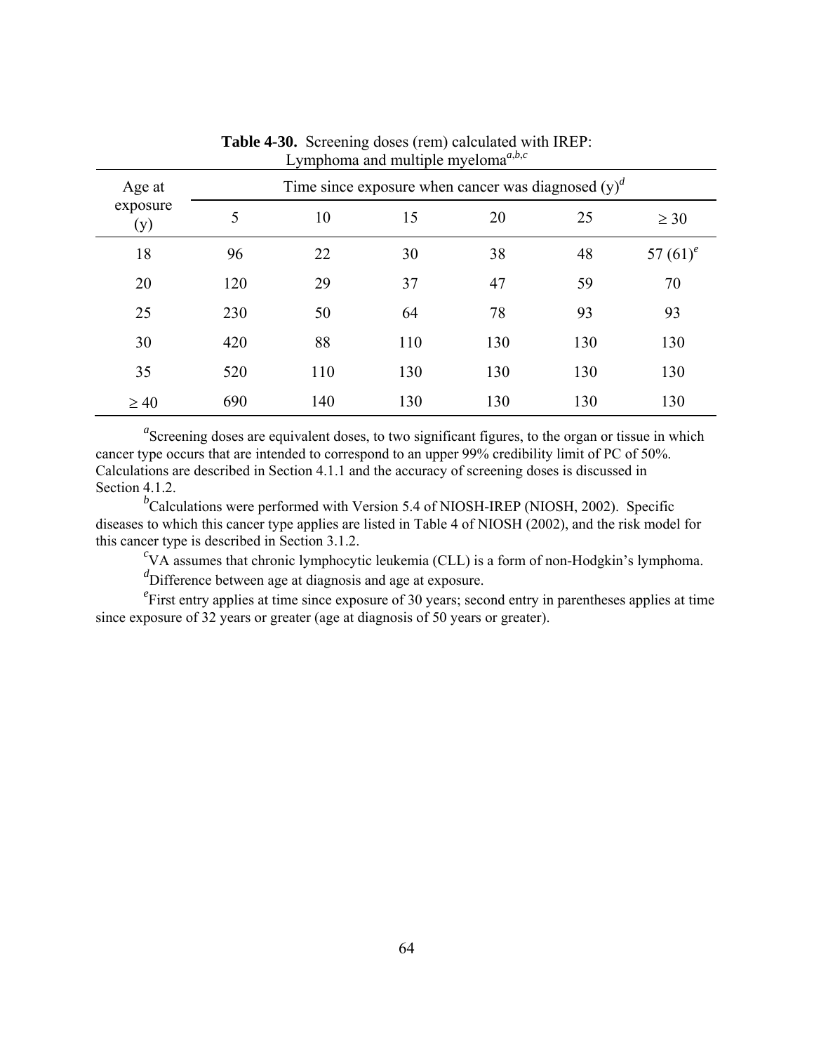**Table 4-30.** Screening doses (rem) calculated with IREP: Lymphoma and multiple myeloma[a,b,c]

| Age at exposure (y) | Time since exposure when cancer was diagnosed (y)[d] | | | | | |
|---|---|---|---|---|---|---|
| | 5 | 10 | 15 | 20 | 25 | ≥ 30 |
| 18 | 96 | 22 | 30 | 38 | 48 | 57 (61)[e] |
| 20 | 120 | 29 | 37 | 47 | 59 | 70 |
| 25 | 230 | 50 | 64 | 78 | 93 | 93 |
| 30 | 420 | 88 | 110 | 130 | 130 | 130 |
| 35 | 520 | 110 | 130 | 130 | 130 | 130 |
| ≥ 40 | 690 | 140 | 130 | 130 | 130 | 130 |

[a]Screening doses are equivalent doses, to two significant figures, to the organ or tissue in which cancer type occurs that are intended to correspond to an upper 99% credibility limit of PC of 50%. Calculations are described in Section 4.1.1 and the accuracy of screening doses is discussed in Section 4.1.2.

[b]Calculations were performed with Version 5.4 of NIOSH-IREP (NIOSH, 2002). Specific diseases to which this cancer type applies are listed in Table 4 of NIOSH (2002), and the risk model for this cancer type is described in Section 3.1.2.

[c]VA assumes that chronic lymphocytic leukemia (CLL) is a form of non-Hodgkin's lymphoma.

[d]Difference between age at diagnosis and age at exposure.

[e]First entry applies at time since exposure of 30 years; second entry in parentheses applies at time since exposure of 32 years or greater (age at diagnosis of 50 years or greater).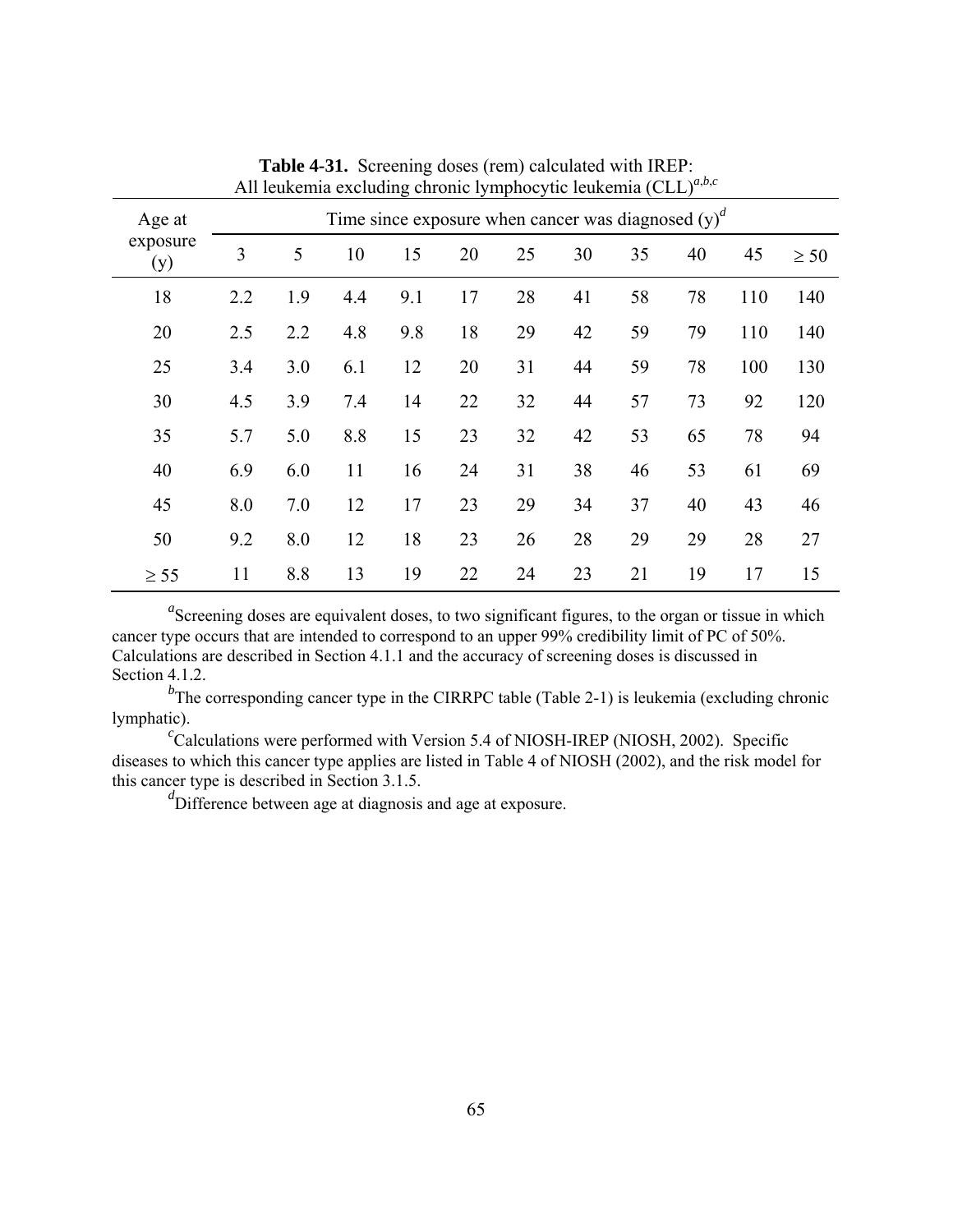**Table 4-31.** Screening doses (rem) calculated with IREP: All leukemia excluding chronic lymphocytic leukemia (CLL)[a,b,c]

| Age at exposure (y) | Time since exposure when cancer was diagnosed (y)[d] | | | | | | | | | | |
|---|---|---|---|---|---|---|---|---|---|---|---|
| | 3 | 5 | 10 | 15 | 20 | 25 | 30 | 35 | 40 | 45 | ≥ 50 |
| 18 | 2.2 | 1.9 | 4.4 | 9.1 | 17 | 28 | 41 | 58 | 78 | 110 | 140 |
| 20 | 2.5 | 2.2 | 4.8 | 9.8 | 18 | 29 | 42 | 59 | 79 | 110 | 140 |
| 25 | 3.4 | 3.0 | 6.1 | 12 | 20 | 31 | 44 | 59 | 78 | 100 | 130 |
| 30 | 4.5 | 3.9 | 7.4 | 14 | 22 | 32 | 44 | 57 | 73 | 92 | 120 |
| 35 | 5.7 | 5.0 | 8.8 | 15 | 23 | 32 | 42 | 53 | 65 | 78 | 94 |
| 40 | 6.9 | 6.0 | 11 | 16 | 24 | 31 | 38 | 46 | 53 | 61 | 69 |
| 45 | 8.0 | 7.0 | 12 | 17 | 23 | 29 | 34 | 37 | 40 | 43 | 46 |
| 50 | 9.2 | 8.0 | 12 | 18 | 23 | 26 | 28 | 29 | 29 | 28 | 27 |
| ≥ 55 | 11 | 8.8 | 13 | 19 | 22 | 24 | 23 | 21 | 19 | 17 | 15 |

[a]Screening doses are equivalent doses, to two significant figures, to the organ or tissue in which cancer type occurs that are intended to correspond to an upper 99% credibility limit of PC of 50%. Calculations are described in Section 4.1.1 and the accuracy of screening doses is discussed in Section 4.1.2.

[b]The corresponding cancer type in the CIRRPC table (Table 2-1) is leukemia (excluding chronic lymphatic).

[c]Calculations were performed with Version 5.4 of NIOSH-IREP (NIOSH, 2002). Specific diseases to which this cancer type applies are listed in Table 4 of NIOSH (2002), and the risk model for this cancer type is described in Section 3.1.5.

[d]Difference between age at diagnosis and age at exposure.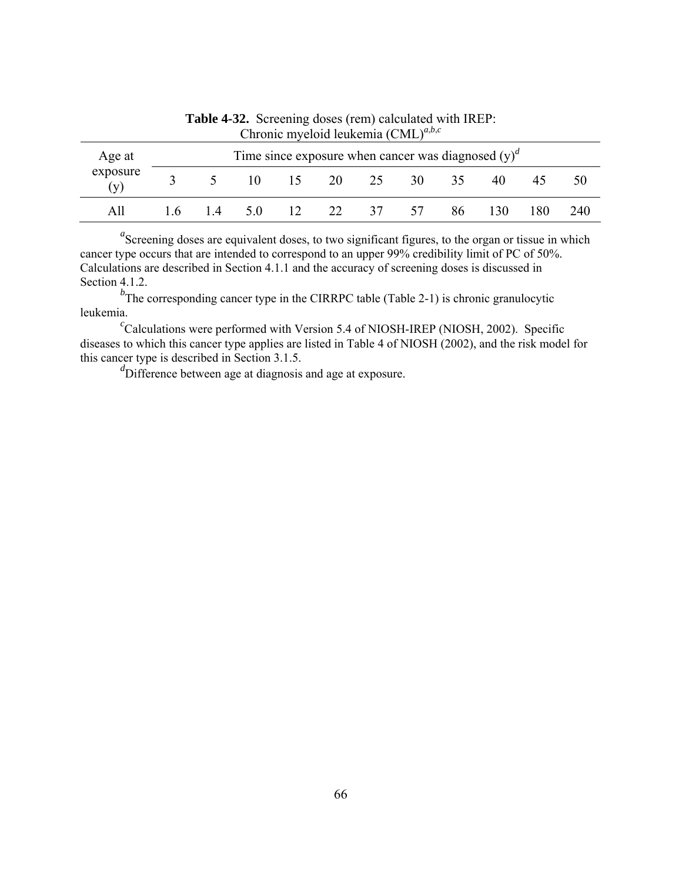**Table 4-32.** Screening doses (rem) calculated with IREP: Chronic myeloid leukemia (CML)[a,b,c]

| Age at exposure (y) | Time since exposure when cancer was diagnosed (y)[d] | | | | | | | | | | |
|---|---|---|---|---|---|---|---|---|---|---|---|
| | 3 | 5 | 10 | 15 | 20 | 25 | 30 | 35 | 40 | 45 | 50 |
| All | 1.6 | 1.4 | 5.0 | 12 | 22 | 37 | 57 | 86 | 130 | 180 | 240 |

[a]Screening doses are equivalent doses, to two significant figures, to the organ or tissue in which cancer type occurs that are intended to correspond to an upper 99% credibility limit of PC of 50%. Calculations are described in Section 4.1.1 and the accuracy of screening doses is discussed in Section 4.1.2.

[b]The corresponding cancer type in the CIRRPC table (Table 2-1) is chronic granulocytic leukemia.

[c]Calculations were performed with Version 5.4 of NIOSH-IREP (NIOSH, 2002). Specific diseases to which this cancer type applies are listed in Table 4 of NIOSH (2002), and the risk model for this cancer type is described in Section 3.1.5.

[d]Difference between age at diagnosis and age at exposure.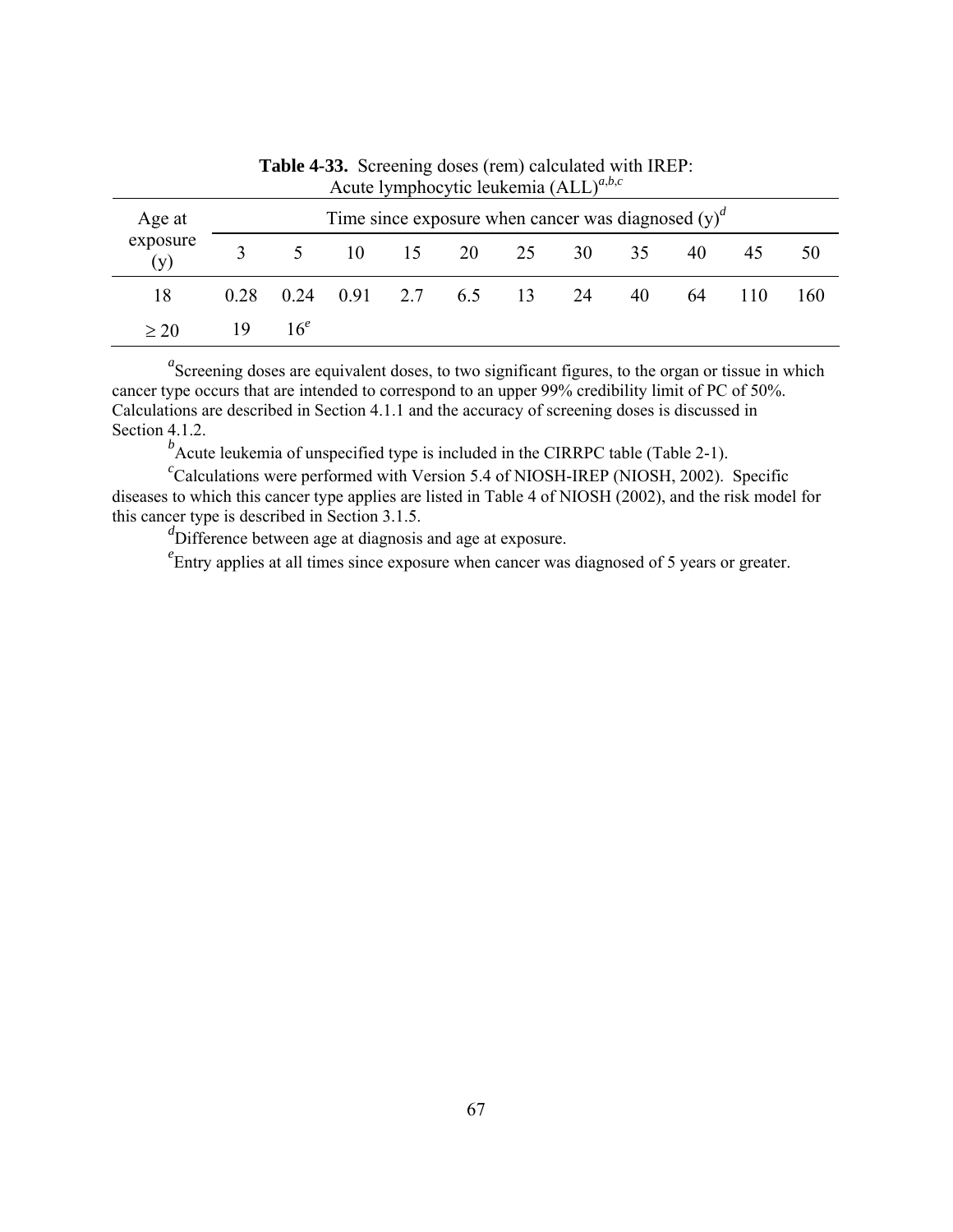**Table 4-33.** Screening doses (rem) calculated with IREP: Acute lymphocytic leukemia (ALL)[a,b,c]

| Age at exposure (y) | Time since exposure when cancer was diagnosed (y)[d] | | | | | | | | | | |
|---|---|---|---|---|---|---|---|---|---|---|---|
| | 3 | 5 | 10 | 15 | 20 | 25 | 30 | 35 | 40 | 45 | 50 |
| 18 | 0.28 | 0.24 | 0.91 | 2.7 | 6.5 | 13 | 24 | 40 | 64 | 110 | 160 |
| ≥ 20 | 19 | 16[e] | | | | | | | | | |

[a]Screening doses are equivalent doses, to two significant figures, to the organ or tissue in which cancer type occurs that are intended to correspond to an upper 99% credibility limit of PC of 50%. Calculations are described in Section 4.1.1 and the accuracy of screening doses is discussed in Section 4.1.2.

[b]Acute leukemia of unspecified type is included in the CIRRPC table (Table 2-1).

[c]Calculations were performed with Version 5.4 of NIOSH-IREP (NIOSH, 2002). Specific diseases to which this cancer type applies are listed in Table 4 of NIOSH (2002), and the risk model for this cancer type is described in Section 3.1.5.

[d]Difference between age at diagnosis and age at exposure.

[e]Entry applies at all times since exposure when cancer was diagnosed of 5 years or greater.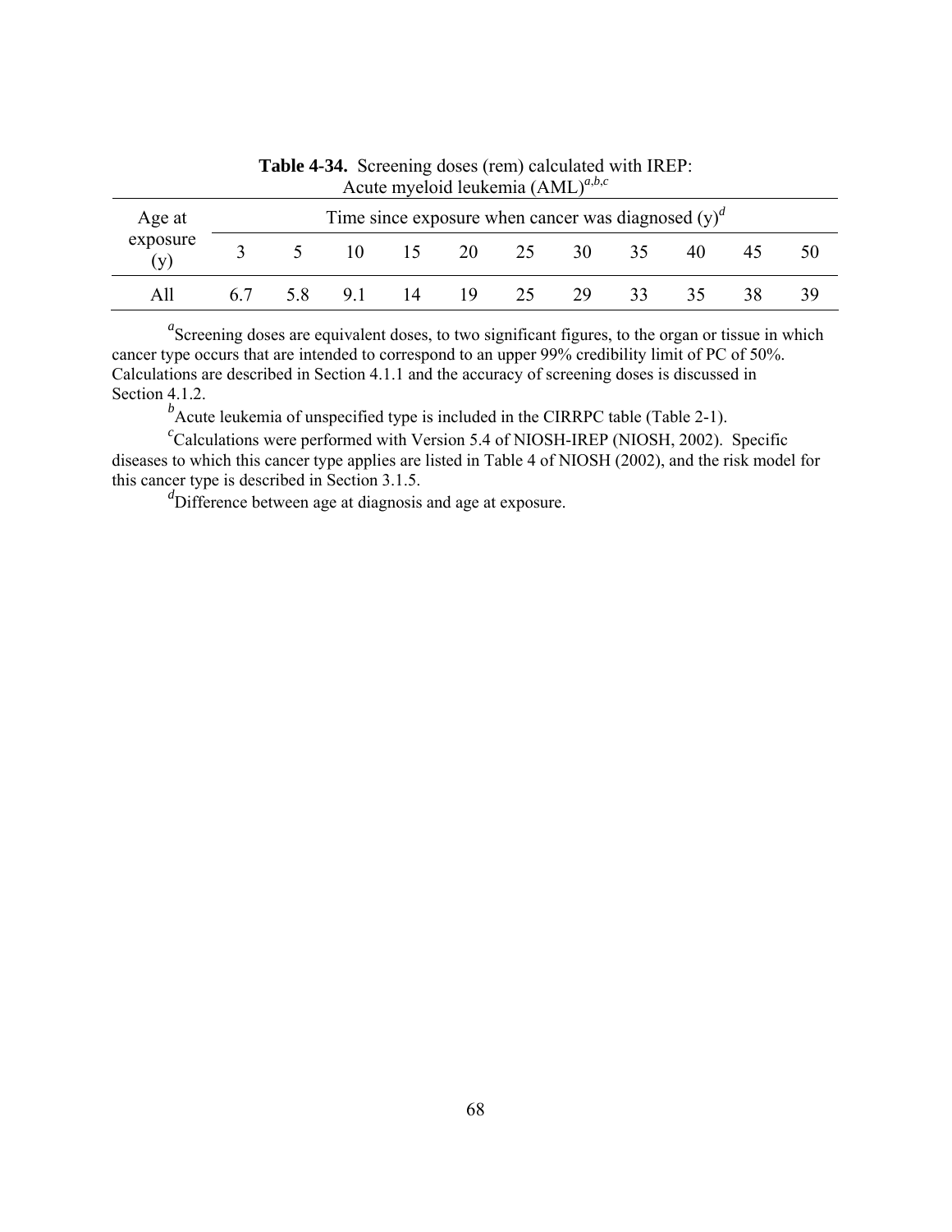**Table 4-34.** Screening doses (rem) calculated with IREP: Acute myeloid leukemia (AML)[a,b,c]

| Age at exposure (y) | Time since exposure when cancer was diagnosed (y)[d] | | | | | | | | | | |
|---|---|---|---|---|---|---|---|---|---|---|---|
| | 3 | 5 | 10 | 15 | 20 | 25 | 30 | 35 | 40 | 45 | 50 |
| All | 6.7 | 5.8 | 9.1 | 14 | 19 | 25 | 29 | 33 | 35 | 38 | 39 |

[a]Screening doses are equivalent doses, to two significant figures, to the organ or tissue in which cancer type occurs that are intended to correspond to an upper 99% credibility limit of PC of 50%. Calculations are described in Section 4.1.1 and the accuracy of screening doses is discussed in Section 4.1.2.

[b]Acute leukemia of unspecified type is included in the CIRRPC table (Table 2-1).

[c]Calculations were performed with Version 5.4 of NIOSH-IREP (NIOSH, 2002). Specific diseases to which this cancer type applies are listed in Table 4 of NIOSH (2002), and the risk model for this cancer type is described in Section 3.1.5.

[d]Difference between age at diagnosis and age at exposure.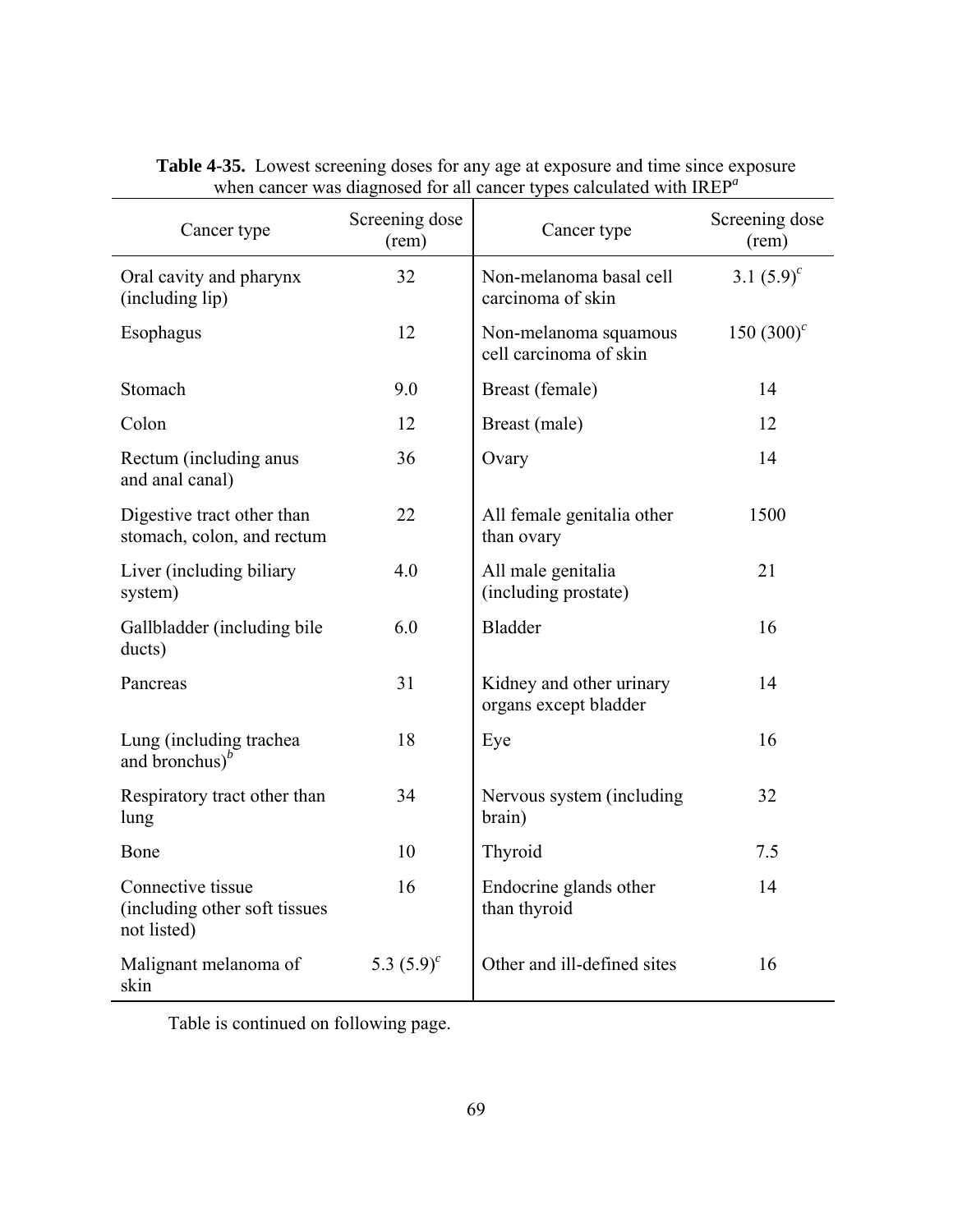**Table 4-35.** Lowest screening doses for any age at exposure and time since exposure when cancer was diagnosed for all cancer types calculated with IREP[a]

| Cancer type | Screening dose (rem) | Cancer type | Screening dose (rem) |
|---|---|---|---|
| Oral cavity and pharynx (including lip) | 32 | Non-melanoma basal cell carcinoma of skin | 3.1 (5.9)[c] |
| Esophagus | 12 | Non-melanoma squamous cell carcinoma of skin | 150 (300)[c] |
| Stomach | 9.0 | Breast (female) | 14 |
| Colon | 12 | Breast (male) | 12 |
| Rectum (including anus and anal canal) | 36 | Ovary | 14 |
| Digestive tract other than stomach, colon, and rectum | 22 | All female genitalia other than ovary | 1500 |
| Liver (including biliary system) | 4.0 | All male genitalia (including prostate) | 21 |
| Gallbladder (including bile ducts) | 6.0 | Bladder | 16 |
| Pancreas | 31 | Kidney and other urinary organs except bladder | 14 |
| Lung (including trachea and bronchus)[b] | 18 | Eye | 16 |
| Respiratory tract other than lung | 34 | Nervous system (including brain) | 32 |
| Bone | 10 | Thyroid | 7.5 |
| Connective tissue (including other soft tissues not listed) | 16 | Endocrine glands other than thyroid | 14 |
| Malignant melanoma of skin | 5.3 (5.9)[c] | Other and ill-defined sites | 16 |

Table is continued on following page.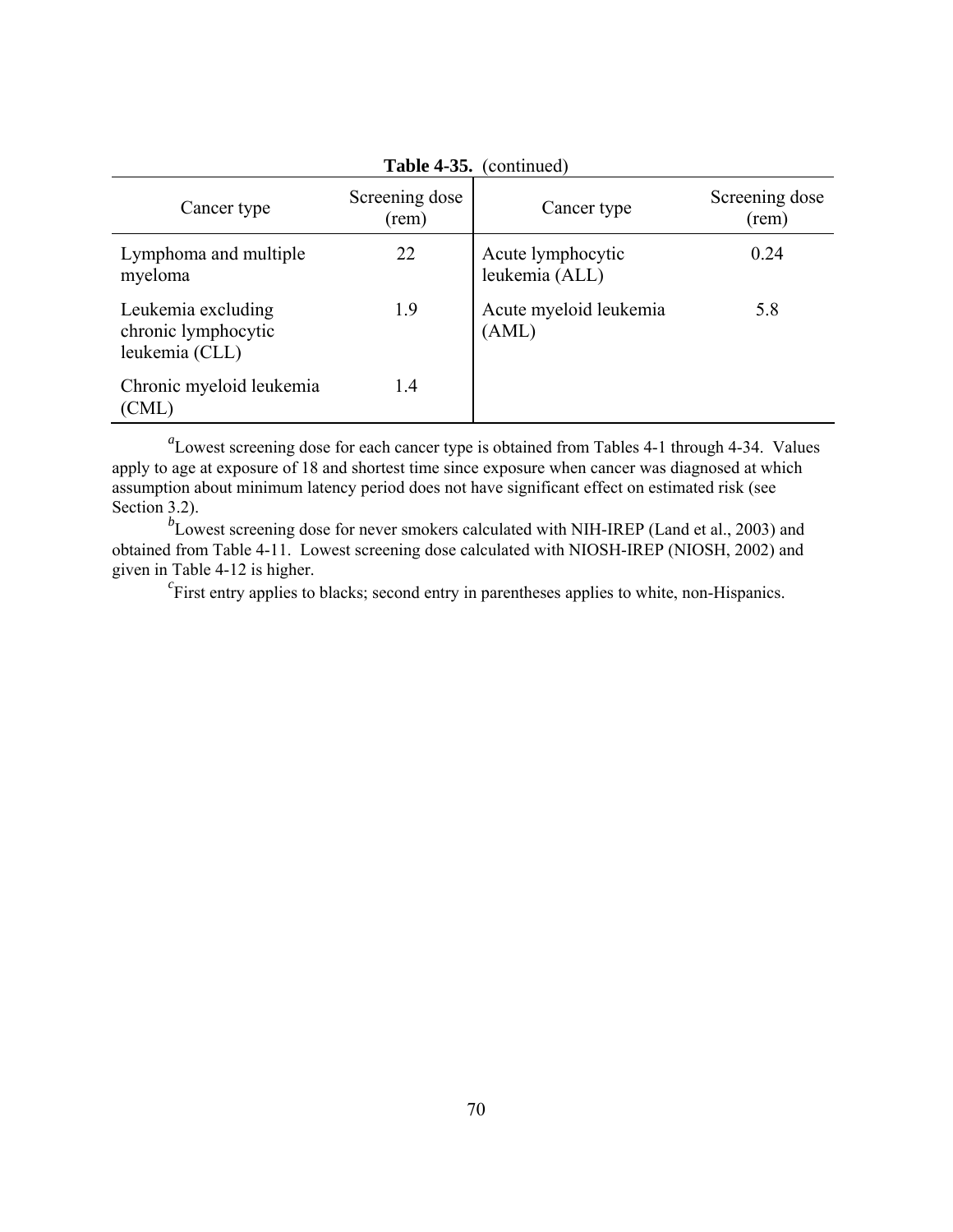**Table 4-35.** (continued)

| Cancer type | Screening dose (rem) | Cancer type | Screening dose (rem) |
|---|---|---|---|
| Lymphoma and multiple myeloma | 22 | Acute lymphocytic leukemia (ALL) | 0.24 |
| Leukemia excluding chronic lymphocytic leukemia (CLL) | 1.9 | Acute myeloid leukemia (AML) | 5.8 |
| Chronic myeloid leukemia (CML) | 1.4 | | |

[a]Lowest screening dose for each cancer type is obtained from Tables 4-1 through 4-34. Values apply to age at exposure of 18 and shortest time since exposure when cancer was diagnosed at which assumption about minimum latency period does not have significant effect on estimated risk (see Section 3.2).

[b]Lowest screening dose for never smokers calculated with NIH-IREP (Land et al., 2003) and obtained from Table 4-11. Lowest screening dose calculated with NIOSH-IREP (NIOSH, 2002) and given in Table 4-12 is higher.

[c]First entry applies to blacks; second entry in parentheses applies to white, non-Hispanics.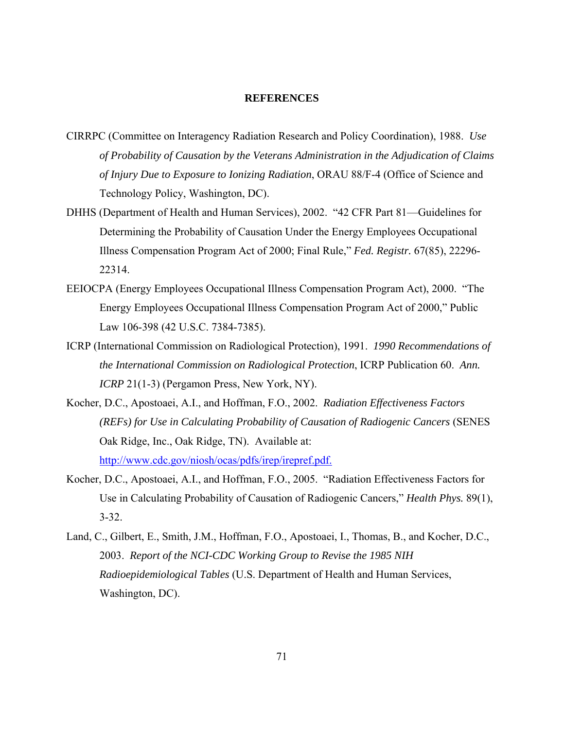# REFERENCES

CIRRPC (Committee on Interagency Radiation Research and Policy Coordination), 1988. *Use of Probability of Causation by the Veterans Administration in the Adjudication of Claims of Injury Due to Exposure to Ionizing Radiation*, ORAU 88/F-4 (Office of Science and Technology Policy, Washington, DC).

DHHS (Department of Health and Human Services), 2002. "42 CFR Part 81—Guidelines for Determining the Probability of Causation Under the Energy Employees Occupational Illness Compensation Program Act of 2000; Final Rule," *Fed. Registr.* 67(85), 22296-22314.

EEIOCPA (Energy Employees Occupational Illness Compensation Program Act), 2000. "The Energy Employees Occupational Illness Compensation Program Act of 2000," Public Law 106-398 (42 U.S.C. 7384-7385).

ICRP (International Commission on Radiological Protection), 1991. *1990 Recommendations of the International Commission on Radiological Protection*, ICRP Publication 60. *Ann. ICRP* 21(1-3) (Pergamon Press, New York, NY).

Kocher, D.C., Apostoaei, A.I., and Hoffman, F.O., 2002. *Radiation Effectiveness Factors (REFs) for Use in Calculating Probability of Causation of Radiogenic Cancers* (SENES Oak Ridge, Inc., Oak Ridge, TN). Available at: [http://www.cdc.gov/niosh/ocas/pdfs/irep/irepref.pdf.](http://www.cdc.gov/niosh/ocas/pdfs/irep/irepref.pdf)

Kocher, D.C., Apostoaei, A.I., and Hoffman, F.O., 2005. "Radiation Effectiveness Factors for Use in Calculating Probability of Causation of Radiogenic Cancers," *Health Phys.* 89(1), 3-32.

Land, C., Gilbert, E., Smith, J.M., Hoffman, F.O., Apostoaei, I., Thomas, B., and Kocher, D.C., 2003. *Report of the NCI-CDC Working Group to Revise the 1985 NIH Radioepidemiological Tables* (U.S. Department of Health and Human Services, Washington, DC).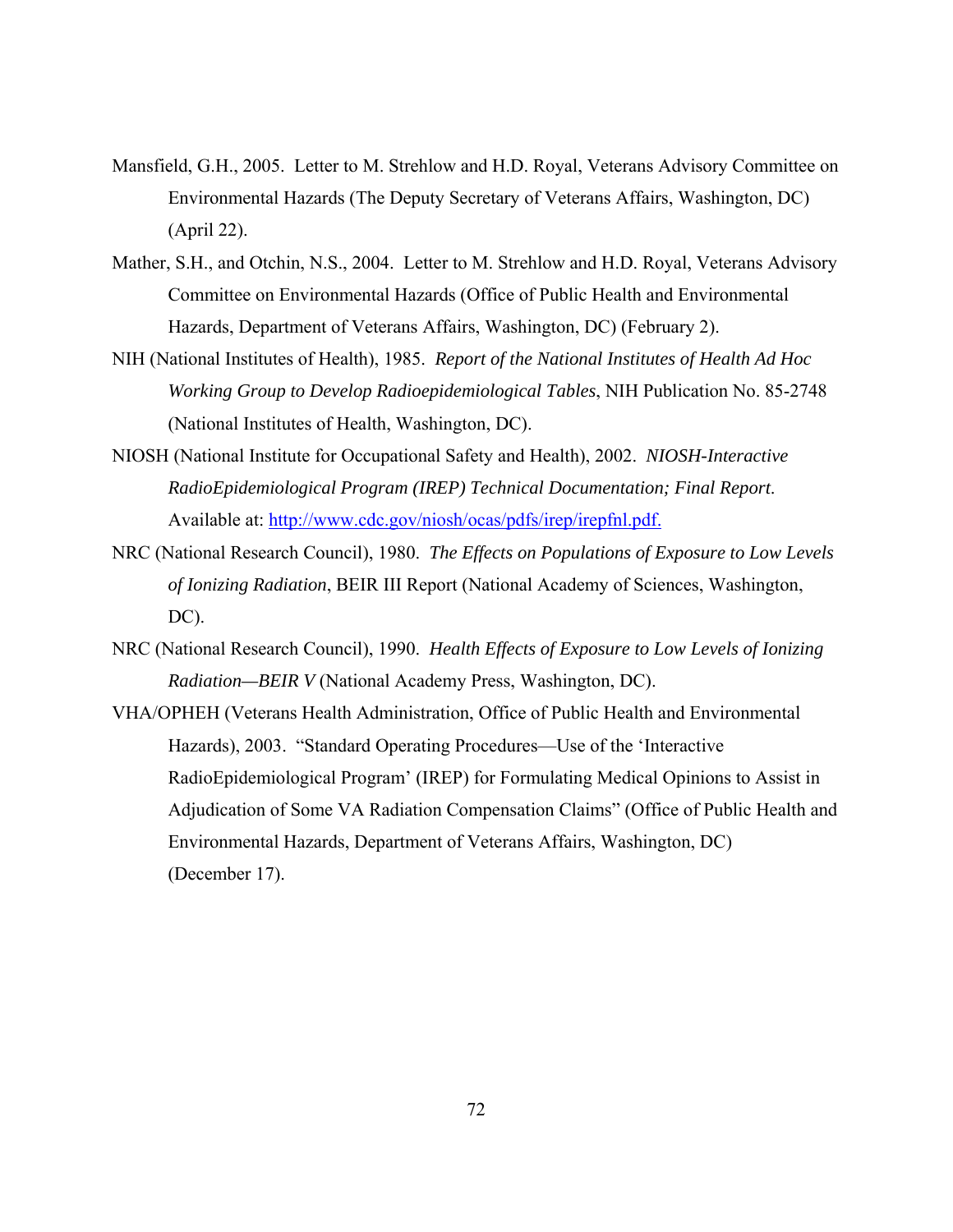Mansfield, G.H., 2005. Letter to M. Strehlow and H.D. Royal, Veterans Advisory Committee on Environmental Hazards (The Deputy Secretary of Veterans Affairs, Washington, DC) (April 22).

Mather, S.H., and Otchin, N.S., 2004. Letter to M. Strehlow and H.D. Royal, Veterans Advisory Committee on Environmental Hazards (Office of Public Health and Environmental Hazards, Department of Veterans Affairs, Washington, DC) (February 2).

NIH (National Institutes of Health), 1985. *Report of the National Institutes of Health Ad Hoc Working Group to Develop Radioepidemiological Tables*, NIH Publication No. 85-2748 (National Institutes of Health, Washington, DC).

NIOSH (National Institute for Occupational Safety and Health), 2002. *NIOSH-Interactive RadioEpidemiological Program (IREP) Technical Documentation; Final Report*. Available at: [http://www.cdc.gov/niosh/ocas/pdfs/irep/irepfnl.pdf.](http://www.cdc.gov/niosh/ocas/pdfs/irep/irepfnl.pdf)

NRC (National Research Council), 1980. *The Effects on Populations of Exposure to Low Levels of Ionizing Radiation*, BEIR III Report (National Academy of Sciences, Washington, DC).

NRC (National Research Council), 1990. *Health Effects of Exposure to Low Levels of Ionizing Radiation—BEIR V* (National Academy Press, Washington, DC).

VHA/OPHEH (Veterans Health Administration, Office of Public Health and Environmental Hazards), 2003. "Standard Operating Procedures—Use of the 'Interactive RadioEpidemiological Program' (IREP) for Formulating Medical Opinions to Assist in Adjudication of Some VA Radiation Compensation Claims" (Office of Public Health and Environmental Hazards, Department of Veterans Affairs, Washington, DC) (December 17).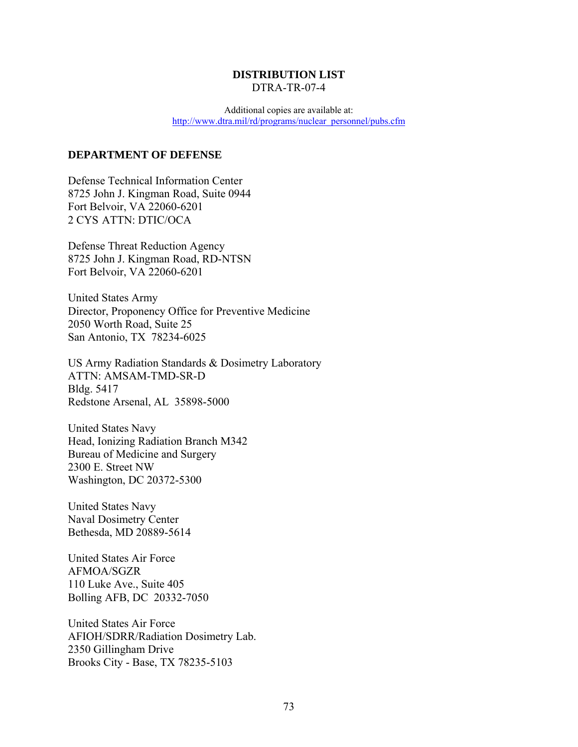**DISTRIBUTION LIST**

DTRA-TR-07-4

Additional copies are available at:
http://www.dtra.mil/rd/programs/nuclear_personnel/pubs.cfm

## DEPARTMENT OF DEFENSE

Defense Technical Information Center
8725 John J. Kingman Road, Suite 0944
Fort Belvoir, VA 22060-6201
2 CYS ATTN: DTIC/OCA

Defense Threat Reduction Agency
8725 John J. Kingman Road, RD-NTSN
Fort Belvoir, VA 22060-6201

United States Army
Director, Proponency Office for Preventive Medicine
2050 Worth Road, Suite 25
San Antonio, TX 78234-6025

US Army Radiation Standards & Dosimetry Laboratory
ATTN: AMSAM-TMD-SR-D
Bldg. 5417
Redstone Arsenal, AL 35898-5000

United States Navy
Head, Ionizing Radiation Branch M342
Bureau of Medicine and Surgery
2300 E. Street NW
Washington, DC 20372-5300

United States Navy
Naval Dosimetry Center
Bethesda, MD 20889-5614

United States Air Force
AFMOA/SGZR
110 Luke Ave., Suite 405
Bolling AFB, DC 20332-7050

United States Air Force
AFIOH/SDRR/Radiation Dosimetry Lab.
2350 Gillingham Drive
Brooks City - Base, TX 78235-5103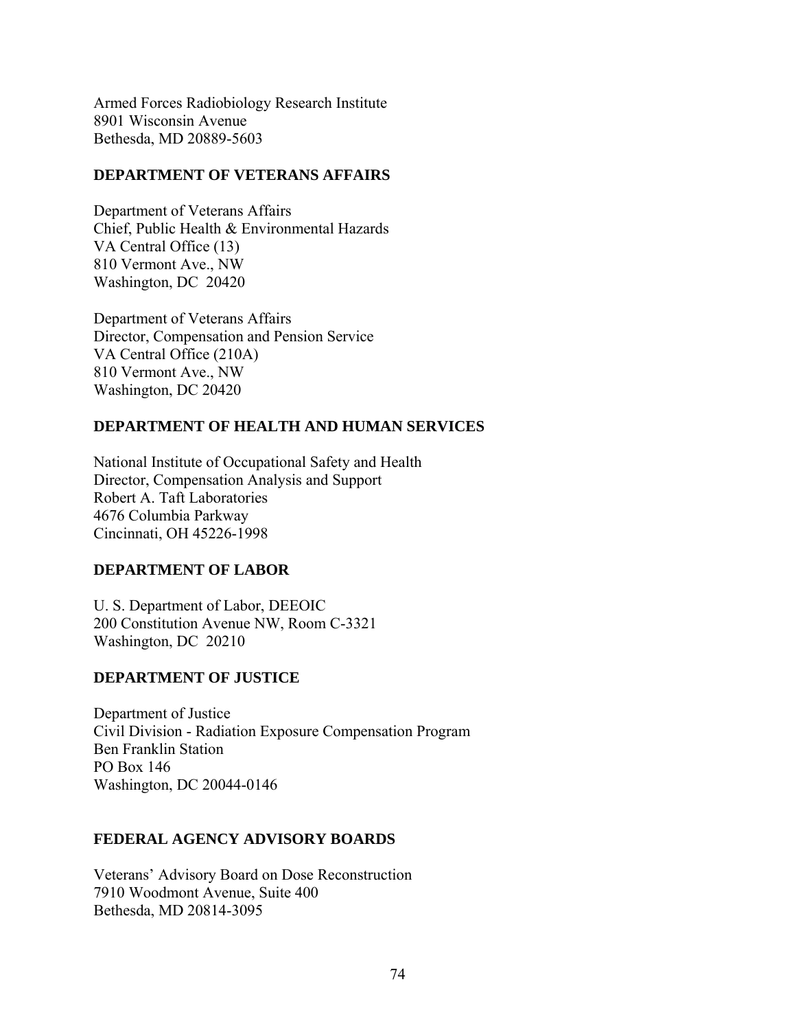Armed Forces Radiobiology Research Institute
8901 Wisconsin Avenue
Bethesda, MD 20889-5603

**DEPARTMENT OF VETERANS AFFAIRS**

Department of Veterans Affairs
Chief, Public Health & Environmental Hazards
VA Central Office (13)
810 Vermont Ave., NW
Washington, DC 20420

Department of Veterans Affairs
Director, Compensation and Pension Service
VA Central Office (210A)
810 Vermont Ave., NW
Washington, DC 20420

**DEPARTMENT OF HEALTH AND HUMAN SERVICES**

National Institute of Occupational Safety and Health
Director, Compensation Analysis and Support
Robert A. Taft Laboratories
4676 Columbia Parkway
Cincinnati, OH 45226-1998

**DEPARTMENT OF LABOR**

U. S. Department of Labor, DEEOIC
200 Constitution Avenue NW, Room C-3321
Washington, DC 20210

**DEPARTMENT OF JUSTICE**

Department of Justice
Civil Division - Radiation Exposure Compensation Program
Ben Franklin Station
PO Box 146
Washington, DC 20044-0146

**FEDERAL AGENCY ADVISORY BOARDS**

Veterans' Advisory Board on Dose Reconstruction
7910 Woodmont Avenue, Suite 400
Bethesda, MD 20814-3095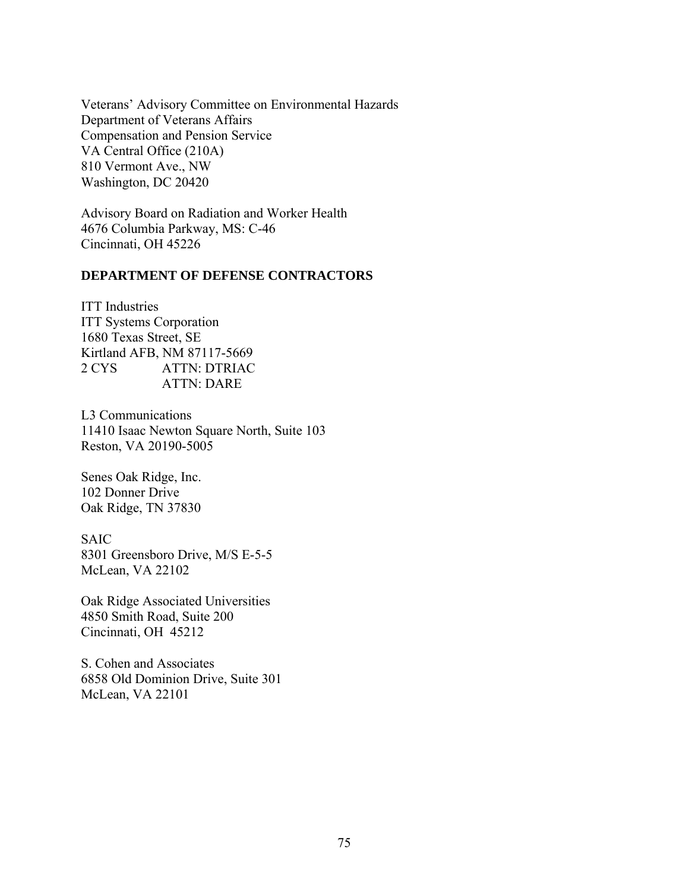Veterans' Advisory Committee on Environmental Hazards
Department of Veterans Affairs
Compensation and Pension Service
VA Central Office (210A)
810 Vermont Ave., NW
Washington, DC 20420

Advisory Board on Radiation and Worker Health
4676 Columbia Parkway, MS: C-46
Cincinnati, OH 45226

**DEPARTMENT OF DEFENSE CONTRACTORS**

ITT Industries
ITT Systems Corporation
1680 Texas Street, SE
Kirtland AFB, NM 87117-5669
2 CYS ATTN: DTRIAC
ATTN: DARE

L3 Communications
11410 Isaac Newton Square North, Suite 103
Reston, VA 20190-5005

Senes Oak Ridge, Inc.
102 Donner Drive
Oak Ridge, TN 37830

SAIC
8301 Greensboro Drive, M/S E-5-5
McLean, VA 22102

Oak Ridge Associated Universities
4850 Smith Road, Suite 200
Cincinnati, OH 45212

S. Cohen and Associates
6858 Old Dominion Drive, Suite 301
McLean, VA 22101